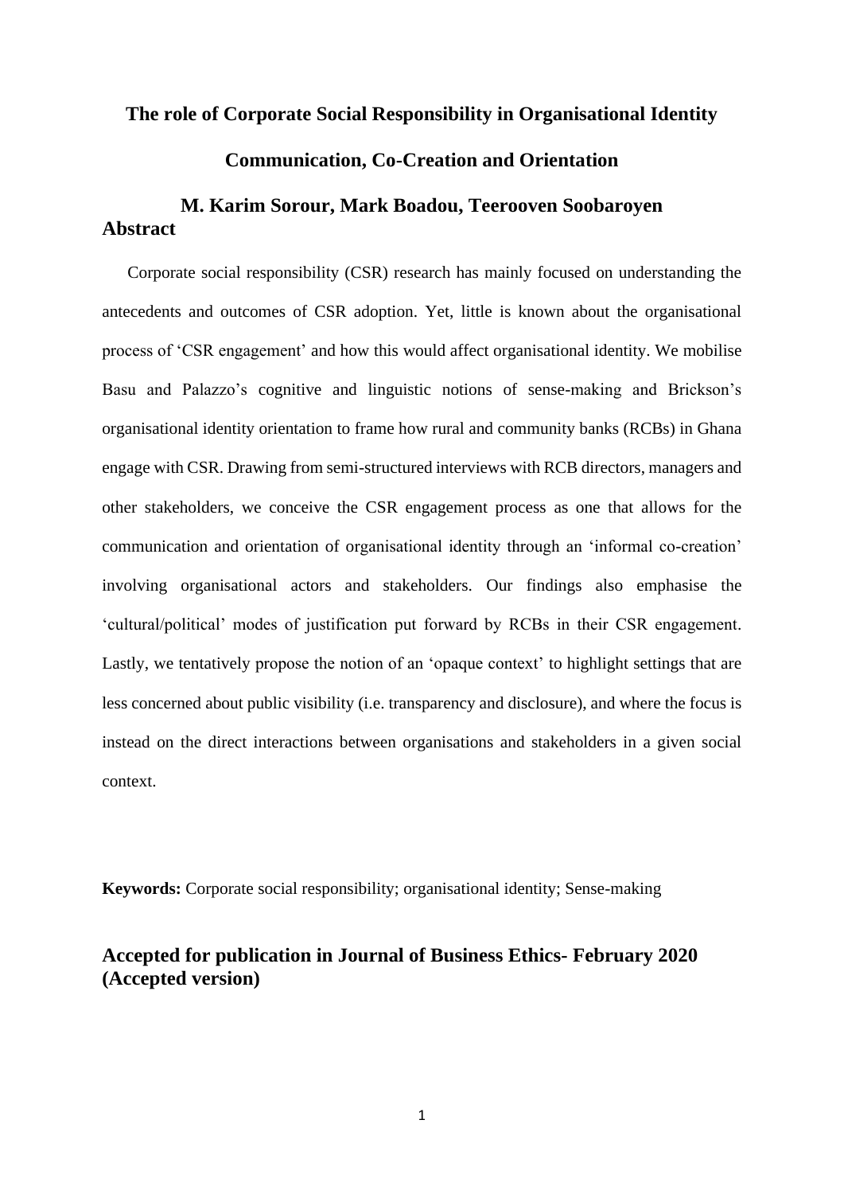# The role of Corporate Social Responsibility in Organisational Identity Communication, Co-Creation and Orientation

**M. Karim Sorour, Mark Boadou, Teerooven Soobaroyen**

## Abstract

Corporate social responsibility (CSR) research has mainly focused on understanding the antecedents and outcomes of CSR adoption. Yet, little is known about the organisational process of 'CSR engagement' and how this would affect organisational identity. We mobilise Basu and Palazzo's cognitive and linguistic notions of sense-making and Brickson's organisational identity orientation to frame how rural and community banks (RCBs) in Ghana engage with CSR. Drawing from semi-structured interviews with RCB directors, managers and other stakeholders, we conceive the CSR engagement process as one that allows for the communication and orientation of organisational identity through an 'informal co-creation' involving organisational actors and stakeholders. Our findings also emphasise the 'cultural/political' modes of justification put forward by RCBs in their CSR engagement. Lastly, we tentatively propose the notion of an 'opaque context' to highlight settings that are less concerned about public visibility (i.e. transparency and disclosure), and where the focus is instead on the direct interactions between organisations and stakeholders in a given social context.

**Keywords:** Corporate social responsibility; organisational identity; Sense-making

**Accepted for publication in Journal of Business Ethics- February 2020 (Accepted version)**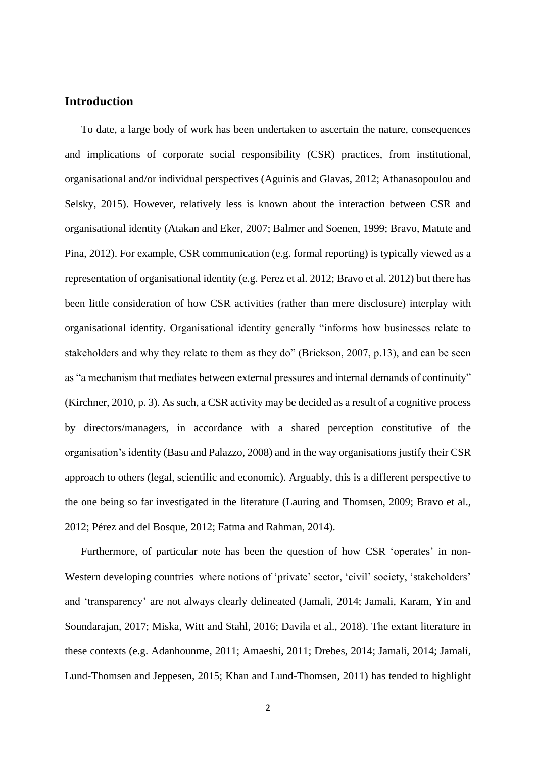## Introduction

To date, a large body of work has been undertaken to ascertain the nature, consequences and implications of corporate social responsibility (CSR) practices, from institutional, organisational and/or individual perspectives (Aguinis and Glavas, 2012; Athanasopoulou and Selsky, 2015). However, relatively less is known about the interaction between CSR and organisational identity (Atakan and Eker, 2007; Balmer and Soenen, 1999; Bravo, Matute and Pina, 2012). For example, CSR communication (e.g. formal reporting) is typically viewed as a representation of organisational identity (e.g. Perez et al. 2012; Bravo et al. 2012) but there has been little consideration of how CSR activities (rather than mere disclosure) interplay with organisational identity. Organisational identity generally "informs how businesses relate to stakeholders and why they relate to them as they do" (Brickson, 2007, p.13), and can be seen as "a mechanism that mediates between external pressures and internal demands of continuity" (Kirchner, 2010, p. 3). As such, a CSR activity may be decided as a result of a cognitive process by directors/managers, in accordance with a shared perception constitutive of the organisation's identity (Basu and Palazzo, 2008) and in the way organisations justify their CSR approach to others (legal, scientific and economic). Arguably, this is a different perspective to the one being so far investigated in the literature (Lauring and Thomsen, 2009; Bravo et al., 2012; Pérez and del Bosque, 2012; Fatma and Rahman, 2014).

Furthermore, of particular note has been the question of how CSR 'operates' in non-Western developing countries where notions of 'private' sector, 'civil' society, 'stakeholders' and 'transparency' are not always clearly delineated (Jamali, 2014; Jamali, Karam, Yin and Soundarajan, 2017; Miska, Witt and Stahl, 2016; Davila et al., 2018). The extant literature in these contexts (e.g. Adanhounme, 2011; Amaeshi, 2011; Drebes, 2014; Jamali, 2014; Jamali, Lund-Thomsen and Jeppesen, 2015; Khan and Lund-Thomsen, 2011) has tended to highlight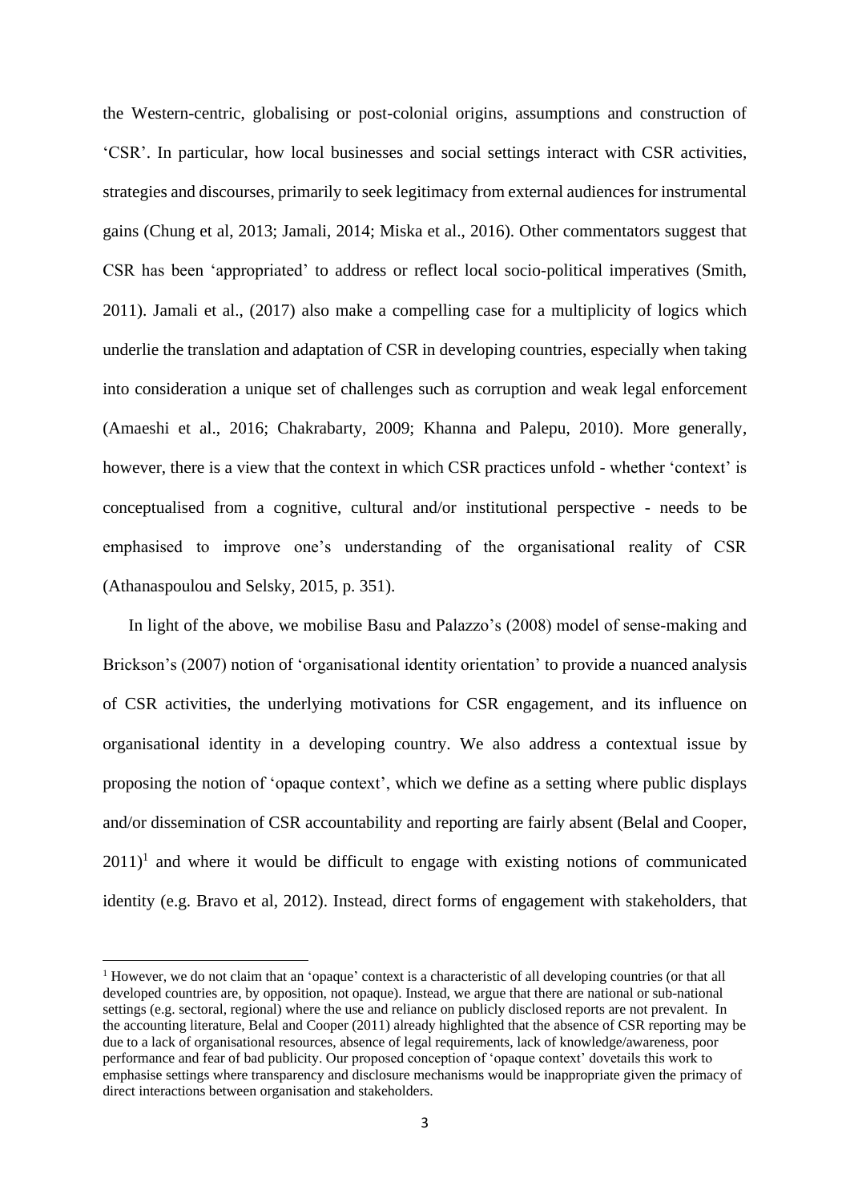the Western-centric, globalising or post-colonial origins, assumptions and construction of 'CSR'. In particular, how local businesses and social settings interact with CSR activities, strategies and discourses, primarily to seek legitimacy from external audiences for instrumental gains (Chung et al, 2013; Jamali, 2014; Miska et al., 2016). Other commentators suggest that CSR has been 'appropriated' to address or reflect local socio-political imperatives (Smith, 2011). Jamali et al., (2017) also make a compelling case for a multiplicity of logics which underlie the translation and adaptation of CSR in developing countries, especially when taking into consideration a unique set of challenges such as corruption and weak legal enforcement (Amaeshi et al., 2016; Chakrabarty, 2009; Khanna and Palepu, 2010). More generally, however, there is a view that the context in which CSR practices unfold - whether 'context' is conceptualised from a cognitive, cultural and/or institutional perspective - needs to be emphasised to improve one's understanding of the organisational reality of CSR (Athanaspoulou and Selsky, 2015, p. 351).

In light of the above, we mobilise Basu and Palazzo's (2008) model of sense-making and Brickson's (2007) notion of 'organisational identity orientation' to provide a nuanced analysis of CSR activities, the underlying motivations for CSR engagement, and its influence on organisational identity in a developing country. We also address a contextual issue by proposing the notion of 'opaque context', which we define as a setting where public displays and/or dissemination of CSR accountability and reporting are fairly absent (Belal and Cooper, 2011)[1] and where it would be difficult to engage with existing notions of communicated identity (e.g. Bravo et al, 2012). Instead, direct forms of engagement with stakeholders, that

[1] However, we do not claim that an 'opaque' context is a characteristic of all developing countries (or that all developed countries are, by opposition, not opaque). Instead, we argue that there are national or sub-national settings (e.g. sectoral, regional) where the use and reliance on publicly disclosed reports are not prevalent. In the accounting literature, Belal and Cooper (2011) already highlighted that the absence of CSR reporting may be due to a lack of organisational resources, absence of legal requirements, lack of knowledge/awareness, poor performance and fear of bad publicity. Our proposed conception of 'opaque context' dovetails this work to emphasise settings where transparency and disclosure mechanisms would be inappropriate given the primacy of direct interactions between organisation and stakeholders.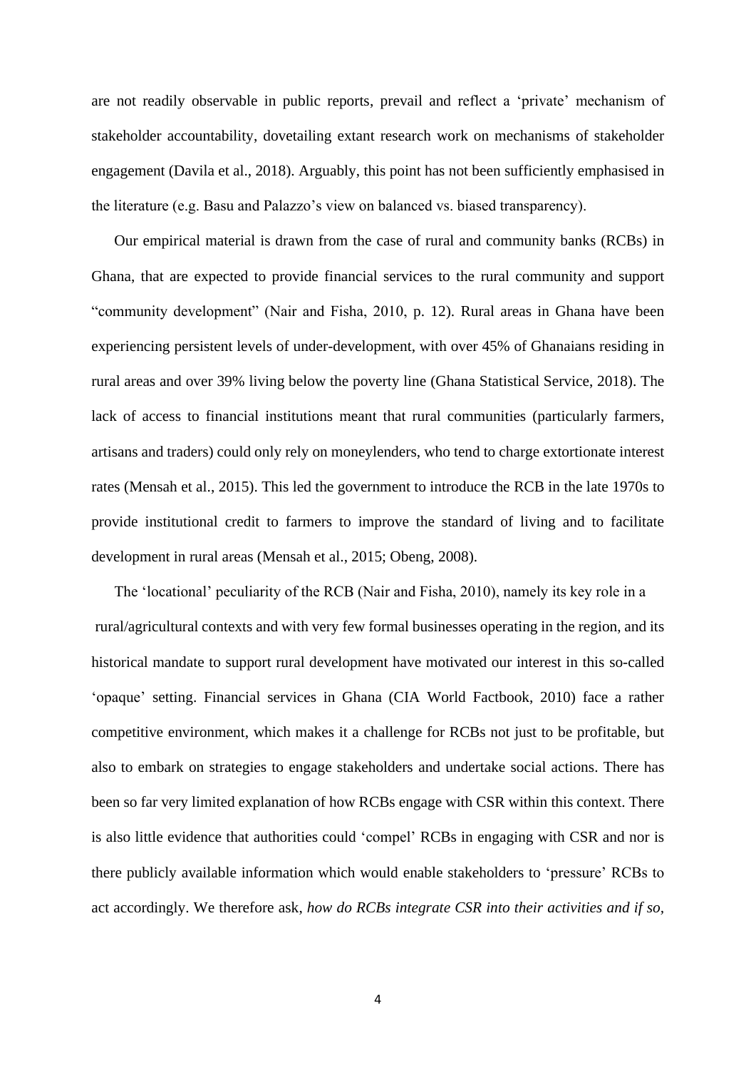are not readily observable in public reports, prevail and reflect a 'private' mechanism of stakeholder accountability, dovetailing extant research work on mechanisms of stakeholder engagement (Davila et al., 2018). Arguably, this point has not been sufficiently emphasised in the literature (e.g. Basu and Palazzo's view on balanced vs. biased transparency).

Our empirical material is drawn from the case of rural and community banks (RCBs) in Ghana, that are expected to provide financial services to the rural community and support "community development" (Nair and Fisha, 2010, p. 12). Rural areas in Ghana have been experiencing persistent levels of under-development, with over 45% of Ghanaians residing in rural areas and over 39% living below the poverty line (Ghana Statistical Service, 2018). The lack of access to financial institutions meant that rural communities (particularly farmers, artisans and traders) could only rely on moneylenders, who tend to charge extortionate interest rates (Mensah et al., 2015). This led the government to introduce the RCB in the late 1970s to provide institutional credit to farmers to improve the standard of living and to facilitate development in rural areas (Mensah et al., 2015; Obeng, 2008).

The 'locational' peculiarity of the RCB (Nair and Fisha, 2010), namely its key role in a rural/agricultural contexts and with very few formal businesses operating in the region, and its historical mandate to support rural development have motivated our interest in this so-called 'opaque' setting. Financial services in Ghana (CIA World Factbook, 2010) face a rather competitive environment, which makes it a challenge for RCBs not just to be profitable, but also to embark on strategies to engage stakeholders and undertake social actions. There has been so far very limited explanation of how RCBs engage with CSR within this context. There is also little evidence that authorities could 'compel' RCBs in engaging with CSR and nor is there publicly available information which would enable stakeholders to 'pressure' RCBs to act accordingly. We therefore ask, *how do RCBs integrate CSR into their activities and if so,*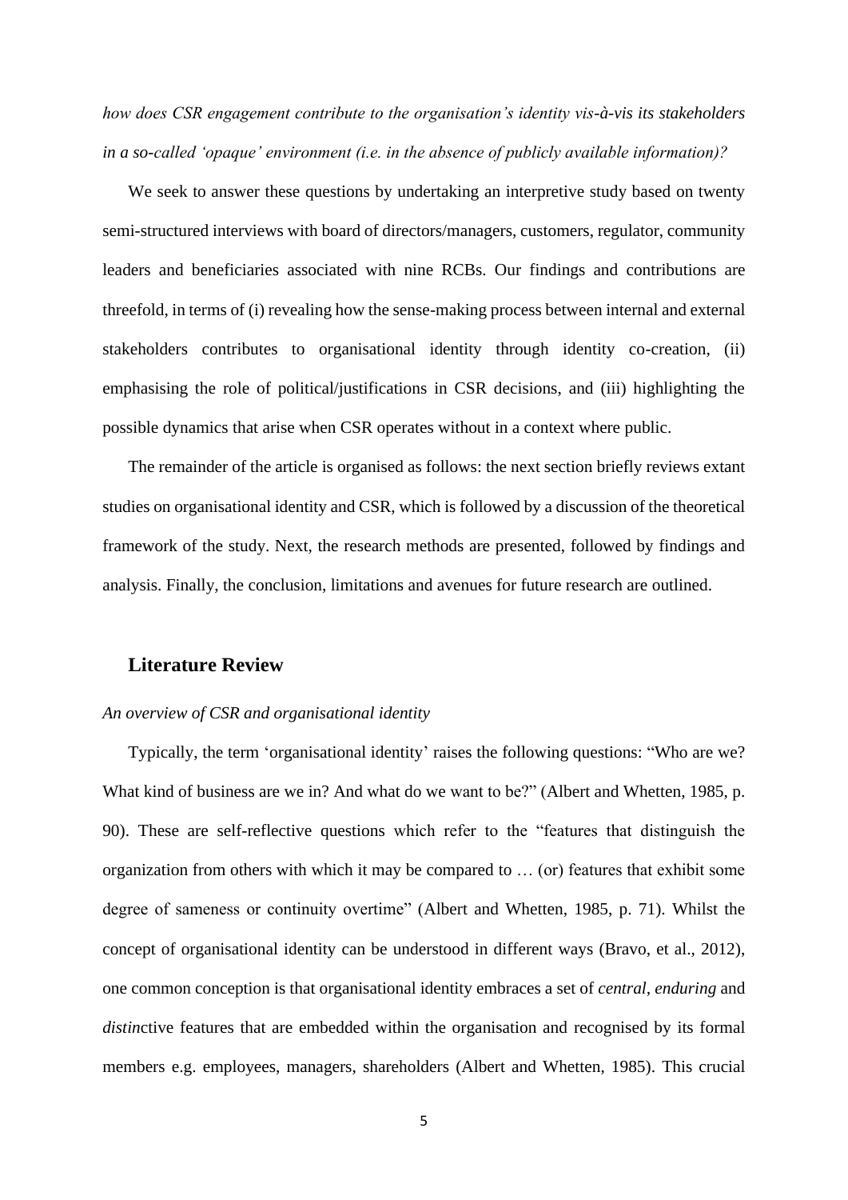*how does CSR engagement contribute to the organisation's identity vis-à-vis its stakeholders in a so-called 'opaque' environment (i.e. in the absence of publicly available information)?*

We seek to answer these questions by undertaking an interpretive study based on twenty semi-structured interviews with board of directors/managers, customers, regulator, community leaders and beneficiaries associated with nine RCBs. Our findings and contributions are threefold, in terms of (i) revealing how the sense-making process between internal and external stakeholders contributes to organisational identity through identity co-creation, (ii) emphasising the role of political/justifications in CSR decisions, and (iii) highlighting the possible dynamics that arise when CSR operates without in a context where public.

The remainder of the article is organised as follows: the next section briefly reviews extant studies on organisational identity and CSR, which is followed by a discussion of the theoretical framework of the study. Next, the research methods are presented, followed by findings and analysis. Finally, the conclusion, limitations and avenues for future research are outlined.

## Literature Review

*An overview of CSR and organisational identity*

Typically, the term 'organisational identity' raises the following questions: "Who are we? What kind of business are we in? And what do we want to be?" (Albert and Whetten, 1985, p. 90). These are self-reflective questions which refer to the "features that distinguish the organization from others with which it may be compared to … (or) features that exhibit some degree of sameness or continuity overtime" (Albert and Whetten, 1985, p. 71). Whilst the concept of organisational identity can be understood in different ways (Bravo, et al., 2012), one common conception is that organisational identity embraces a set of *central*, *enduring* and *distin*ctive features that are embedded within the organisation and recognised by its formal members e.g. employees, managers, shareholders (Albert and Whetten, 1985). This crucial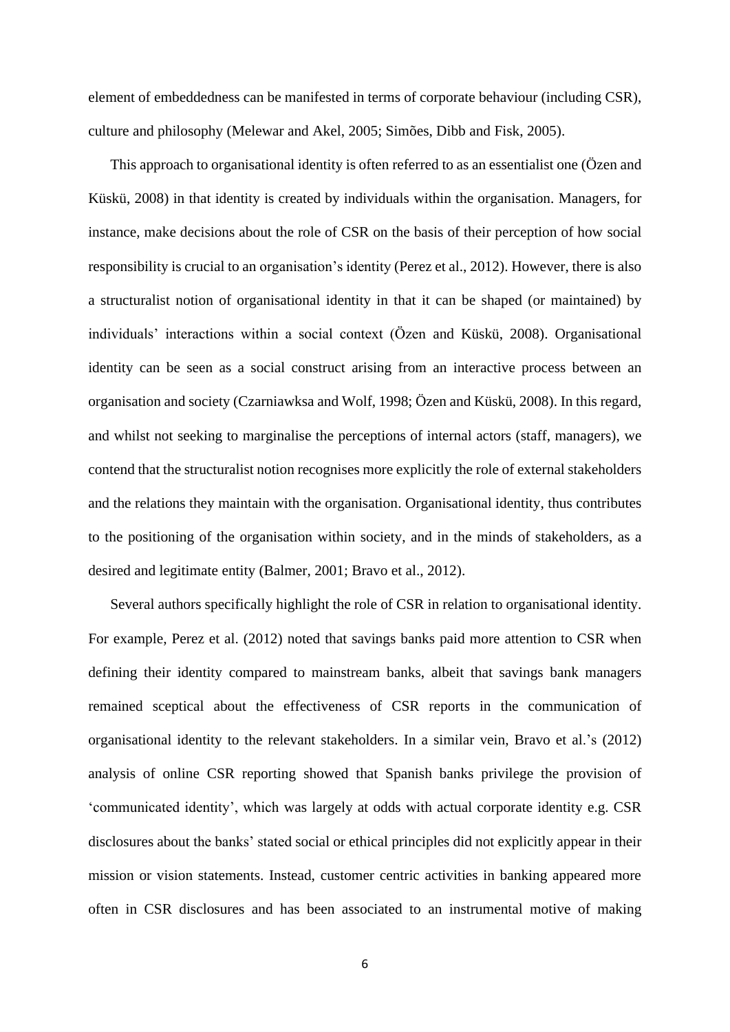element of embeddedness can be manifested in terms of corporate behaviour (including CSR), culture and philosophy (Melewar and Akel, 2005; Simões, Dibb and Fisk, 2005).

This approach to organisational identity is often referred to as an essentialist one (Özen and Küskü, 2008) in that identity is created by individuals within the organisation. Managers, for instance, make decisions about the role of CSR on the basis of their perception of how social responsibility is crucial to an organisation's identity (Perez et al., 2012). However, there is also a structuralist notion of organisational identity in that it can be shaped (or maintained) by individuals' interactions within a social context (Özen and Küskü, 2008). Organisational identity can be seen as a social construct arising from an interactive process between an organisation and society (Czarniawksa and Wolf, 1998; Özen and Küskü, 2008). In this regard, and whilst not seeking to marginalise the perceptions of internal actors (staff, managers), we contend that the structuralist notion recognises more explicitly the role of external stakeholders and the relations they maintain with the organisation. Organisational identity, thus contributes to the positioning of the organisation within society, and in the minds of stakeholders, as a desired and legitimate entity (Balmer, 2001; Bravo et al., 2012).

Several authors specifically highlight the role of CSR in relation to organisational identity. For example, Perez et al. (2012) noted that savings banks paid more attention to CSR when defining their identity compared to mainstream banks, albeit that savings bank managers remained sceptical about the effectiveness of CSR reports in the communication of organisational identity to the relevant stakeholders. In a similar vein, Bravo et al.'s (2012) analysis of online CSR reporting showed that Spanish banks privilege the provision of 'communicated identity', which was largely at odds with actual corporate identity e.g. CSR disclosures about the banks' stated social or ethical principles did not explicitly appear in their mission or vision statements. Instead, customer centric activities in banking appeared more often in CSR disclosures and has been associated to an instrumental motive of making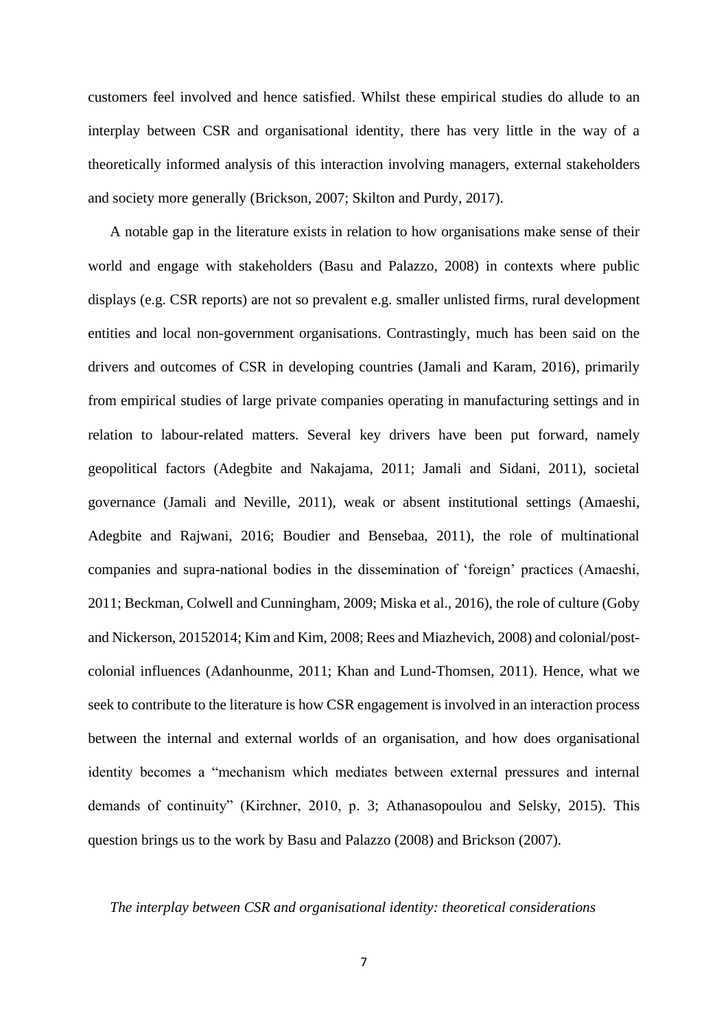customers feel involved and hence satisfied. Whilst these empirical studies do allude to an interplay between CSR and organisational identity, there has very little in the way of a theoretically informed analysis of this interaction involving managers, external stakeholders and society more generally (Brickson, 2007; Skilton and Purdy, 2017).

A notable gap in the literature exists in relation to how organisations make sense of their world and engage with stakeholders (Basu and Palazzo, 2008) in contexts where public displays (e.g. CSR reports) are not so prevalent e.g. smaller unlisted firms, rural development entities and local non-government organisations. Contrastingly, much has been said on the drivers and outcomes of CSR in developing countries (Jamali and Karam, 2016), primarily from empirical studies of large private companies operating in manufacturing settings and in relation to labour-related matters. Several key drivers have been put forward, namely geopolitical factors (Adegbite and Nakajama, 2011; Jamali and Sidani, 2011), societal governance (Jamali and Neville, 2011), weak or absent institutional settings (Amaeshi, Adegbite and Rajwani, 2016; Boudier and Bensebaa, 2011), the role of multinational companies and supra-national bodies in the dissemination of 'foreign' practices (Amaeshi, 2011; Beckman, Colwell and Cunningham, 2009; Miska et al., 2016), the role of culture (Goby and Nickerson, 20152014; Kim and Kim, 2008; Rees and Miazhevich, 2008) and colonial/post-colonial influences (Adanhounme, 2011; Khan and Lund-Thomsen, 2011). Hence, what we seek to contribute to the literature is how CSR engagement is involved in an interaction process between the internal and external worlds of an organisation, and how does organisational identity becomes a "mechanism which mediates between external pressures and internal demands of continuity" (Kirchner, 2010, p. 3; Athanasopoulou and Selsky, 2015). This question brings us to the work by Basu and Palazzo (2008) and Brickson (2007).

*The interplay between CSR and organisational identity: theoretical considerations*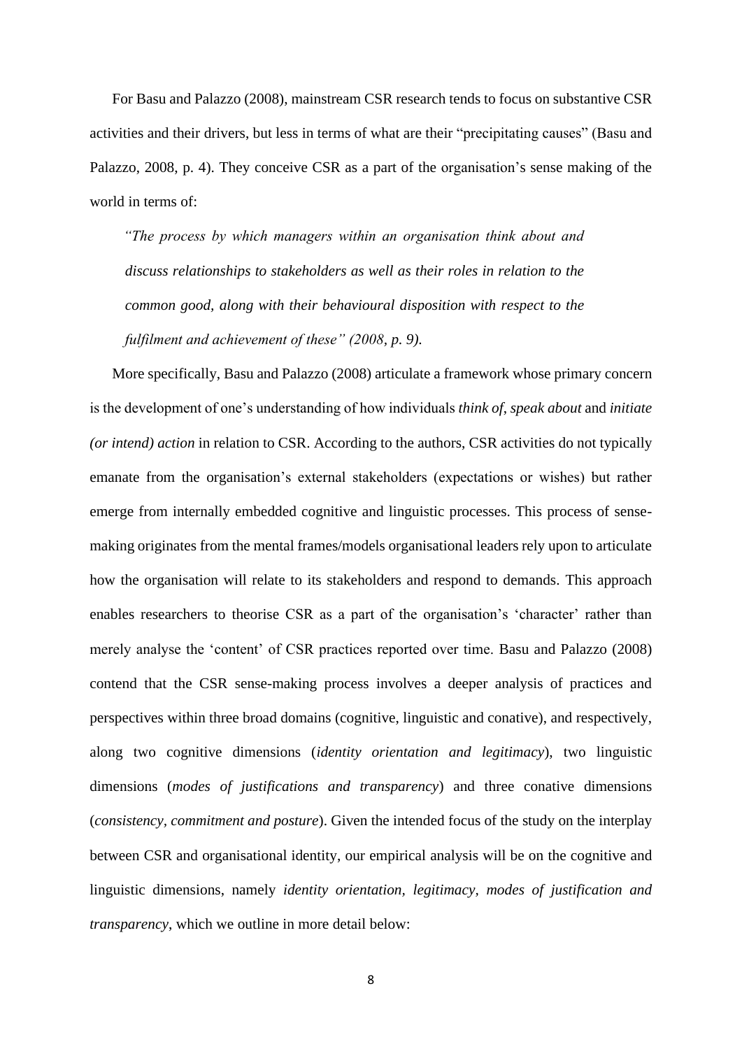For Basu and Palazzo (2008), mainstream CSR research tends to focus on substantive CSR activities and their drivers, but less in terms of what are their "precipitating causes" (Basu and Palazzo, 2008, p. 4). They conceive CSR as a part of the organisation's sense making of the world in terms of:

> *"The process by which managers within an organisation think about and discuss relationships to stakeholders as well as their roles in relation to the common good, along with their behavioural disposition with respect to the fulfilment and achievement of these" (2008, p. 9).*

More specifically, Basu and Palazzo (2008) articulate a framework whose primary concern is the development of one's understanding of how individuals *think of*, *speak about* and *initiate (or intend) action* in relation to CSR. According to the authors, CSR activities do not typically emanate from the organisation's external stakeholders (expectations or wishes) but rather emerge from internally embedded cognitive and linguistic processes. This process of sense-making originates from the mental frames/models organisational leaders rely upon to articulate how the organisation will relate to its stakeholders and respond to demands. This approach enables researchers to theorise CSR as a part of the organisation's 'character' rather than merely analyse the 'content' of CSR practices reported over time. Basu and Palazzo (2008) contend that the CSR sense-making process involves a deeper analysis of practices and perspectives within three broad domains (cognitive, linguistic and conative), and respectively, along two cognitive dimensions (*identity orientation and legitimacy*), two linguistic dimensions (*modes of justifications and transparency*) and three conative dimensions (*consistency, commitment and posture*). Given the intended focus of the study on the interplay between CSR and organisational identity, our empirical analysis will be on the cognitive and linguistic dimensions, namely *identity orientation, legitimacy, modes of justification and transparency*, which we outline in more detail below: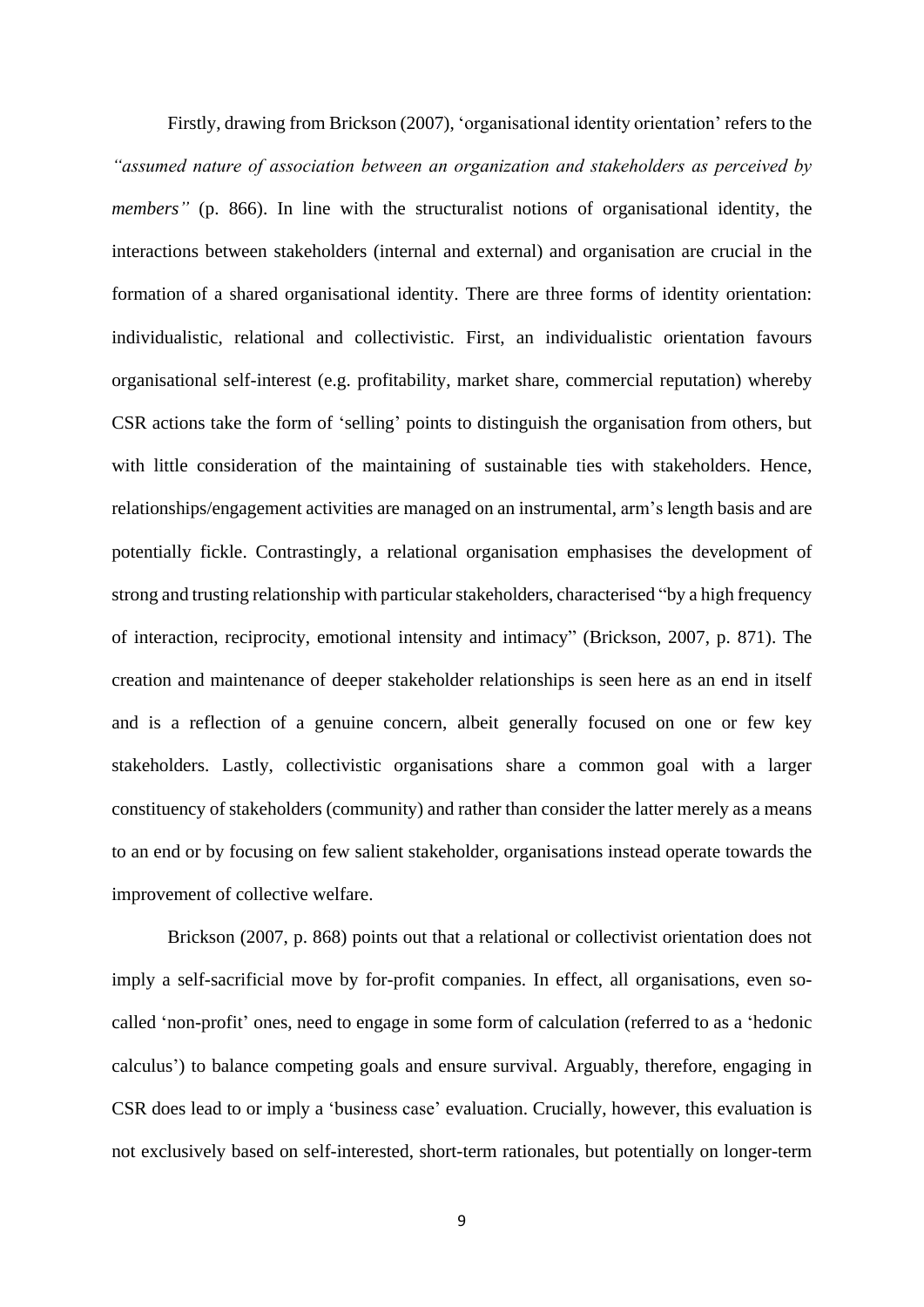Firstly, drawing from Brickson (2007), 'organisational identity orientation' refers to the *"assumed nature of association between an organization and stakeholders as perceived by members"* (p. 866). In line with the structuralist notions of organisational identity, the interactions between stakeholders (internal and external) and organisation are crucial in the formation of a shared organisational identity. There are three forms of identity orientation: individualistic, relational and collectivistic. First, an individualistic orientation favours organisational self-interest (e.g. profitability, market share, commercial reputation) whereby CSR actions take the form of 'selling' points to distinguish the organisation from others, but with little consideration of the maintaining of sustainable ties with stakeholders. Hence, relationships/engagement activities are managed on an instrumental, arm's length basis and are potentially fickle. Contrastingly, a relational organisation emphasises the development of strong and trusting relationship with particular stakeholders, characterised "by a high frequency of interaction, reciprocity, emotional intensity and intimacy" (Brickson, 2007, p. 871). The creation and maintenance of deeper stakeholder relationships is seen here as an end in itself and is a reflection of a genuine concern, albeit generally focused on one or few key stakeholders. Lastly, collectivistic organisations share a common goal with a larger constituency of stakeholders (community) and rather than consider the latter merely as a means to an end or by focusing on few salient stakeholder, organisations instead operate towards the improvement of collective welfare.

Brickson (2007, p. 868) points out that a relational or collectivist orientation does not imply a self-sacrificial move by for-profit companies. In effect, all organisations, even so-called 'non-profit' ones, need to engage in some form of calculation (referred to as a 'hedonic calculus') to balance competing goals and ensure survival. Arguably, therefore, engaging in CSR does lead to or imply a 'business case' evaluation. Crucially, however, this evaluation is not exclusively based on self-interested, short-term rationales, but potentially on longer-term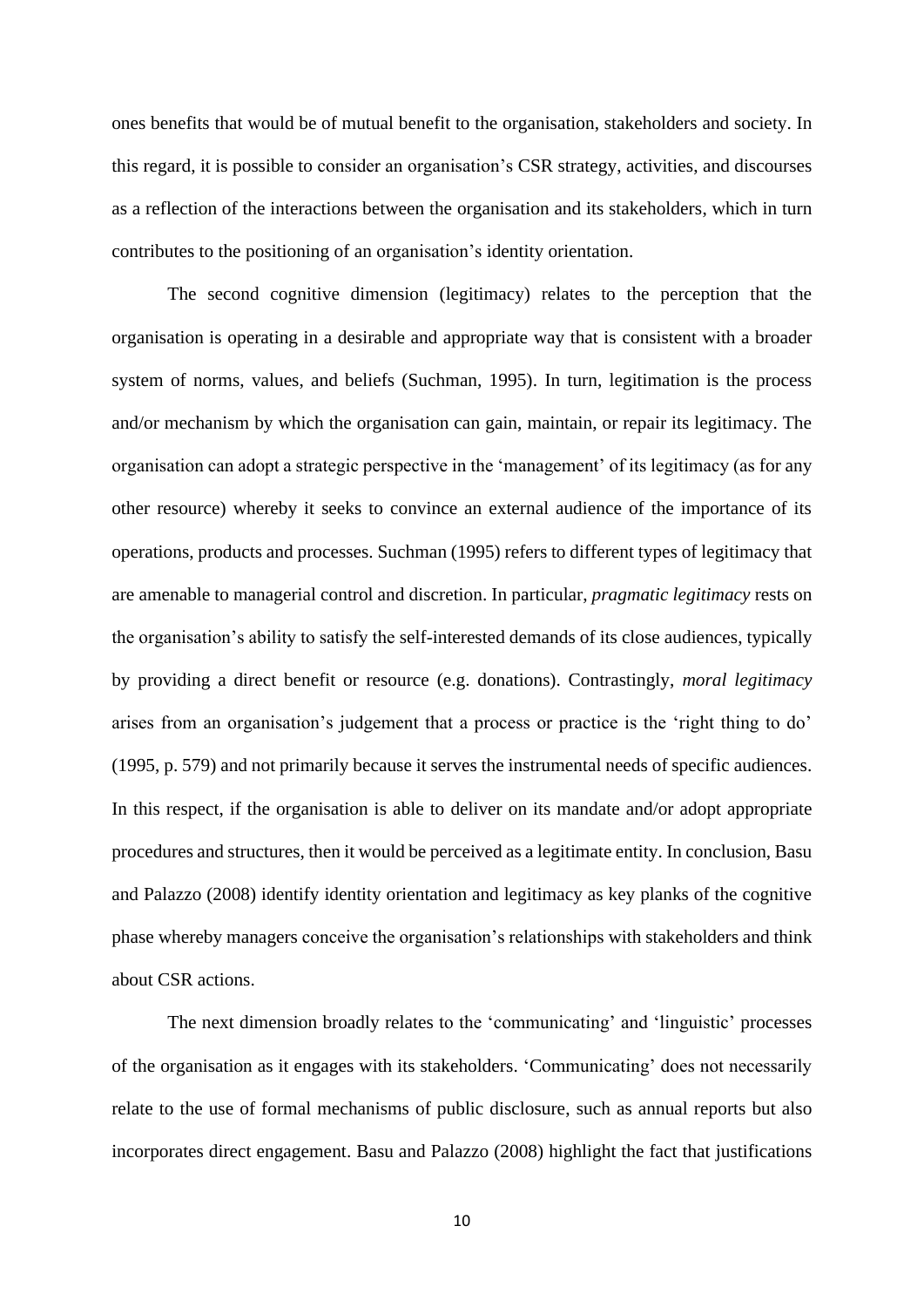ones benefits that would be of mutual benefit to the organisation, stakeholders and society. In this regard, it is possible to consider an organisation's CSR strategy, activities, and discourses as a reflection of the interactions between the organisation and its stakeholders, which in turn contributes to the positioning of an organisation's identity orientation.

The second cognitive dimension (legitimacy) relates to the perception that the organisation is operating in a desirable and appropriate way that is consistent with a broader system of norms, values, and beliefs (Suchman, 1995). In turn, legitimation is the process and/or mechanism by which the organisation can gain, maintain, or repair its legitimacy. The organisation can adopt a strategic perspective in the 'management' of its legitimacy (as for any other resource) whereby it seeks to convince an external audience of the importance of its operations, products and processes. Suchman (1995) refers to different types of legitimacy that are amenable to managerial control and discretion. In particular, *pragmatic legitimacy* rests on the organisation's ability to satisfy the self-interested demands of its close audiences, typically by providing a direct benefit or resource (e.g. donations). Contrastingly, *moral legitimacy* arises from an organisation's judgement that a process or practice is the 'right thing to do' (1995, p. 579) and not primarily because it serves the instrumental needs of specific audiences. In this respect, if the organisation is able to deliver on its mandate and/or adopt appropriate procedures and structures, then it would be perceived as a legitimate entity. In conclusion, Basu and Palazzo (2008) identify identity orientation and legitimacy as key planks of the cognitive phase whereby managers conceive the organisation's relationships with stakeholders and think about CSR actions.

The next dimension broadly relates to the 'communicating' and 'linguistic' processes of the organisation as it engages with its stakeholders. 'Communicating' does not necessarily relate to the use of formal mechanisms of public disclosure, such as annual reports but also incorporates direct engagement. Basu and Palazzo (2008) highlight the fact that justifications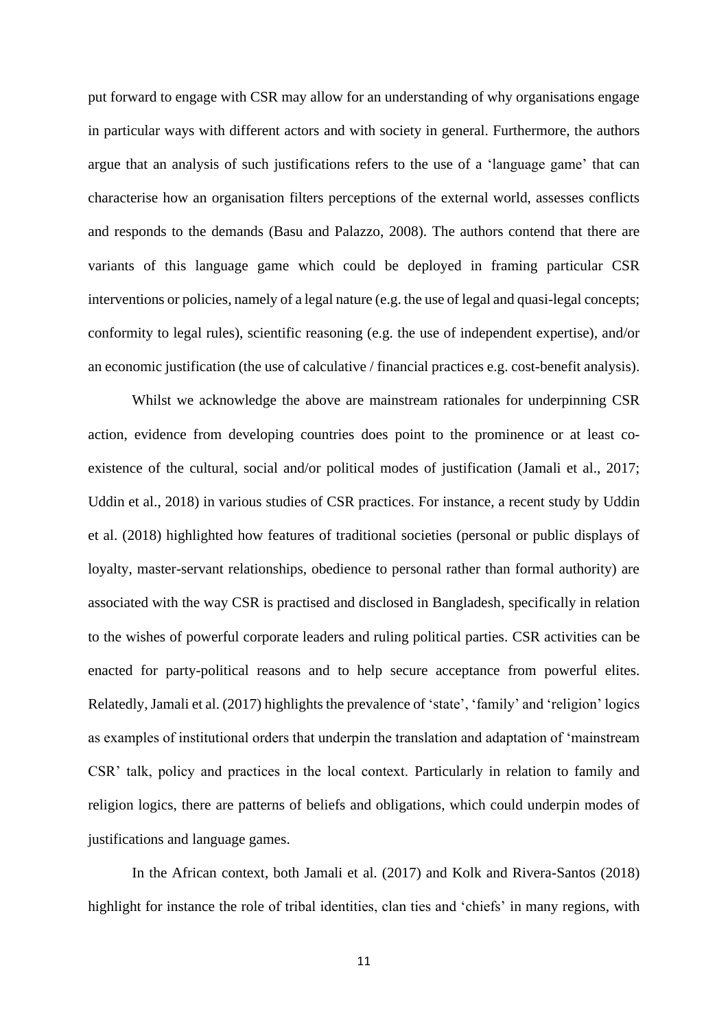put forward to engage with CSR may allow for an understanding of why organisations engage in particular ways with different actors and with society in general. Furthermore, the authors argue that an analysis of such justifications refers to the use of a 'language game' that can characterise how an organisation filters perceptions of the external world, assesses conflicts and responds to the demands (Basu and Palazzo, 2008). The authors contend that there are variants of this language game which could be deployed in framing particular CSR interventions or policies, namely of a legal nature (e.g. the use of legal and quasi-legal concepts; conformity to legal rules), scientific reasoning (e.g. the use of independent expertise), and/or an economic justification (the use of calculative / financial practices e.g. cost-benefit analysis).

Whilst we acknowledge the above are mainstream rationales for underpinning CSR action, evidence from developing countries does point to the prominence or at least co-existence of the cultural, social and/or political modes of justification (Jamali et al., 2017; Uddin et al., 2018) in various studies of CSR practices. For instance, a recent study by Uddin et al. (2018) highlighted how features of traditional societies (personal or public displays of loyalty, master-servant relationships, obedience to personal rather than formal authority) are associated with the way CSR is practised and disclosed in Bangladesh, specifically in relation to the wishes of powerful corporate leaders and ruling political parties. CSR activities can be enacted for party-political reasons and to help secure acceptance from powerful elites. Relatedly, Jamali et al. (2017) highlights the prevalence of 'state', 'family' and 'religion' logics as examples of institutional orders that underpin the translation and adaptation of 'mainstream CSR' talk, policy and practices in the local context. Particularly in relation to family and religion logics, there are patterns of beliefs and obligations, which could underpin modes of justifications and language games.

In the African context, both Jamali et al. (2017) and Kolk and Rivera-Santos (2018) highlight for instance the role of tribal identities, clan ties and 'chiefs' in many regions, with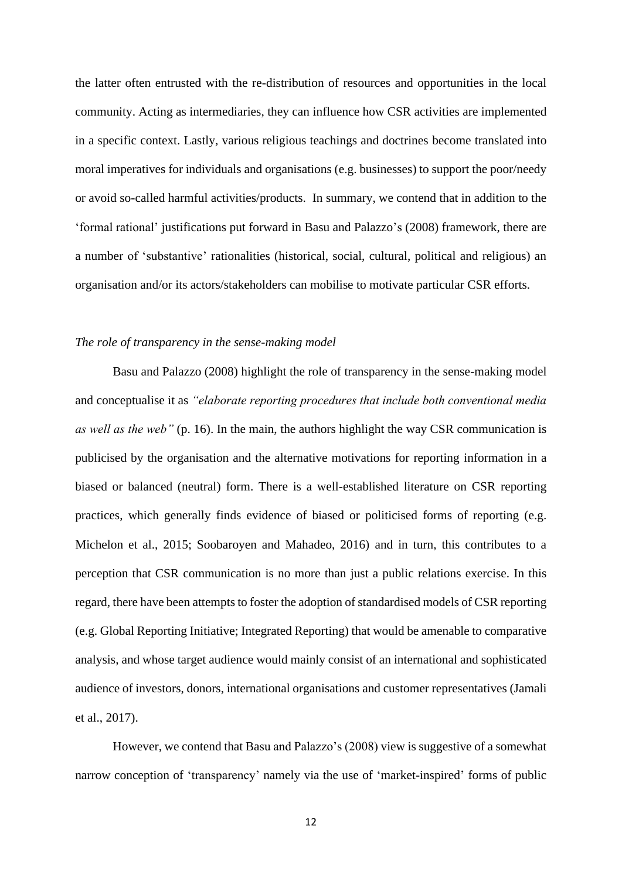the latter often entrusted with the re-distribution of resources and opportunities in the local community. Acting as intermediaries, they can influence how CSR activities are implemented in a specific context. Lastly, various religious teachings and doctrines become translated into moral imperatives for individuals and organisations (e.g. businesses) to support the poor/needy or avoid so-called harmful activities/products. In summary, we contend that in addition to the 'formal rational' justifications put forward in Basu and Palazzo's (2008) framework, there are a number of 'substantive' rationalities (historical, social, cultural, political and religious) an organisation and/or its actors/stakeholders can mobilise to motivate particular CSR efforts.

*The role of transparency in the sense-making model*

Basu and Palazzo (2008) highlight the role of transparency in the sense-making model and conceptualise it as *"elaborate reporting procedures that include both conventional media as well as the web"* (p. 16). In the main, the authors highlight the way CSR communication is publicised by the organisation and the alternative motivations for reporting information in a biased or balanced (neutral) form. There is a well-established literature on CSR reporting practices, which generally finds evidence of biased or politicised forms of reporting (e.g. Michelon et al., 2015; Soobaroyen and Mahadeo, 2016) and in turn, this contributes to a perception that CSR communication is no more than just a public relations exercise. In this regard, there have been attempts to foster the adoption of standardised models of CSR reporting (e.g. Global Reporting Initiative; Integrated Reporting) that would be amenable to comparative analysis, and whose target audience would mainly consist of an international and sophisticated audience of investors, donors, international organisations and customer representatives (Jamali et al., 2017).

However, we contend that Basu and Palazzo's (2008) view is suggestive of a somewhat narrow conception of 'transparency' namely via the use of 'market-inspired' forms of public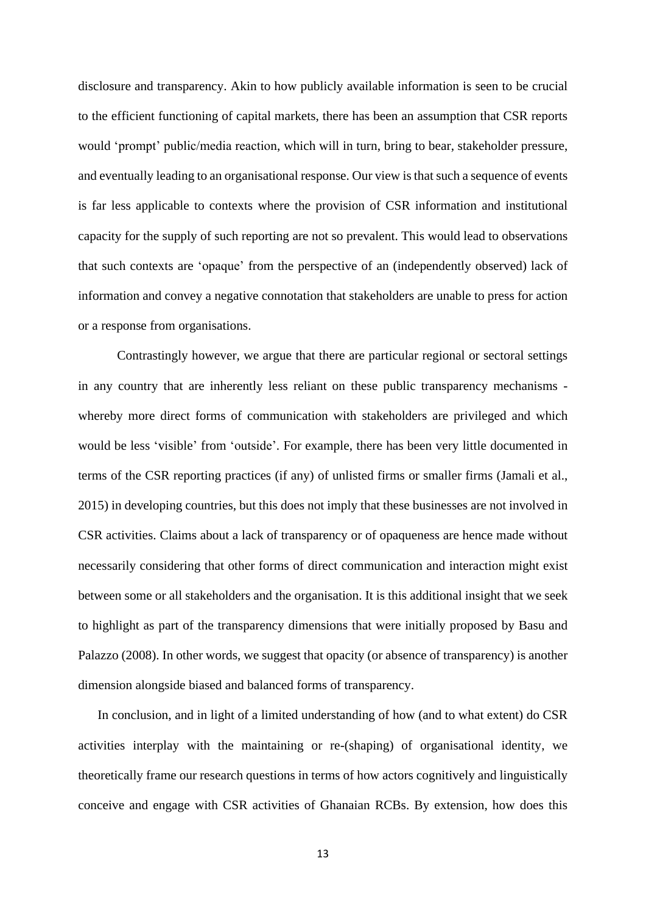disclosure and transparency. Akin to how publicly available information is seen to be crucial to the efficient functioning of capital markets, there has been an assumption that CSR reports would 'prompt' public/media reaction, which will in turn, bring to bear, stakeholder pressure, and eventually leading to an organisational response. Our view is that such a sequence of events is far less applicable to contexts where the provision of CSR information and institutional capacity for the supply of such reporting are not so prevalent. This would lead to observations that such contexts are 'opaque' from the perspective of an (independently observed) lack of information and convey a negative connotation that stakeholders are unable to press for action or a response from organisations.

Contrastingly however, we argue that there are particular regional or sectoral settings in any country that are inherently less reliant on these public transparency mechanisms - whereby more direct forms of communication with stakeholders are privileged and which would be less 'visible' from 'outside'. For example, there has been very little documented in terms of the CSR reporting practices (if any) of unlisted firms or smaller firms (Jamali et al., 2015) in developing countries, but this does not imply that these businesses are not involved in CSR activities. Claims about a lack of transparency or of opaqueness are hence made without necessarily considering that other forms of direct communication and interaction might exist between some or all stakeholders and the organisation. It is this additional insight that we seek to highlight as part of the transparency dimensions that were initially proposed by Basu and Palazzo (2008). In other words, we suggest that opacity (or absence of transparency) is another dimension alongside biased and balanced forms of transparency.

In conclusion, and in light of a limited understanding of how (and to what extent) do CSR activities interplay with the maintaining or re-(shaping) of organisational identity, we theoretically frame our research questions in terms of how actors cognitively and linguistically conceive and engage with CSR activities of Ghanaian RCBs. By extension, how does this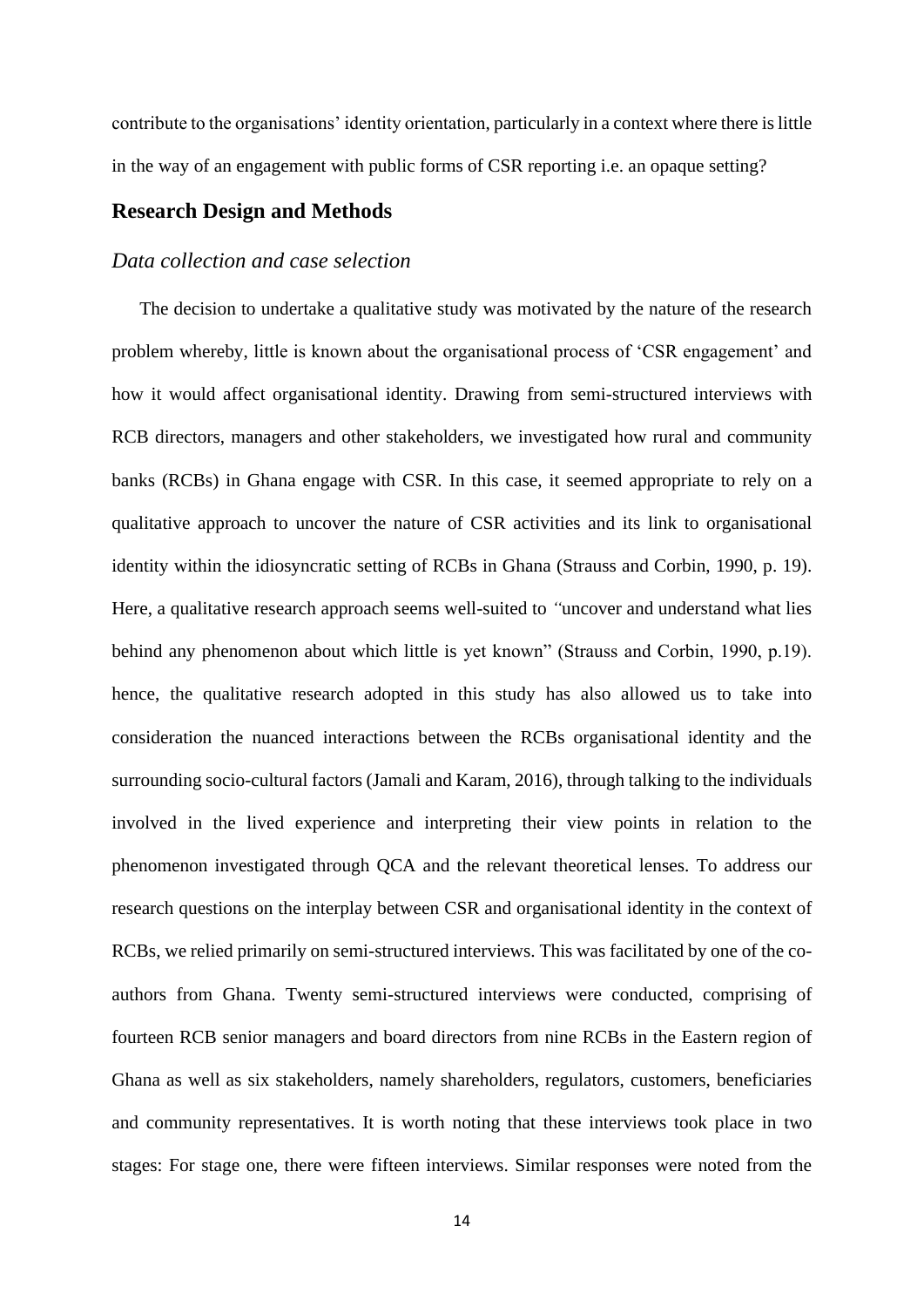contribute to the organisations' identity orientation, particularly in a context where there is little in the way of an engagement with public forms of CSR reporting i.e. an opaque setting?

## Research Design and Methods

### *Data collection and case selection*

The decision to undertake a qualitative study was motivated by the nature of the research problem whereby, little is known about the organisational process of 'CSR engagement' and how it would affect organisational identity. Drawing from semi-structured interviews with RCB directors, managers and other stakeholders, we investigated how rural and community banks (RCBs) in Ghana engage with CSR. In this case, it seemed appropriate to rely on a qualitative approach to uncover the nature of CSR activities and its link to organisational identity within the idiosyncratic setting of RCBs in Ghana (Strauss and Corbin, 1990, p. 19). Here, a qualitative research approach seems well-suited to "uncover and understand what lies behind any phenomenon about which little is yet known" (Strauss and Corbin, 1990, p.19). hence, the qualitative research adopted in this study has also allowed us to take into consideration the nuanced interactions between the RCBs organisational identity and the surrounding socio-cultural factors (Jamali and Karam, 2016), through talking to the individuals involved in the lived experience and interpreting their view points in relation to the phenomenon investigated through QCA and the relevant theoretical lenses. To address our research questions on the interplay between CSR and organisational identity in the context of RCBs, we relied primarily on semi-structured interviews. This was facilitated by one of the co-authors from Ghana. Twenty semi-structured interviews were conducted, comprising of fourteen RCB senior managers and board directors from nine RCBs in the Eastern region of Ghana as well as six stakeholders, namely shareholders, regulators, customers, beneficiaries and community representatives. It is worth noting that these interviews took place in two stages: For stage one, there were fifteen interviews. Similar responses were noted from the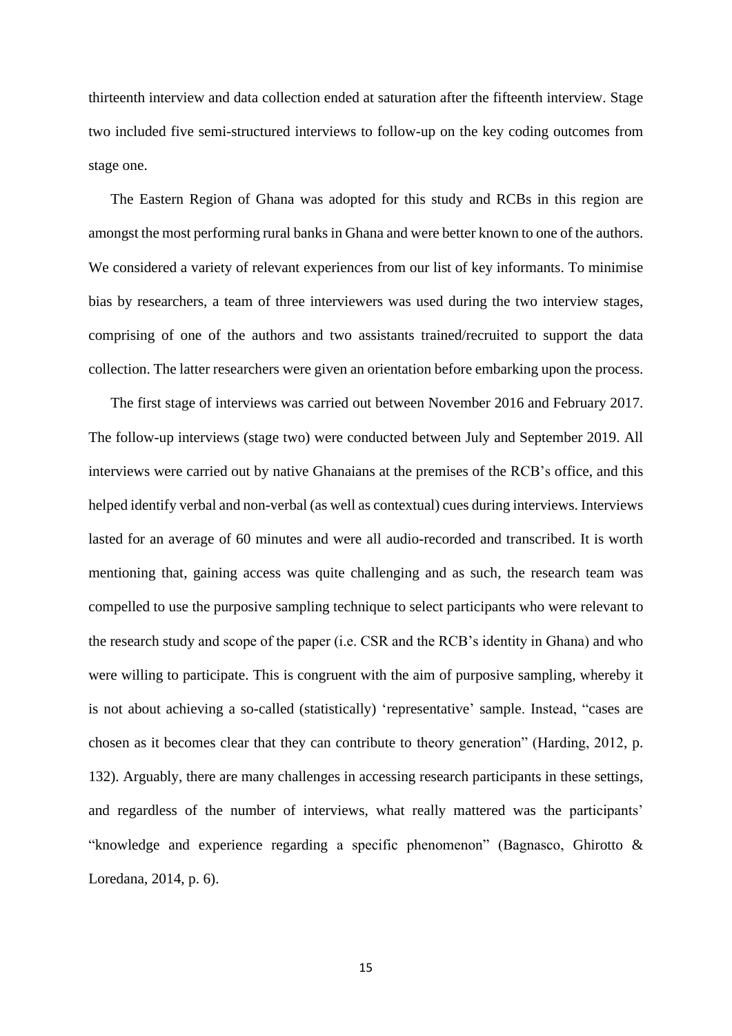thirteenth interview and data collection ended at saturation after the fifteenth interview. Stage two included five semi-structured interviews to follow-up on the key coding outcomes from stage one.

The Eastern Region of Ghana was adopted for this study and RCBs in this region are amongst the most performing rural banks in Ghana and were better known to one of the authors. We considered a variety of relevant experiences from our list of key informants. To minimise bias by researchers, a team of three interviewers was used during the two interview stages, comprising of one of the authors and two assistants trained/recruited to support the data collection. The latter researchers were given an orientation before embarking upon the process.

The first stage of interviews was carried out between November 2016 and February 2017. The follow-up interviews (stage two) were conducted between July and September 2019. All interviews were carried out by native Ghanaians at the premises of the RCB's office, and this helped identify verbal and non-verbal (as well as contextual) cues during interviews. Interviews lasted for an average of 60 minutes and were all audio-recorded and transcribed. It is worth mentioning that, gaining access was quite challenging and as such, the research team was compelled to use the purposive sampling technique to select participants who were relevant to the research study and scope of the paper (i.e. CSR and the RCB's identity in Ghana) and who were willing to participate. This is congruent with the aim of purposive sampling, whereby it is not about achieving a so-called (statistically) 'representative' sample. Instead, "cases are chosen as it becomes clear that they can contribute to theory generation" (Harding, 2012, p. 132). Arguably, there are many challenges in accessing research participants in these settings, and regardless of the number of interviews, what really mattered was the participants' "knowledge and experience regarding a specific phenomenon" (Bagnasco, Ghirotto & Loredana, 2014, p. 6).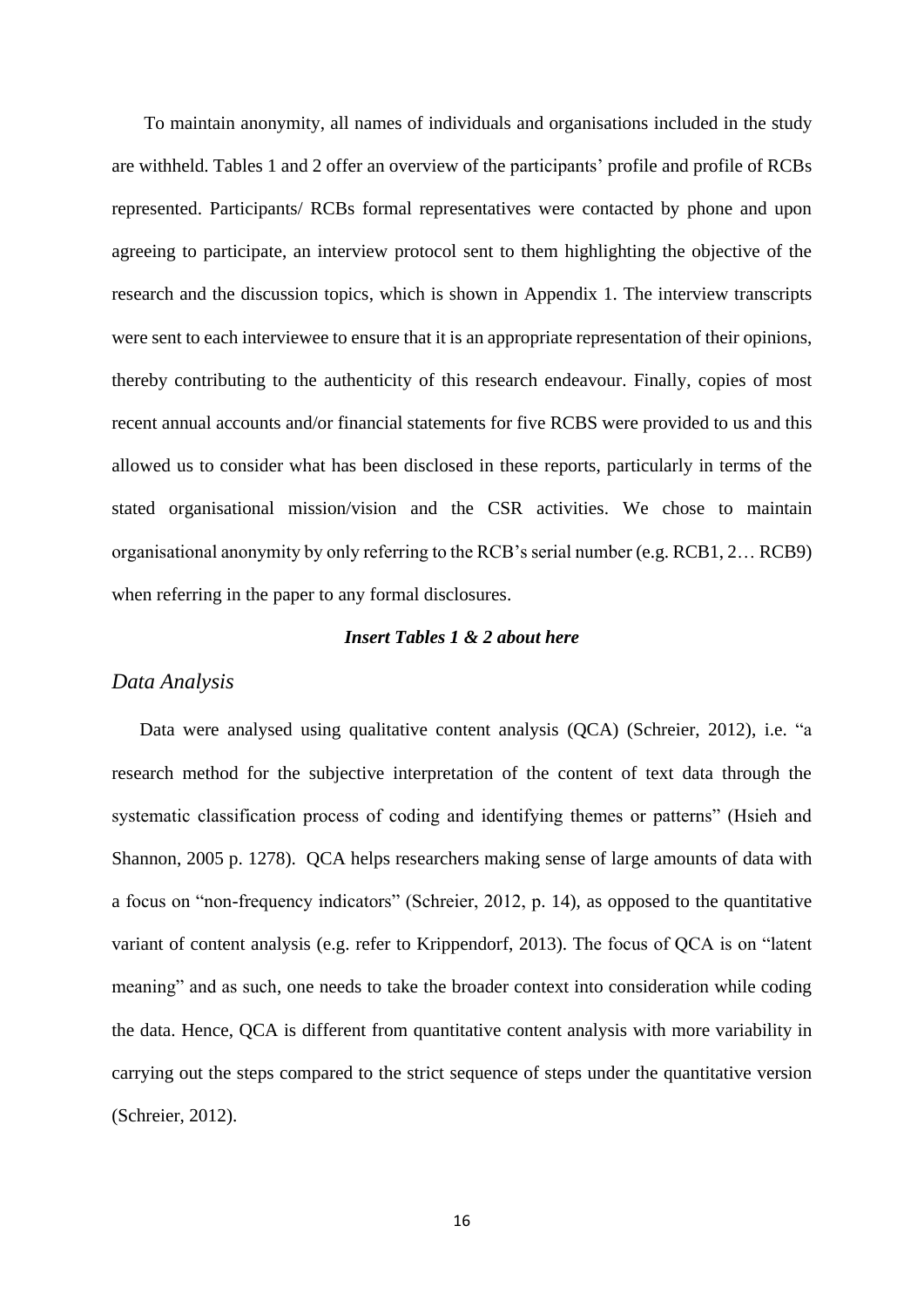To maintain anonymity, all names of individuals and organisations included in the study are withheld. Tables 1 and 2 offer an overview of the participants' profile and profile of RCBs represented. Participants/ RCBs formal representatives were contacted by phone and upon agreeing to participate, an interview protocol sent to them highlighting the objective of the research and the discussion topics, which is shown in Appendix 1. The interview transcripts were sent to each interviewee to ensure that it is an appropriate representation of their opinions, thereby contributing to the authenticity of this research endeavour. Finally, copies of most recent annual accounts and/or financial statements for five RCBS were provided to us and this allowed us to consider what has been disclosed in these reports, particularly in terms of the stated organisational mission/vision and the CSR activities. We chose to maintain organisational anonymity by only referring to the RCB's serial number (e.g. RCB1, 2… RCB9) when referring in the paper to any formal disclosures.

***Insert Tables 1 & 2 about here***

## *Data Analysis*

Data were analysed using qualitative content analysis (QCA) (Schreier, 2012), i.e. "a research method for the subjective interpretation of the content of text data through the systematic classification process of coding and identifying themes or patterns" (Hsieh and Shannon, 2005 p. 1278). QCA helps researchers making sense of large amounts of data with a focus on "non-frequency indicators" (Schreier, 2012, p. 14), as opposed to the quantitative variant of content analysis (e.g. refer to Krippendorf, 2013). The focus of QCA is on "latent meaning" and as such, one needs to take the broader context into consideration while coding the data. Hence, QCA is different from quantitative content analysis with more variability in carrying out the steps compared to the strict sequence of steps under the quantitative version (Schreier, 2012).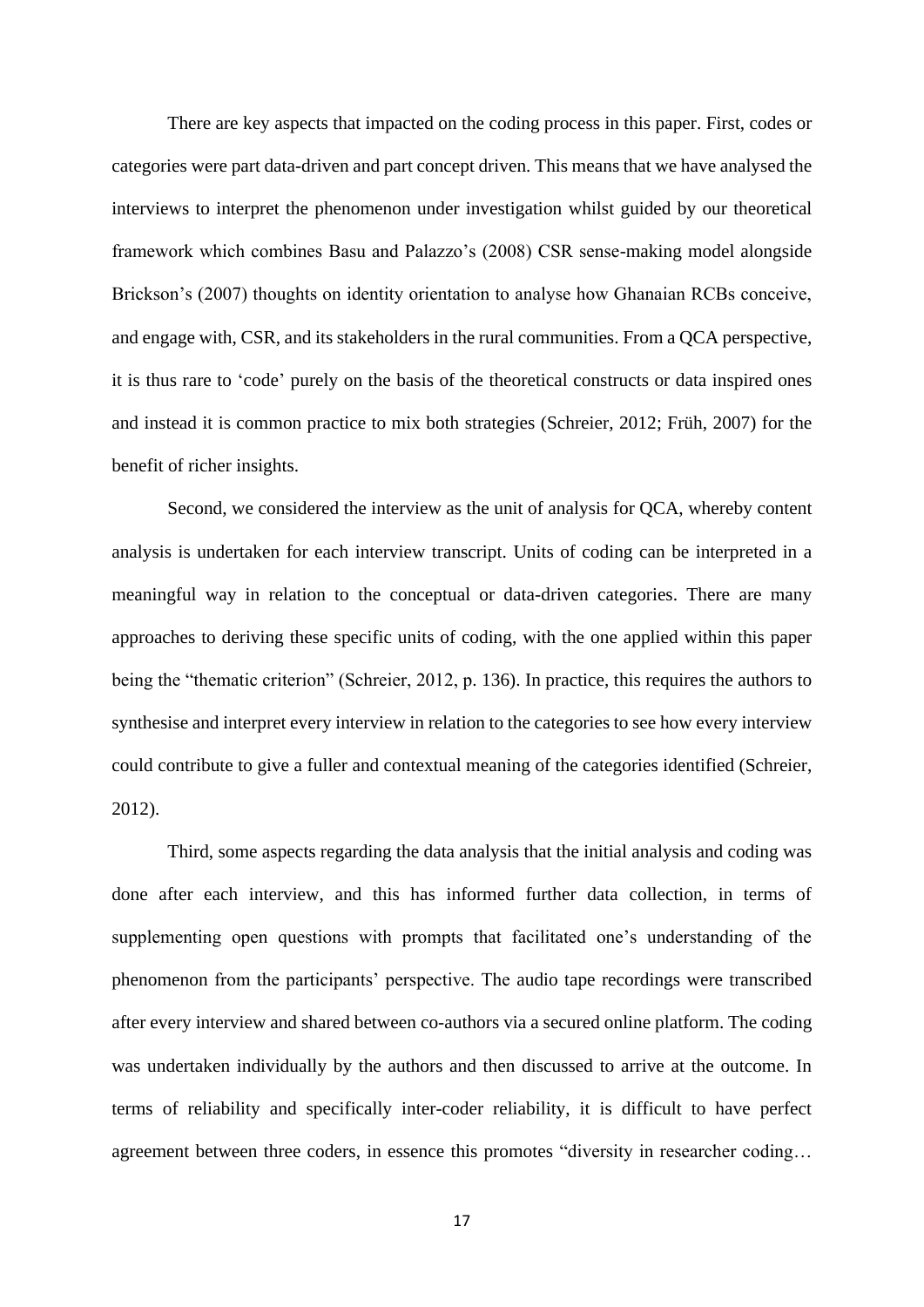There are key aspects that impacted on the coding process in this paper. First, codes or categories were part data-driven and part concept driven. This means that we have analysed the interviews to interpret the phenomenon under investigation whilst guided by our theoretical framework which combines Basu and Palazzo's (2008) CSR sense-making model alongside Brickson's (2007) thoughts on identity orientation to analyse how Ghanaian RCBs conceive, and engage with, CSR, and its stakeholders in the rural communities. From a QCA perspective, it is thus rare to 'code' purely on the basis of the theoretical constructs or data inspired ones and instead it is common practice to mix both strategies (Schreier, 2012; Früh, 2007) for the benefit of richer insights.

Second, we considered the interview as the unit of analysis for QCA, whereby content analysis is undertaken for each interview transcript. Units of coding can be interpreted in a meaningful way in relation to the conceptual or data-driven categories. There are many approaches to deriving these specific units of coding, with the one applied within this paper being the "thematic criterion" (Schreier, 2012, p. 136). In practice, this requires the authors to synthesise and interpret every interview in relation to the categories to see how every interview could contribute to give a fuller and contextual meaning of the categories identified (Schreier, 2012).

Third, some aspects regarding the data analysis that the initial analysis and coding was done after each interview, and this has informed further data collection, in terms of supplementing open questions with prompts that facilitated one's understanding of the phenomenon from the participants' perspective. The audio tape recordings were transcribed after every interview and shared between co-authors via a secured online platform. The coding was undertaken individually by the authors and then discussed to arrive at the outcome. In terms of reliability and specifically inter-coder reliability, it is difficult to have perfect agreement between three coders, in essence this promotes "diversity in researcher coding…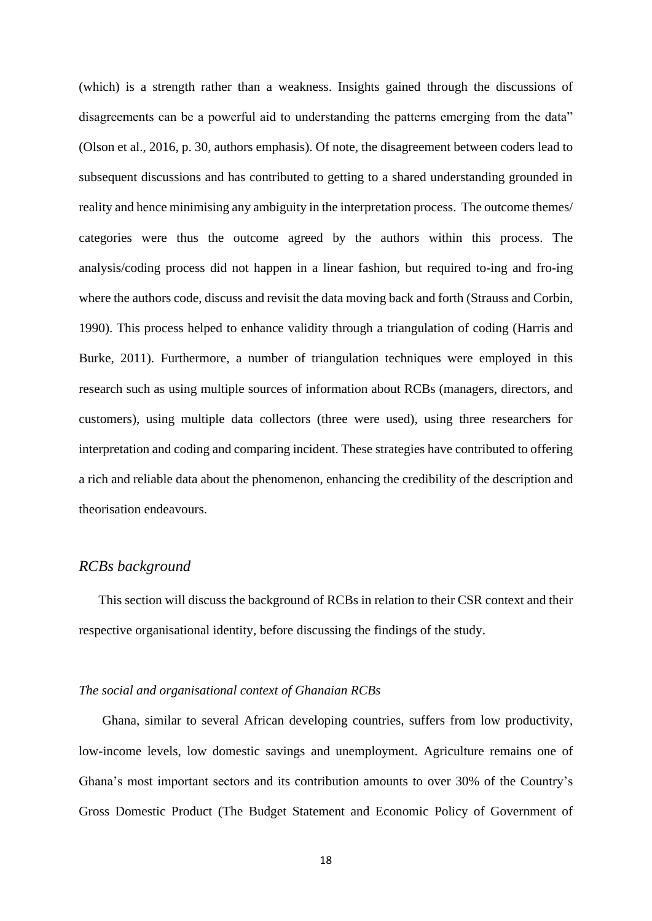(which) is a strength rather than a weakness. Insights gained through the discussions of disagreements can be a powerful aid to understanding the patterns emerging from the data" (Olson et al., 2016, p. 30, authors emphasis). Of note, the disagreement between coders lead to subsequent discussions and has contributed to getting to a shared understanding grounded in reality and hence minimising any ambiguity in the interpretation process. The outcome themes/ categories were thus the outcome agreed by the authors within this process. The analysis/coding process did not happen in a linear fashion, but required to-ing and fro-ing where the authors code, discuss and revisit the data moving back and forth (Strauss and Corbin, 1990). This process helped to enhance validity through a triangulation of coding (Harris and Burke, 2011). Furthermore, a number of triangulation techniques were employed in this research such as using multiple sources of information about RCBs (managers, directors, and customers), using multiple data collectors (three were used), using three researchers for interpretation and coding and comparing incident. These strategies have contributed to offering a rich and reliable data about the phenomenon, enhancing the credibility of the description and theorisation endeavours.

## *RCBs background*

This section will discuss the background of RCBs in relation to their CSR context and their respective organisational identity, before discussing the findings of the study.

### *The social and organisational context of Ghanaian RCBs*

Ghana, similar to several African developing countries, suffers from low productivity, low-income levels, low domestic savings and unemployment. Agriculture remains one of Ghana's most important sectors and its contribution amounts to over 30% of the Country's Gross Domestic Product (The Budget Statement and Economic Policy of Government of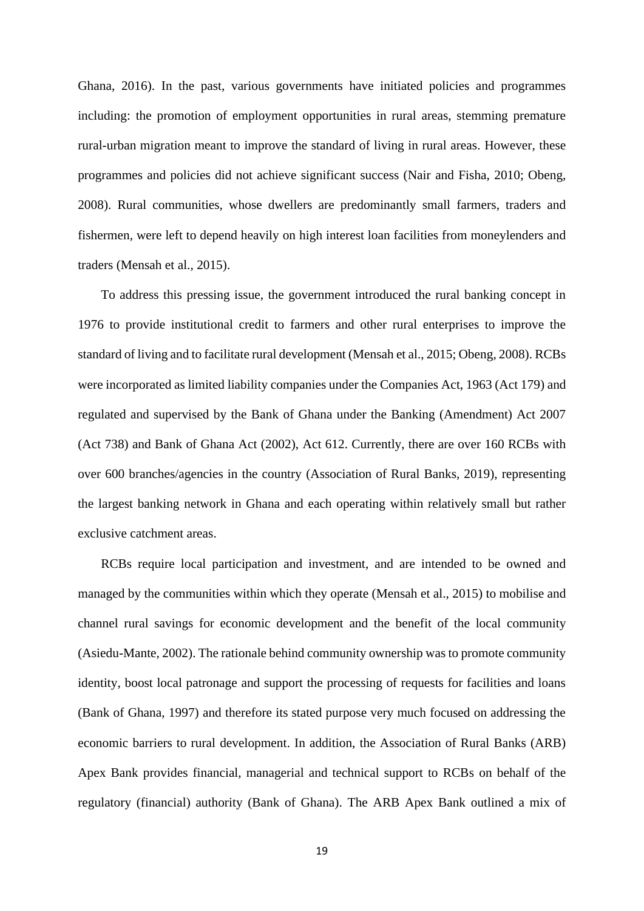Ghana, 2016). In the past, various governments have initiated policies and programmes including: the promotion of employment opportunities in rural areas, stemming premature rural-urban migration meant to improve the standard of living in rural areas. However, these programmes and policies did not achieve significant success (Nair and Fisha, 2010; Obeng, 2008). Rural communities, whose dwellers are predominantly small farmers, traders and fishermen, were left to depend heavily on high interest loan facilities from moneylenders and traders (Mensah et al., 2015).

To address this pressing issue, the government introduced the rural banking concept in 1976 to provide institutional credit to farmers and other rural enterprises to improve the standard of living and to facilitate rural development (Mensah et al., 2015; Obeng, 2008). RCBs were incorporated as limited liability companies under the Companies Act, 1963 (Act 179) and regulated and supervised by the Bank of Ghana under the Banking (Amendment) Act 2007 (Act 738) and Bank of Ghana Act (2002), Act 612. Currently, there are over 160 RCBs with over 600 branches/agencies in the country (Association of Rural Banks, 2019), representing the largest banking network in Ghana and each operating within relatively small but rather exclusive catchment areas.

RCBs require local participation and investment, and are intended to be owned and managed by the communities within which they operate (Mensah et al., 2015) to mobilise and channel rural savings for economic development and the benefit of the local community (Asiedu-Mante, 2002). The rationale behind community ownership was to promote community identity, boost local patronage and support the processing of requests for facilities and loans (Bank of Ghana, 1997) and therefore its stated purpose very much focused on addressing the economic barriers to rural development. In addition, the Association of Rural Banks (ARB) Apex Bank provides financial, managerial and technical support to RCBs on behalf of the regulatory (financial) authority (Bank of Ghana). The ARB Apex Bank outlined a mix of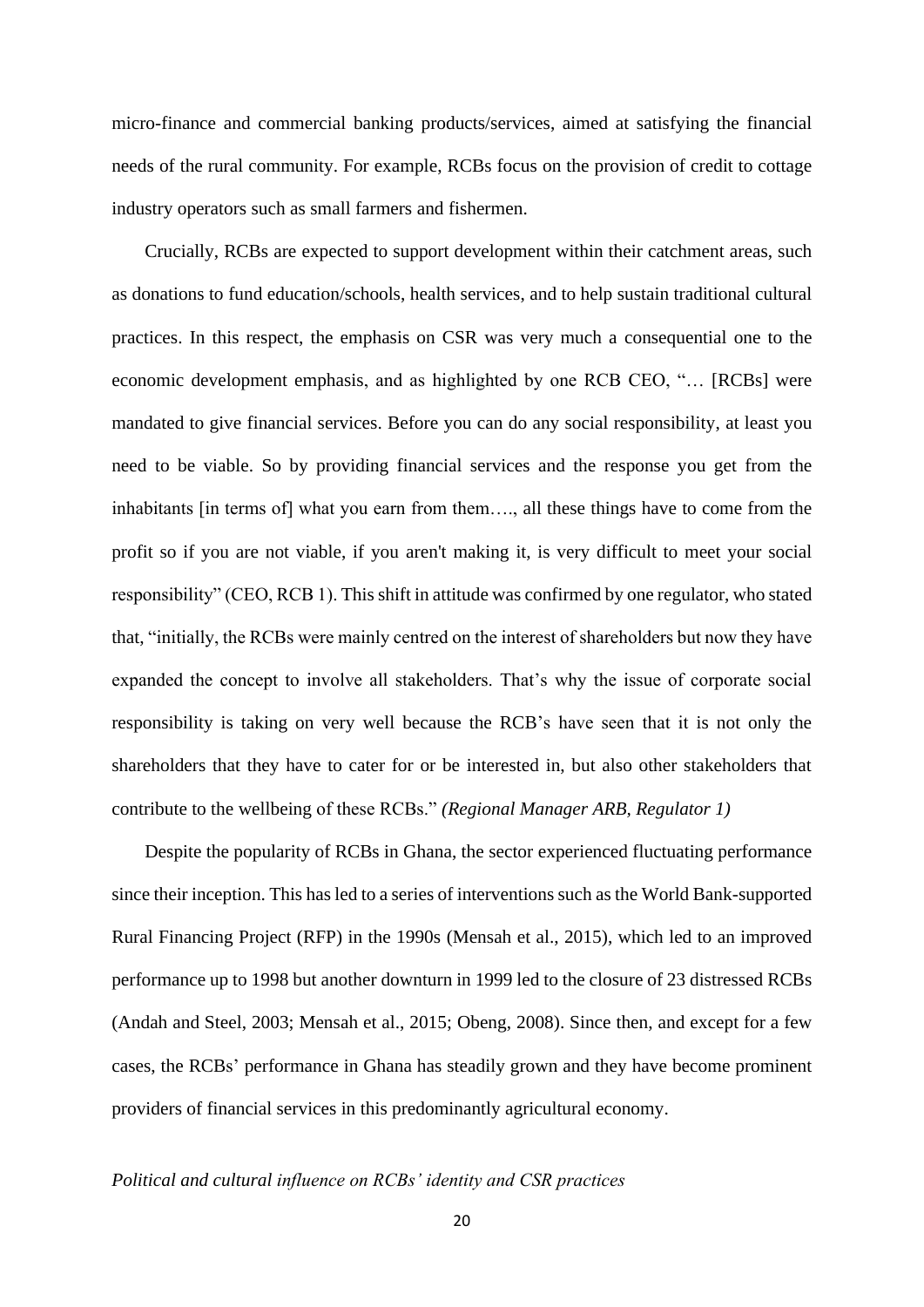micro-finance and commercial banking products/services, aimed at satisfying the financial needs of the rural community. For example, RCBs focus on the provision of credit to cottage industry operators such as small farmers and fishermen.

Crucially, RCBs are expected to support development within their catchment areas, such as donations to fund education/schools, health services, and to help sustain traditional cultural practices. In this respect, the emphasis on CSR was very much a consequential one to the economic development emphasis, and as highlighted by one RCB CEO, "… [RCBs] were mandated to give financial services. Before you can do any social responsibility, at least you need to be viable. So by providing financial services and the response you get from the inhabitants [in terms of] what you earn from them…., all these things have to come from the profit so if you are not viable, if you aren't making it, is very difficult to meet your social responsibility" (CEO, RCB 1). This shift in attitude was confirmed by one regulator, who stated that, "initially, the RCBs were mainly centred on the interest of shareholders but now they have expanded the concept to involve all stakeholders. That's why the issue of corporate social responsibility is taking on very well because the RCB's have seen that it is not only the shareholders that they have to cater for or be interested in, but also other stakeholders that contribute to the wellbeing of these RCBs." *(Regional Manager ARB, Regulator 1)*

Despite the popularity of RCBs in Ghana, the sector experienced fluctuating performance since their inception. This has led to a series of interventions such as the World Bank-supported Rural Financing Project (RFP) in the 1990s (Mensah et al., 2015), which led to an improved performance up to 1998 but another downturn in 1999 led to the closure of 23 distressed RCBs (Andah and Steel, 2003; Mensah et al., 2015; Obeng, 2008). Since then, and except for a few cases, the RCBs' performance in Ghana has steadily grown and they have become prominent providers of financial services in this predominantly agricultural economy.

*Political and cultural influence on RCBs' identity and CSR practices*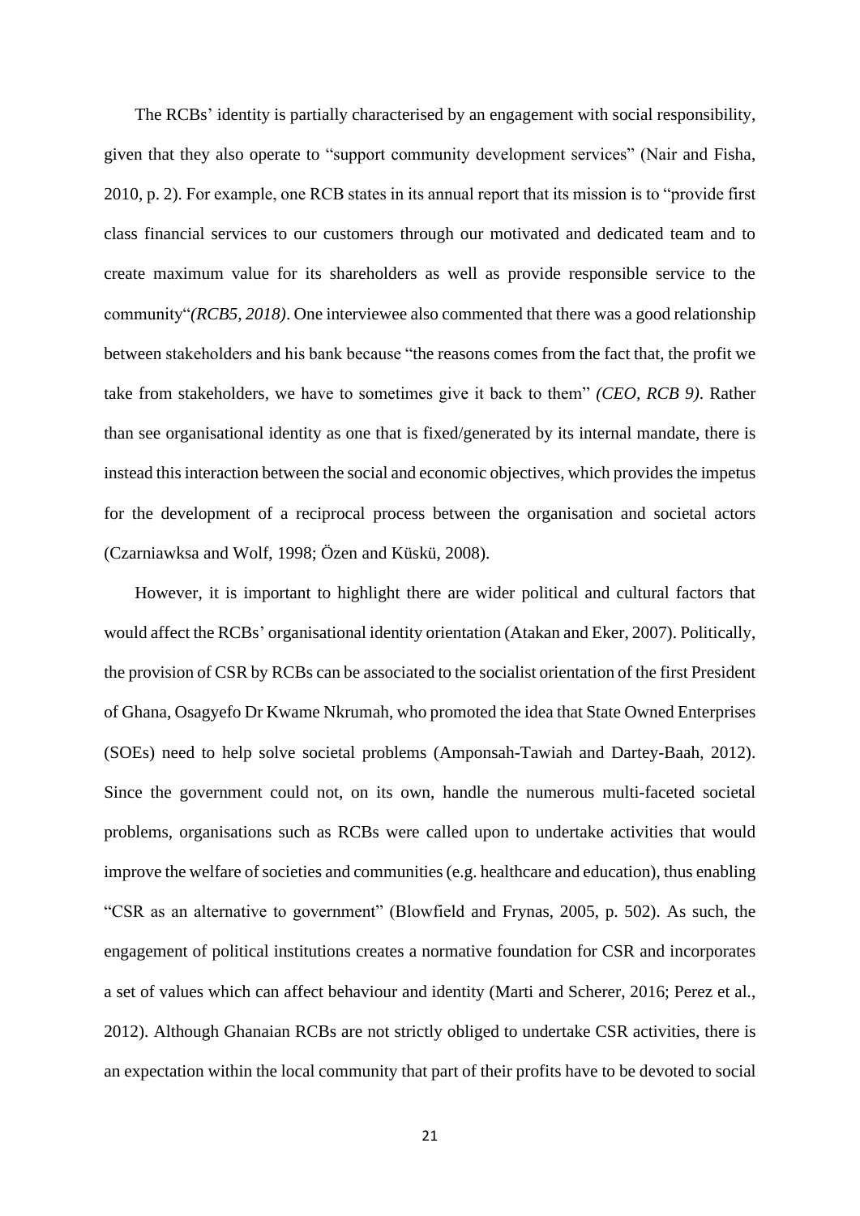The RCBs' identity is partially characterised by an engagement with social responsibility, given that they also operate to "support community development services" (Nair and Fisha, 2010, p. 2). For example, one RCB states in its annual report that its mission is to "provide first class financial services to our customers through our motivated and dedicated team and to create maximum value for its shareholders as well as provide responsible service to the community"*(RCB5, 2018)*. One interviewee also commented that there was a good relationship between stakeholders and his bank because "the reasons comes from the fact that, the profit we take from stakeholders, we have to sometimes give it back to them" *(CEO, RCB 9)*. Rather than see organisational identity as one that is fixed/generated by its internal mandate, there is instead this interaction between the social and economic objectives, which provides the impetus for the development of a reciprocal process between the organisation and societal actors (Czarniawksa and Wolf, 1998; Özen and Küskü, 2008).

However, it is important to highlight there are wider political and cultural factors that would affect the RCBs' organisational identity orientation (Atakan and Eker, 2007). Politically, the provision of CSR by RCBs can be associated to the socialist orientation of the first President of Ghana, Osagyefo Dr Kwame Nkrumah, who promoted the idea that State Owned Enterprises (SOEs) need to help solve societal problems (Amponsah-Tawiah and Dartey-Baah, 2012). Since the government could not, on its own, handle the numerous multi-faceted societal problems, organisations such as RCBs were called upon to undertake activities that would improve the welfare of societies and communities (e.g. healthcare and education), thus enabling "CSR as an alternative to government" (Blowfield and Frynas, 2005, p. 502). As such, the engagement of political institutions creates a normative foundation for CSR and incorporates a set of values which can affect behaviour and identity (Marti and Scherer, 2016; Perez et al., 2012). Although Ghanaian RCBs are not strictly obliged to undertake CSR activities, there is an expectation within the local community that part of their profits have to be devoted to social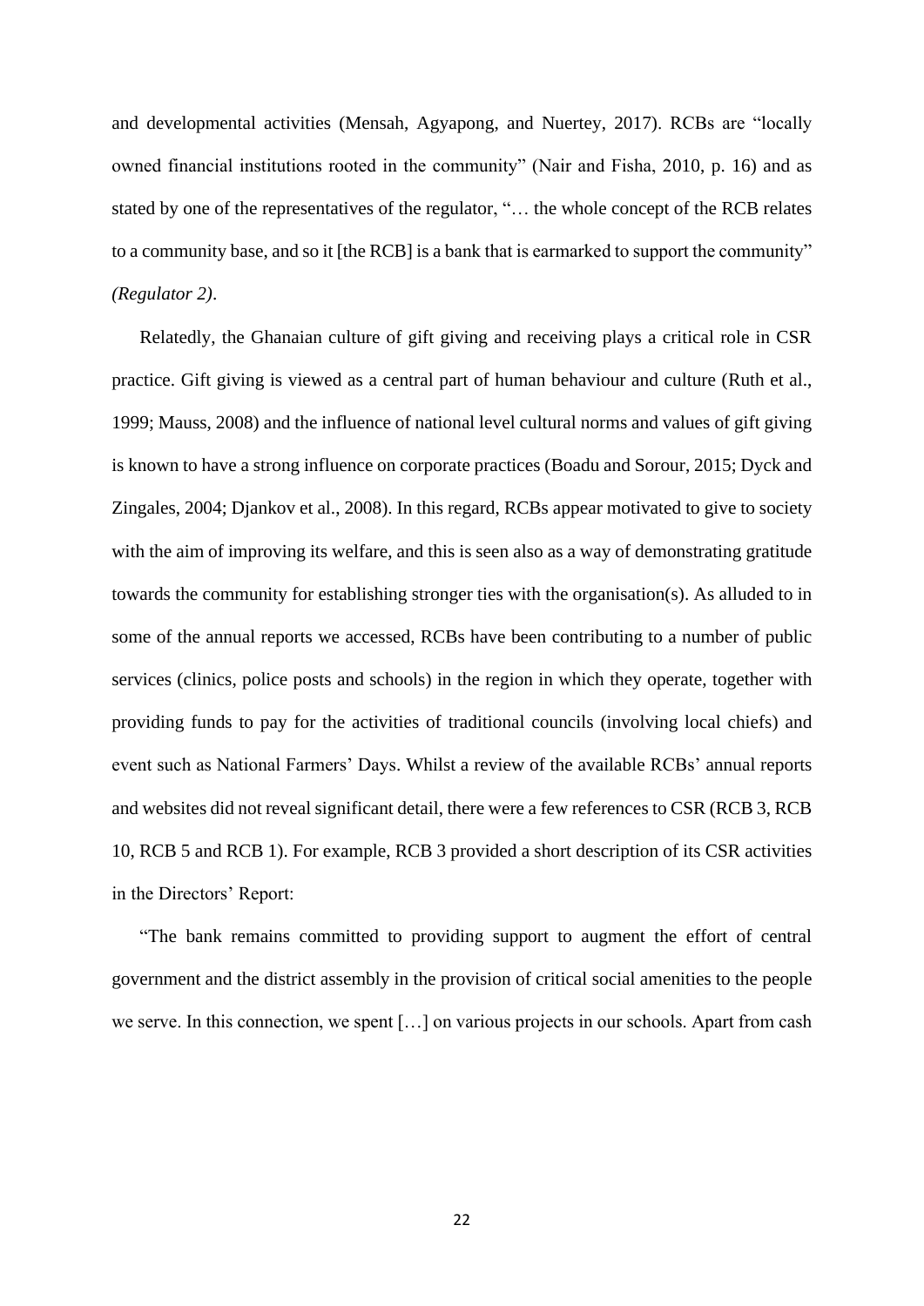and developmental activities (Mensah, Agyapong, and Nuertey, 2017). RCBs are "locally owned financial institutions rooted in the community" (Nair and Fisha, 2010, p. 16) and as stated by one of the representatives of the regulator, "… the whole concept of the RCB relates to a community base, and so it [the RCB] is a bank that is earmarked to support the community" *(Regulator 2)*.

Relatedly, the Ghanaian culture of gift giving and receiving plays a critical role in CSR practice. Gift giving is viewed as a central part of human behaviour and culture (Ruth et al., 1999; Mauss, 2008) and the influence of national level cultural norms and values of gift giving is known to have a strong influence on corporate practices (Boadu and Sorour, 2015; Dyck and Zingales, 2004; Djankov et al., 2008). In this regard, RCBs appear motivated to give to society with the aim of improving its welfare, and this is seen also as a way of demonstrating gratitude towards the community for establishing stronger ties with the organisation(s). As alluded to in some of the annual reports we accessed, RCBs have been contributing to a number of public services (clinics, police posts and schools) in the region in which they operate, together with providing funds to pay for the activities of traditional councils (involving local chiefs) and event such as National Farmers' Days. Whilst a review of the available RCBs' annual reports and websites did not reveal significant detail, there were a few references to CSR (RCB 3, RCB 10, RCB 5 and RCB 1). For example, RCB 3 provided a short description of its CSR activities in the Directors' Report:

"The bank remains committed to providing support to augment the effort of central government and the district assembly in the provision of critical social amenities to the people we serve. In this connection, we spent […] on various projects in our schools. Apart from cash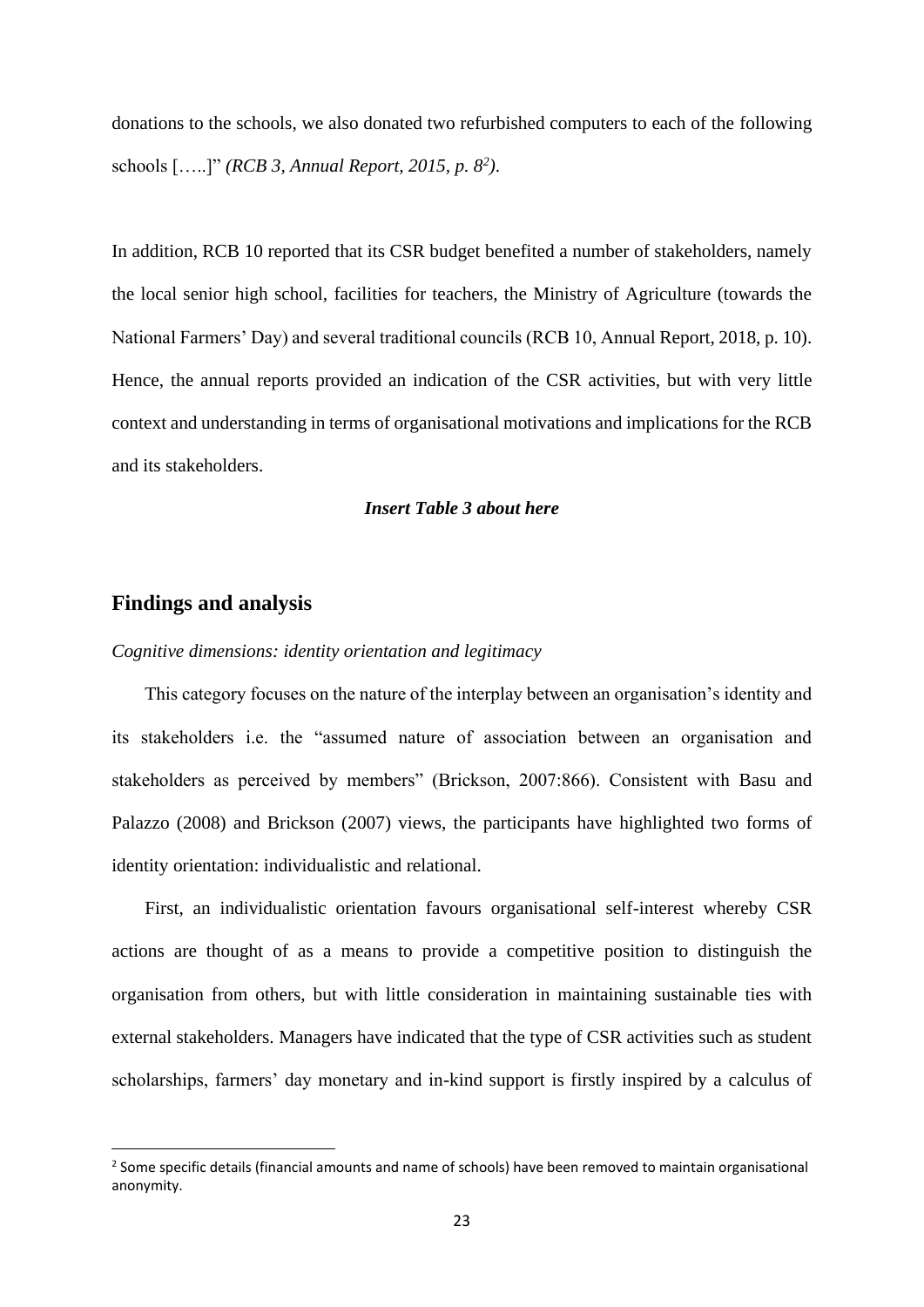donations to the schools, we also donated two refurbished computers to each of the following schools […..]" *(RCB 3, Annual Report, 2015, p. 8[2])*.

In addition, RCB 10 reported that its CSR budget benefited a number of stakeholders, namely the local senior high school, facilities for teachers, the Ministry of Agriculture (towards the National Farmers' Day) and several traditional councils (RCB 10, Annual Report, 2018, p. 10). Hence, the annual reports provided an indication of the CSR activities, but with very little context and understanding in terms of organisational motivations and implications for the RCB and its stakeholders.

***Insert Table 3 about here***

## Findings and analysis

*Cognitive dimensions: identity orientation and legitimacy*

This category focuses on the nature of the interplay between an organisation's identity and its stakeholders i.e. the "assumed nature of association between an organisation and stakeholders as perceived by members" (Brickson, 2007:866). Consistent with Basu and Palazzo (2008) and Brickson (2007) views, the participants have highlighted two forms of identity orientation: individualistic and relational.

First, an individualistic orientation favours organisational self-interest whereby CSR actions are thought of as a means to provide a competitive position to distinguish the organisation from others, but with little consideration in maintaining sustainable ties with external stakeholders. Managers have indicated that the type of CSR activities such as student scholarships, farmers' day monetary and in-kind support is firstly inspired by a calculus of

[2] Some specific details (financial amounts and name of schools) have been removed to maintain organisational anonymity.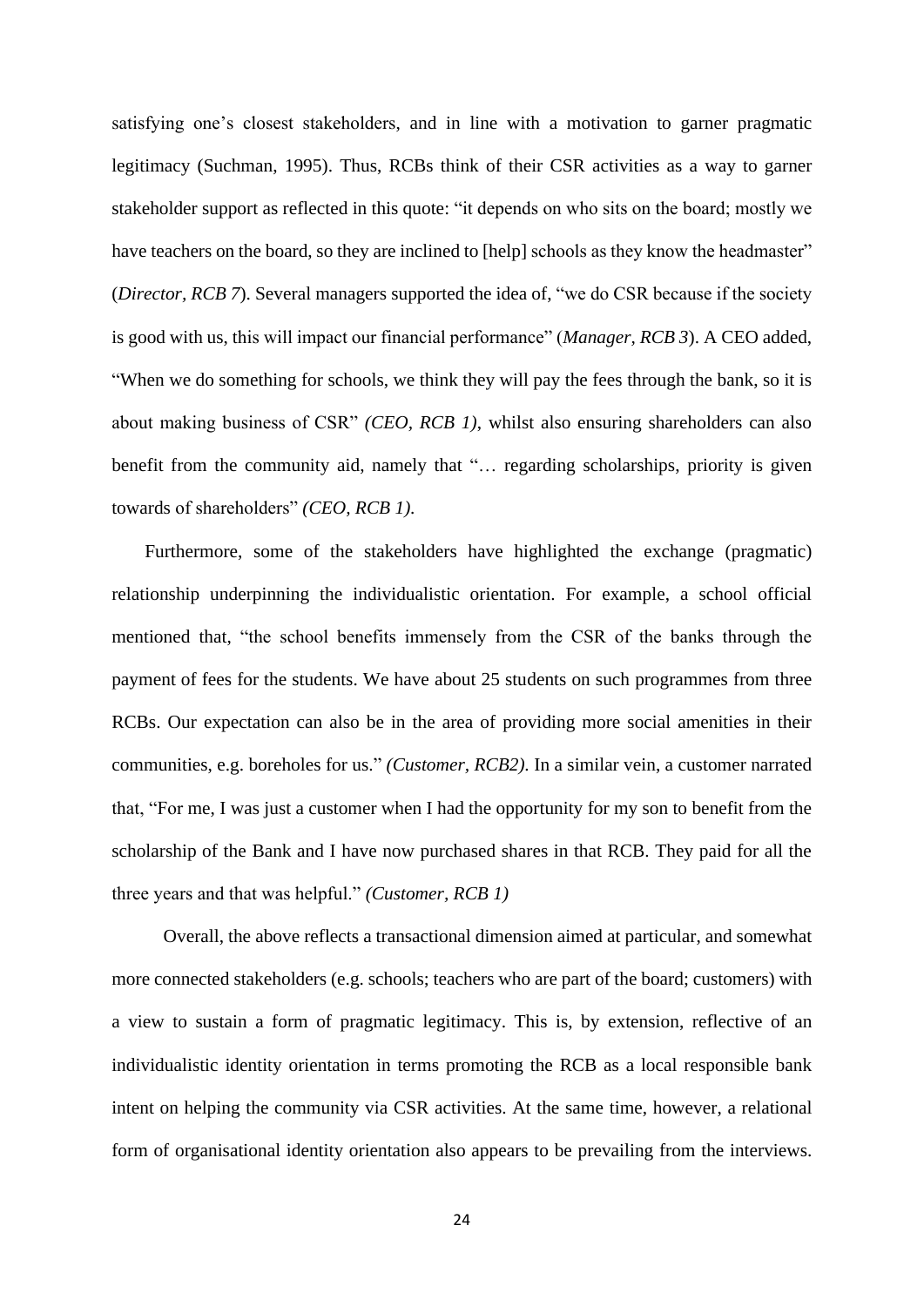satisfying one's closest stakeholders, and in line with a motivation to garner pragmatic legitimacy (Suchman, 1995). Thus, RCBs think of their CSR activities as a way to garner stakeholder support as reflected in this quote: "it depends on who sits on the board; mostly we have teachers on the board, so they are inclined to [help] schools as they know the headmaster" (*Director, RCB 7*). Several managers supported the idea of, "we do CSR because if the society is good with us, this will impact our financial performance" (*Manager, RCB 3*). A CEO added, "When we do something for schools, we think they will pay the fees through the bank, so it is about making business of CSR" *(CEO, RCB 1)*, whilst also ensuring shareholders can also benefit from the community aid, namely that "… regarding scholarships, priority is given towards of shareholders" *(CEO, RCB 1)*.

Furthermore, some of the stakeholders have highlighted the exchange (pragmatic) relationship underpinning the individualistic orientation. For example, a school official mentioned that, "the school benefits immensely from the CSR of the banks through the payment of fees for the students. We have about 25 students on such programmes from three RCBs. Our expectation can also be in the area of providing more social amenities in their communities, e.g. boreholes for us." *(Customer, RCB2)*. In a similar vein, a customer narrated that, "For me, I was just a customer when I had the opportunity for my son to benefit from the scholarship of the Bank and I have now purchased shares in that RCB. They paid for all the three years and that was helpful." *(Customer, RCB 1)*

Overall, the above reflects a transactional dimension aimed at particular, and somewhat more connected stakeholders (e.g. schools; teachers who are part of the board; customers) with a view to sustain a form of pragmatic legitimacy. This is, by extension, reflective of an individualistic identity orientation in terms promoting the RCB as a local responsible bank intent on helping the community via CSR activities. At the same time, however, a relational form of organisational identity orientation also appears to be prevailing from the interviews.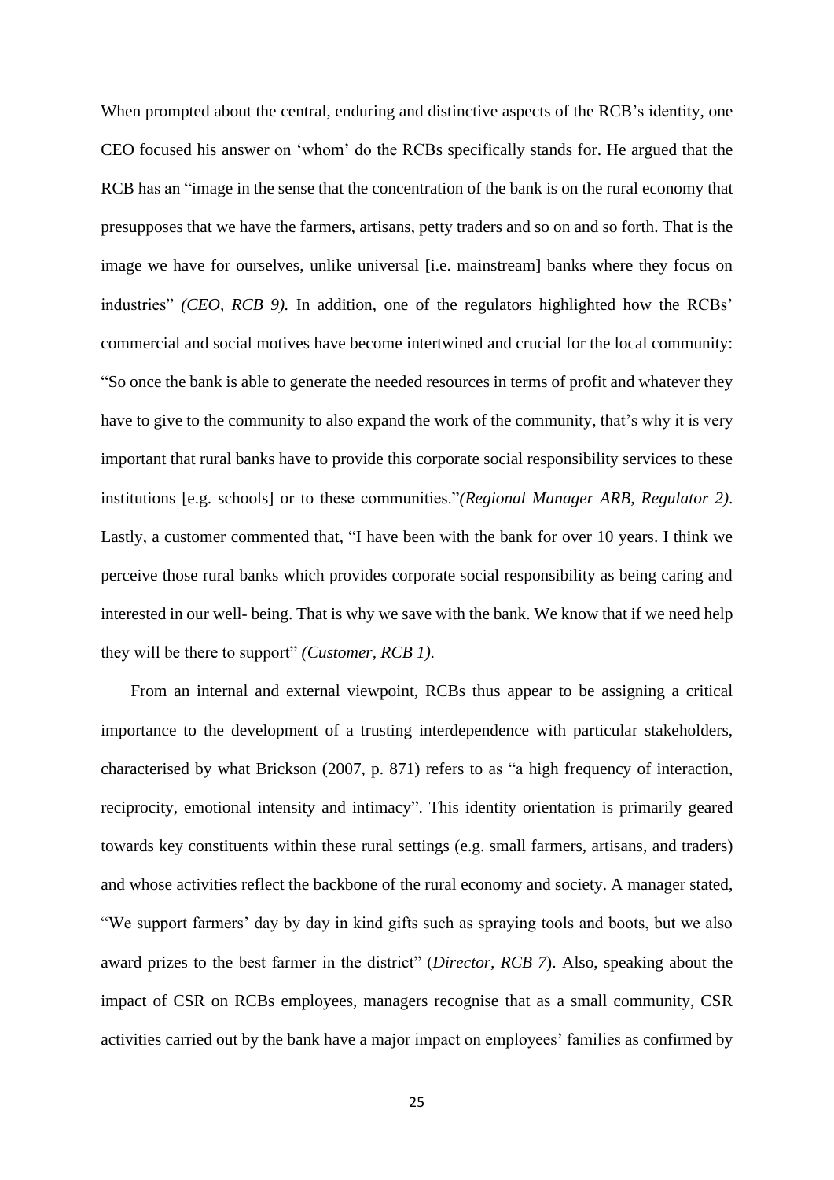When prompted about the central, enduring and distinctive aspects of the RCB's identity, one CEO focused his answer on 'whom' do the RCBs specifically stands for. He argued that the RCB has an "image in the sense that the concentration of the bank is on the rural economy that presupposes that we have the farmers, artisans, petty traders and so on and so forth. That is the image we have for ourselves, unlike universal [i.e. mainstream] banks where they focus on industries" *(CEO, RCB 9).* In addition, one of the regulators highlighted how the RCBs' commercial and social motives have become intertwined and crucial for the local community: "So once the bank is able to generate the needed resources in terms of profit and whatever they have to give to the community to also expand the work of the community, that's why it is very important that rural banks have to provide this corporate social responsibility services to these institutions [e.g. schools] or to these communities."*(Regional Manager ARB, Regulator 2)*. Lastly, a customer commented that, "I have been with the bank for over 10 years. I think we perceive those rural banks which provides corporate social responsibility as being caring and interested in our well- being. That is why we save with the bank. We know that if we need help they will be there to support" *(Customer, RCB 1).*

From an internal and external viewpoint, RCBs thus appear to be assigning a critical importance to the development of a trusting interdependence with particular stakeholders, characterised by what Brickson (2007, p. 871) refers to as "a high frequency of interaction, reciprocity, emotional intensity and intimacy". This identity orientation is primarily geared towards key constituents within these rural settings (e.g. small farmers, artisans, and traders) and whose activities reflect the backbone of the rural economy and society. A manager stated, "We support farmers' day by day in kind gifts such as spraying tools and boots, but we also award prizes to the best farmer in the district" (*Director, RCB 7*). Also, speaking about the impact of CSR on RCBs employees, managers recognise that as a small community, CSR activities carried out by the bank have a major impact on employees' families as confirmed by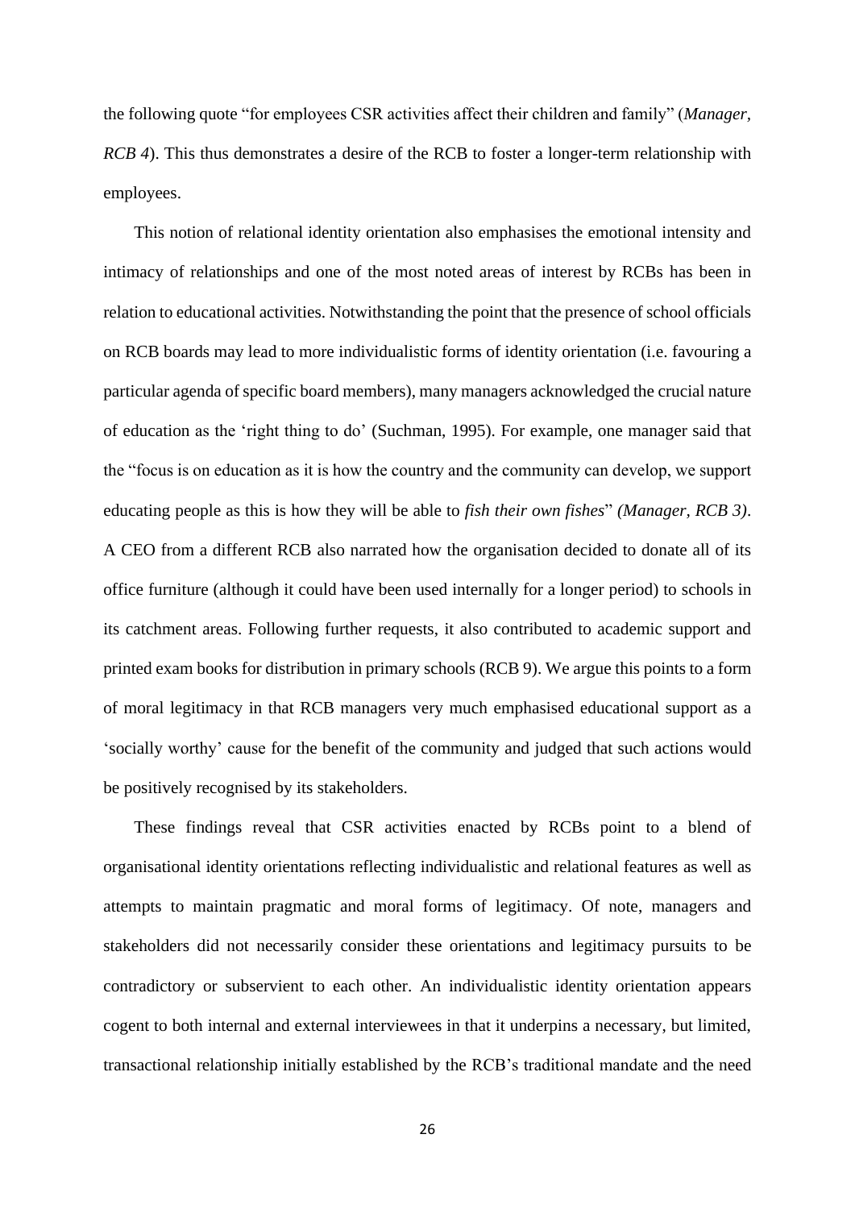the following quote "for employees CSR activities affect their children and family" (*Manager, RCB 4*). This thus demonstrates a desire of the RCB to foster a longer-term relationship with employees.

This notion of relational identity orientation also emphasises the emotional intensity and intimacy of relationships and one of the most noted areas of interest by RCBs has been in relation to educational activities. Notwithstanding the point that the presence of school officials on RCB boards may lead to more individualistic forms of identity orientation (i.e. favouring a particular agenda of specific board members), many managers acknowledged the crucial nature of education as the 'right thing to do' (Suchman, 1995). For example, one manager said that the "focus is on education as it is how the country and the community can develop, we support educating people as this is how they will be able to *fish their own fishes*" *(Manager, RCB 3)*. A CEO from a different RCB also narrated how the organisation decided to donate all of its office furniture (although it could have been used internally for a longer period) to schools in its catchment areas. Following further requests, it also contributed to academic support and printed exam books for distribution in primary schools (RCB 9). We argue this points to a form of moral legitimacy in that RCB managers very much emphasised educational support as a 'socially worthy' cause for the benefit of the community and judged that such actions would be positively recognised by its stakeholders.

These findings reveal that CSR activities enacted by RCBs point to a blend of organisational identity orientations reflecting individualistic and relational features as well as attempts to maintain pragmatic and moral forms of legitimacy. Of note, managers and stakeholders did not necessarily consider these orientations and legitimacy pursuits to be contradictory or subservient to each other. An individualistic identity orientation appears cogent to both internal and external interviewees in that it underpins a necessary, but limited, transactional relationship initially established by the RCB's traditional mandate and the need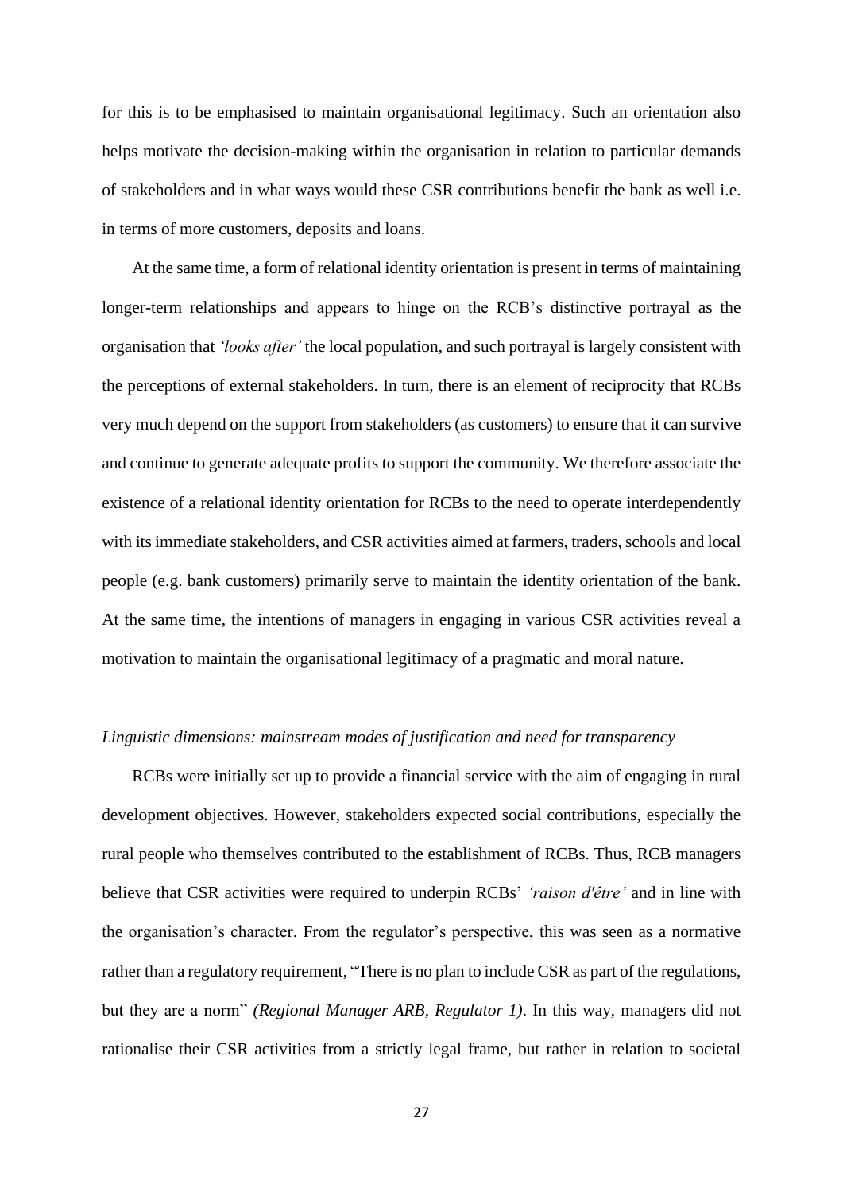for this is to be emphasised to maintain organisational legitimacy. Such an orientation also helps motivate the decision-making within the organisation in relation to particular demands of stakeholders and in what ways would these CSR contributions benefit the bank as well i.e. in terms of more customers, deposits and loans.

At the same time, a form of relational identity orientation is present in terms of maintaining longer-term relationships and appears to hinge on the RCB's distinctive portrayal as the organisation that *'looks after'* the local population, and such portrayal is largely consistent with the perceptions of external stakeholders. In turn, there is an element of reciprocity that RCBs very much depend on the support from stakeholders (as customers) to ensure that it can survive and continue to generate adequate profits to support the community. We therefore associate the existence of a relational identity orientation for RCBs to the need to operate interdependently with its immediate stakeholders, and CSR activities aimed at farmers, traders, schools and local people (e.g. bank customers) primarily serve to maintain the identity orientation of the bank. At the same time, the intentions of managers in engaging in various CSR activities reveal a motivation to maintain the organisational legitimacy of a pragmatic and moral nature.

*Linguistic dimensions: mainstream modes of justification and need for transparency*

RCBs were initially set up to provide a financial service with the aim of engaging in rural development objectives. However, stakeholders expected social contributions, especially the rural people who themselves contributed to the establishment of RCBs. Thus, RCB managers believe that CSR activities were required to underpin RCBs' *'raison d'être'* and in line with the organisation's character. From the regulator's perspective, this was seen as a normative rather than a regulatory requirement, "There is no plan to include CSR as part of the regulations, but they are a norm" *(Regional Manager ARB, Regulator 1)*. In this way, managers did not rationalise their CSR activities from a strictly legal frame, but rather in relation to societal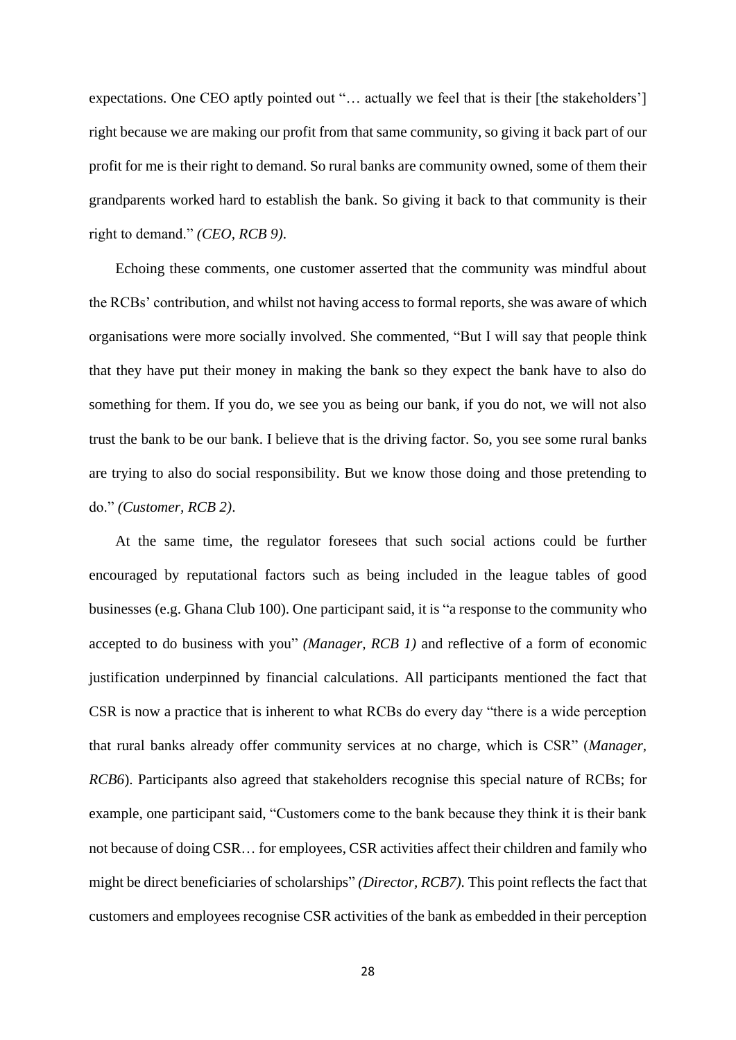expectations. One CEO aptly pointed out "… actually we feel that is their [the stakeholders'] right because we are making our profit from that same community, so giving it back part of our profit for me is their right to demand. So rural banks are community owned, some of them their grandparents worked hard to establish the bank. So giving it back to that community is their right to demand." *(CEO, RCB 9)*.

Echoing these comments, one customer asserted that the community was mindful about the RCBs' contribution, and whilst not having access to formal reports, she was aware of which organisations were more socially involved. She commented, "But I will say that people think that they have put their money in making the bank so they expect the bank have to also do something for them. If you do, we see you as being our bank, if you do not, we will not also trust the bank to be our bank. I believe that is the driving factor. So, you see some rural banks are trying to also do social responsibility. But we know those doing and those pretending to do." *(Customer, RCB 2)*.

At the same time, the regulator foresees that such social actions could be further encouraged by reputational factors such as being included in the league tables of good businesses (e.g. Ghana Club 100). One participant said, it is "a response to the community who accepted to do business with you" *(Manager, RCB 1)* and reflective of a form of economic justification underpinned by financial calculations. All participants mentioned the fact that CSR is now a practice that is inherent to what RCBs do every day "there is a wide perception that rural banks already offer community services at no charge, which is CSR" (*Manager, RCB6*). Participants also agreed that stakeholders recognise this special nature of RCBs; for example, one participant said, "Customers come to the bank because they think it is their bank not because of doing CSR… for employees, CSR activities affect their children and family who might be direct beneficiaries of scholarships" *(Director, RCB7)*. This point reflects the fact that customers and employees recognise CSR activities of the bank as embedded in their perception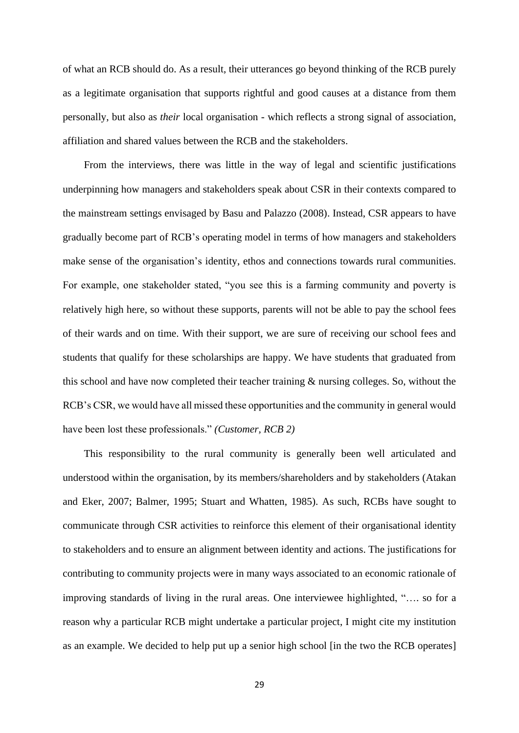of what an RCB should do. As a result, their utterances go beyond thinking of the RCB purely as a legitimate organisation that supports rightful and good causes at a distance from them personally, but also as *their* local organisation - which reflects a strong signal of association, affiliation and shared values between the RCB and the stakeholders.

From the interviews, there was little in the way of legal and scientific justifications underpinning how managers and stakeholders speak about CSR in their contexts compared to the mainstream settings envisaged by Basu and Palazzo (2008). Instead, CSR appears to have gradually become part of RCB's operating model in terms of how managers and stakeholders make sense of the organisation's identity, ethos and connections towards rural communities. For example, one stakeholder stated, "you see this is a farming community and poverty is relatively high here, so without these supports, parents will not be able to pay the school fees of their wards and on time. With their support, we are sure of receiving our school fees and students that qualify for these scholarships are happy. We have students that graduated from this school and have now completed their teacher training & nursing colleges. So, without the RCB's CSR, we would have all missed these opportunities and the community in general would have been lost these professionals." *(Customer, RCB 2)*

This responsibility to the rural community is generally been well articulated and understood within the organisation, by its members/shareholders and by stakeholders (Atakan and Eker, 2007; Balmer, 1995; Stuart and Whatten, 1985). As such, RCBs have sought to communicate through CSR activities to reinforce this element of their organisational identity to stakeholders and to ensure an alignment between identity and actions. The justifications for contributing to community projects were in many ways associated to an economic rationale of improving standards of living in the rural areas. One interviewee highlighted, ".... so for a reason why a particular RCB might undertake a particular project, I might cite my institution as an example. We decided to help put up a senior high school [in the two the RCB operates]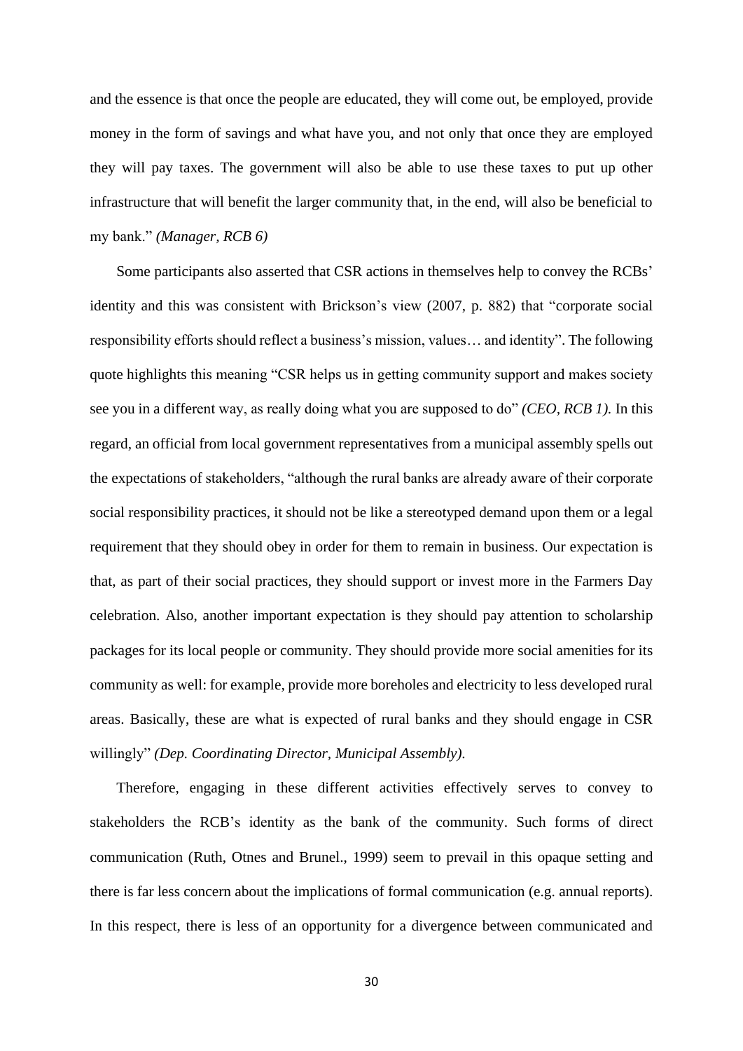and the essence is that once the people are educated, they will come out, be employed, provide money in the form of savings and what have you, and not only that once they are employed they will pay taxes. The government will also be able to use these taxes to put up other infrastructure that will benefit the larger community that, in the end, will also be beneficial to my bank." *(Manager, RCB 6)*

Some participants also asserted that CSR actions in themselves help to convey the RCBs' identity and this was consistent with Brickson's view (2007, p. 882) that "corporate social responsibility efforts should reflect a business's mission, values… and identity". The following quote highlights this meaning "CSR helps us in getting community support and makes society see you in a different way, as really doing what you are supposed to do" *(CEO, RCB 1).* In this regard, an official from local government representatives from a municipal assembly spells out the expectations of stakeholders, "although the rural banks are already aware of their corporate social responsibility practices, it should not be like a stereotyped demand upon them or a legal requirement that they should obey in order for them to remain in business. Our expectation is that, as part of their social practices, they should support or invest more in the Farmers Day celebration. Also, another important expectation is they should pay attention to scholarship packages for its local people or community. They should provide more social amenities for its community as well: for example, provide more boreholes and electricity to less developed rural areas. Basically, these are what is expected of rural banks and they should engage in CSR willingly" *(Dep. Coordinating Director, Municipal Assembly).*

Therefore, engaging in these different activities effectively serves to convey to stakeholders the RCB's identity as the bank of the community. Such forms of direct communication (Ruth, Otnes and Brunel., 1999) seem to prevail in this opaque setting and there is far less concern about the implications of formal communication (e.g. annual reports). In this respect, there is less of an opportunity for a divergence between communicated and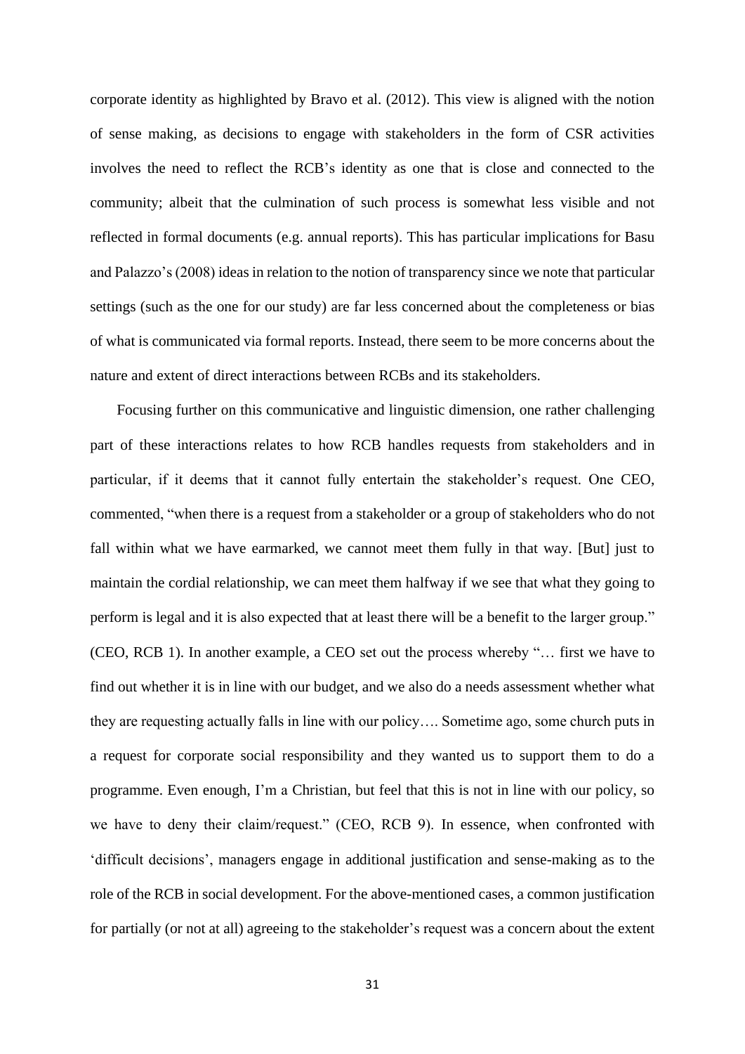corporate identity as highlighted by Bravo et al. (2012). This view is aligned with the notion of sense making, as decisions to engage with stakeholders in the form of CSR activities involves the need to reflect the RCB's identity as one that is close and connected to the community; albeit that the culmination of such process is somewhat less visible and not reflected in formal documents (e.g. annual reports). This has particular implications for Basu and Palazzo's (2008) ideas in relation to the notion of transparency since we note that particular settings (such as the one for our study) are far less concerned about the completeness or bias of what is communicated via formal reports. Instead, there seem to be more concerns about the nature and extent of direct interactions between RCBs and its stakeholders.

Focusing further on this communicative and linguistic dimension, one rather challenging part of these interactions relates to how RCB handles requests from stakeholders and in particular, if it deems that it cannot fully entertain the stakeholder's request. One CEO, commented, "when there is a request from a stakeholder or a group of stakeholders who do not fall within what we have earmarked, we cannot meet them fully in that way. [But] just to maintain the cordial relationship, we can meet them halfway if we see that what they going to perform is legal and it is also expected that at least there will be a benefit to the larger group." (CEO, RCB 1). In another example, a CEO set out the process whereby "… first we have to find out whether it is in line with our budget, and we also do a needs assessment whether what they are requesting actually falls in line with our policy…. Sometime ago, some church puts in a request for corporate social responsibility and they wanted us to support them to do a programme. Even enough, I'm a Christian, but feel that this is not in line with our policy, so we have to deny their claim/request." (CEO, RCB 9). In essence, when confronted with 'difficult decisions', managers engage in additional justification and sense-making as to the role of the RCB in social development. For the above-mentioned cases, a common justification for partially (or not at all) agreeing to the stakeholder's request was a concern about the extent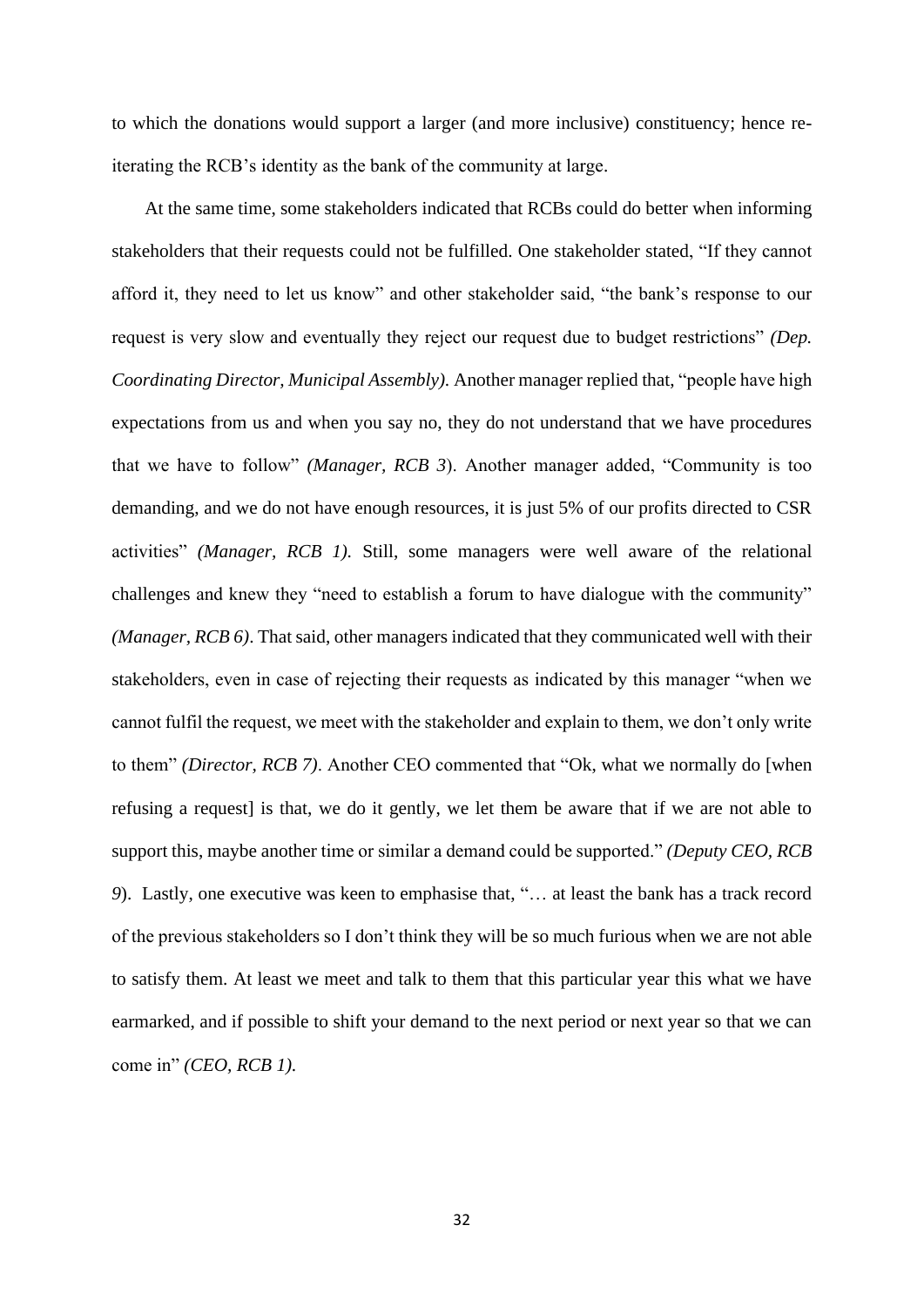to which the donations would support a larger (and more inclusive) constituency; hence re-iterating the RCB's identity as the bank of the community at large.

At the same time, some stakeholders indicated that RCBs could do better when informing stakeholders that their requests could not be fulfilled. One stakeholder stated, "If they cannot afford it, they need to let us know" and other stakeholder said, "the bank's response to our request is very slow and eventually they reject our request due to budget restrictions" *(Dep. Coordinating Director, Municipal Assembly)*. Another manager replied that, "people have high expectations from us and when you say no, they do not understand that we have procedures that we have to follow" *(Manager, RCB 3*). Another manager added, "Community is too demanding, and we do not have enough resources, it is just 5% of our profits directed to CSR activities" *(Manager, RCB 1).* Still, some managers were well aware of the relational challenges and knew they "need to establish a forum to have dialogue with the community" *(Manager, RCB 6)*. That said, other managers indicated that they communicated well with their stakeholders, even in case of rejecting their requests as indicated by this manager "when we cannot fulfil the request, we meet with the stakeholder and explain to them, we don't only write to them" *(Director, RCB 7)*. Another CEO commented that "Ok, what we normally do [when refusing a request] is that, we do it gently, we let them be aware that if we are not able to support this, maybe another time or similar a demand could be supported." *(Deputy CEO, RCB 9*). Lastly, one executive was keen to emphasise that, "… at least the bank has a track record of the previous stakeholders so I don't think they will be so much furious when we are not able to satisfy them. At least we meet and talk to them that this particular year this what we have earmarked, and if possible to shift your demand to the next period or next year so that we can come in" *(CEO, RCB 1).*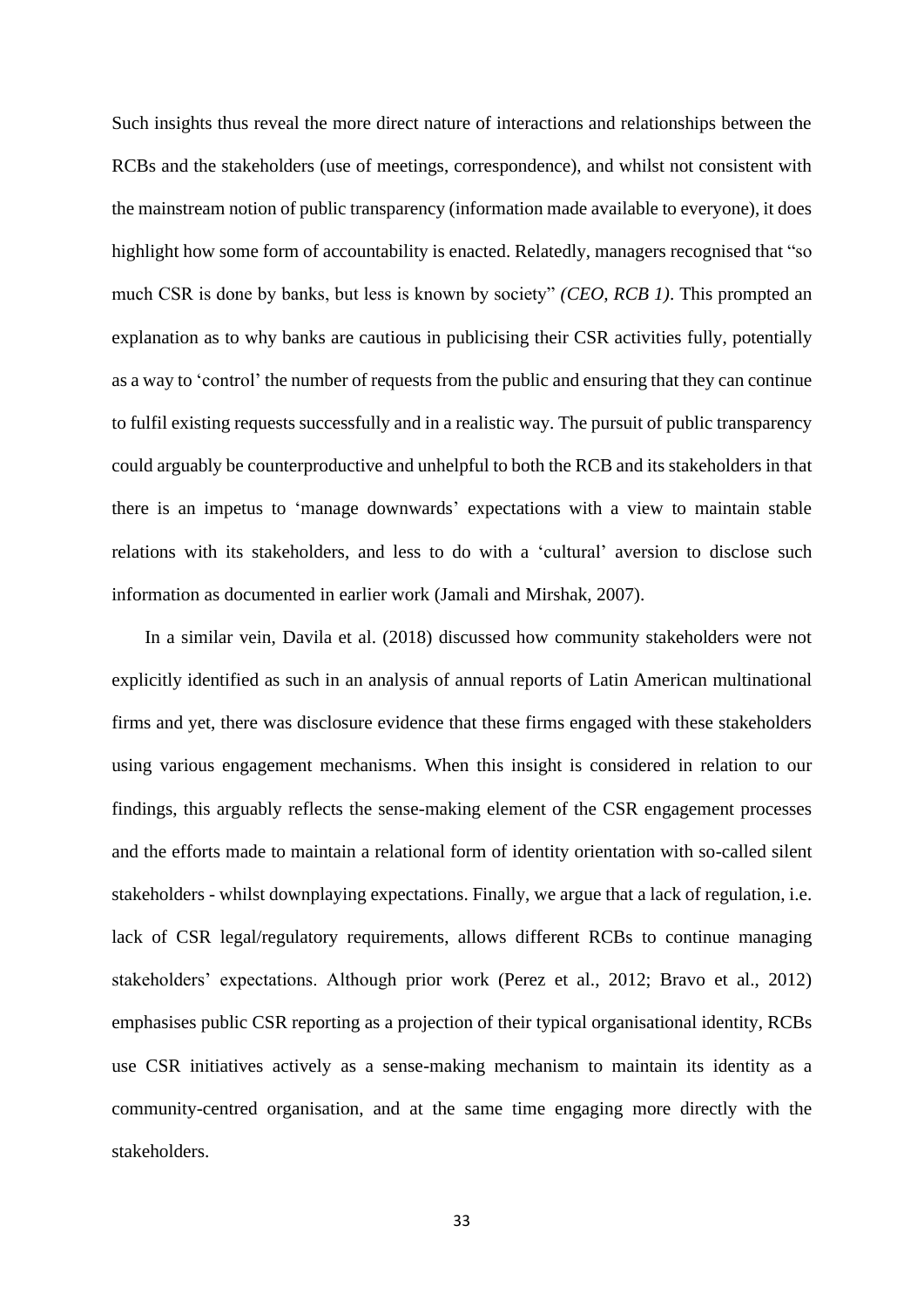Such insights thus reveal the more direct nature of interactions and relationships between the RCBs and the stakeholders (use of meetings, correspondence), and whilst not consistent with the mainstream notion of public transparency (information made available to everyone), it does highlight how some form of accountability is enacted. Relatedly, managers recognised that "so much CSR is done by banks, but less is known by society" *(CEO, RCB 1)*. This prompted an explanation as to why banks are cautious in publicising their CSR activities fully, potentially as a way to 'control' the number of requests from the public and ensuring that they can continue to fulfil existing requests successfully and in a realistic way. The pursuit of public transparency could arguably be counterproductive and unhelpful to both the RCB and its stakeholders in that there is an impetus to 'manage downwards' expectations with a view to maintain stable relations with its stakeholders, and less to do with a 'cultural' aversion to disclose such information as documented in earlier work (Jamali and Mirshak, 2007).

In a similar vein, Davila et al. (2018) discussed how community stakeholders were not explicitly identified as such in an analysis of annual reports of Latin American multinational firms and yet, there was disclosure evidence that these firms engaged with these stakeholders using various engagement mechanisms. When this insight is considered in relation to our findings, this arguably reflects the sense-making element of the CSR engagement processes and the efforts made to maintain a relational form of identity orientation with so-called silent stakeholders - whilst downplaying expectations. Finally, we argue that a lack of regulation, i.e. lack of CSR legal/regulatory requirements, allows different RCBs to continue managing stakeholders' expectations. Although prior work (Perez et al., 2012; Bravo et al., 2012) emphasises public CSR reporting as a projection of their typical organisational identity, RCBs use CSR initiatives actively as a sense-making mechanism to maintain its identity as a community-centred organisation, and at the same time engaging more directly with the stakeholders.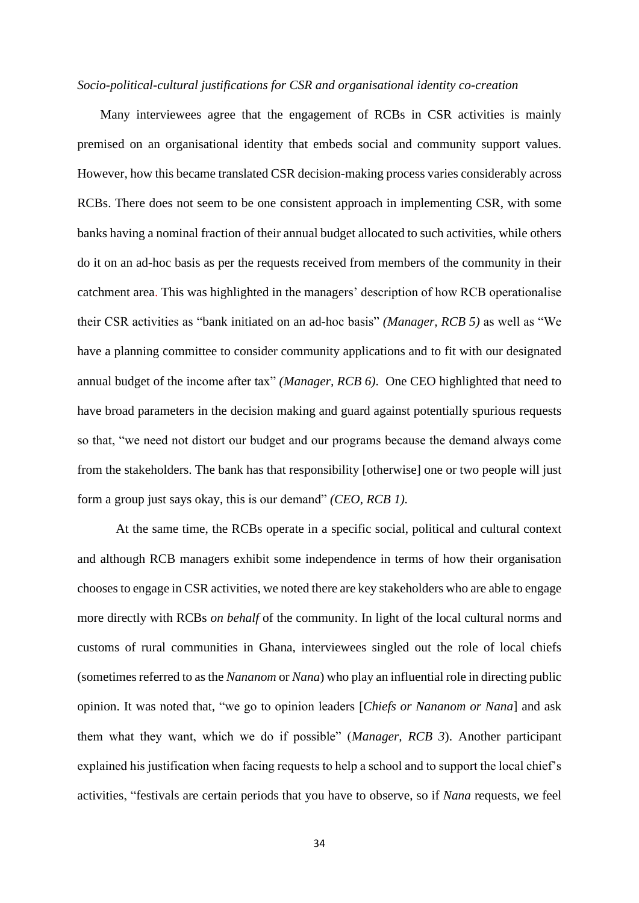*Socio-political-cultural justifications for CSR and organisational identity co-creation*

Many interviewees agree that the engagement of RCBs in CSR activities is mainly premised on an organisational identity that embeds social and community support values. However, how this became translated CSR decision-making process varies considerably across RCBs. There does not seem to be one consistent approach in implementing CSR, with some banks having a nominal fraction of their annual budget allocated to such activities, while others do it on an ad-hoc basis as per the requests received from members of the community in their catchment area. This was highlighted in the managers' description of how RCB operationalise their CSR activities as "bank initiated on an ad-hoc basis" *(Manager, RCB 5)* as well as "We have a planning committee to consider community applications and to fit with our designated annual budget of the income after tax" *(Manager, RCB 6)*. One CEO highlighted that need to have broad parameters in the decision making and guard against potentially spurious requests so that, "we need not distort our budget and our programs because the demand always come from the stakeholders. The bank has that responsibility [otherwise] one or two people will just form a group just says okay, this is our demand" *(CEO, RCB 1)*.

At the same time, the RCBs operate in a specific social, political and cultural context and although RCB managers exhibit some independence in terms of how their organisation chooses to engage in CSR activities, we noted there are key stakeholders who are able to engage more directly with RCBs *on behalf* of the community. In light of the local cultural norms and customs of rural communities in Ghana, interviewees singled out the role of local chiefs (sometimes referred to as the *Nananom* or *Nana*) who play an influential role in directing public opinion. It was noted that, "we go to opinion leaders [*Chiefs or Nananom or Nana*] and ask them what they want, which we do if possible" (*Manager, RCB 3*). Another participant explained his justification when facing requests to help a school and to support the local chief's activities, "festivals are certain periods that you have to observe, so if *Nana* requests, we feel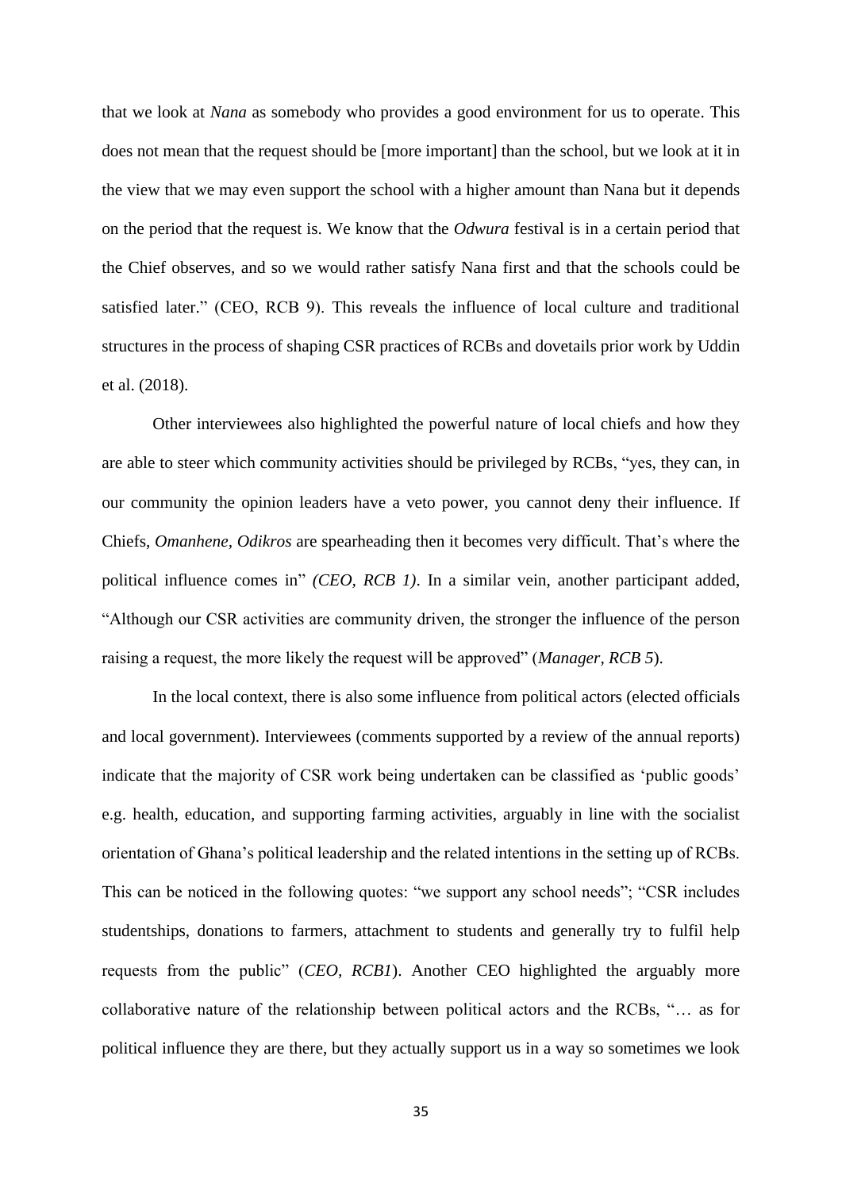that we look at *Nana* as somebody who provides a good environment for us to operate. This does not mean that the request should be [more important] than the school, but we look at it in the view that we may even support the school with a higher amount than Nana but it depends on the period that the request is. We know that the *Odwura* festival is in a certain period that the Chief observes, and so we would rather satisfy Nana first and that the schools could be satisfied later." (CEO, RCB 9). This reveals the influence of local culture and traditional structures in the process of shaping CSR practices of RCBs and dovetails prior work by Uddin et al. (2018).

Other interviewees also highlighted the powerful nature of local chiefs and how they are able to steer which community activities should be privileged by RCBs, "yes, they can, in our community the opinion leaders have a veto power, you cannot deny their influence. If Chiefs, *Omanhene, Odikros* are spearheading then it becomes very difficult. That's where the political influence comes in" *(CEO, RCB 1)*. In a similar vein, another participant added, "Although our CSR activities are community driven, the stronger the influence of the person raising a request, the more likely the request will be approved" (*Manager, RCB 5*).

In the local context, there is also some influence from political actors (elected officials and local government). Interviewees (comments supported by a review of the annual reports) indicate that the majority of CSR work being undertaken can be classified as 'public goods' e.g. health, education, and supporting farming activities, arguably in line with the socialist orientation of Ghana's political leadership and the related intentions in the setting up of RCBs. This can be noticed in the following quotes: "we support any school needs"; "CSR includes studentships, donations to farmers, attachment to students and generally try to fulfil help requests from the public" (*CEO, RCB1*). Another CEO highlighted the arguably more collaborative nature of the relationship between political actors and the RCBs, "… as for political influence they are there, but they actually support us in a way so sometimes we look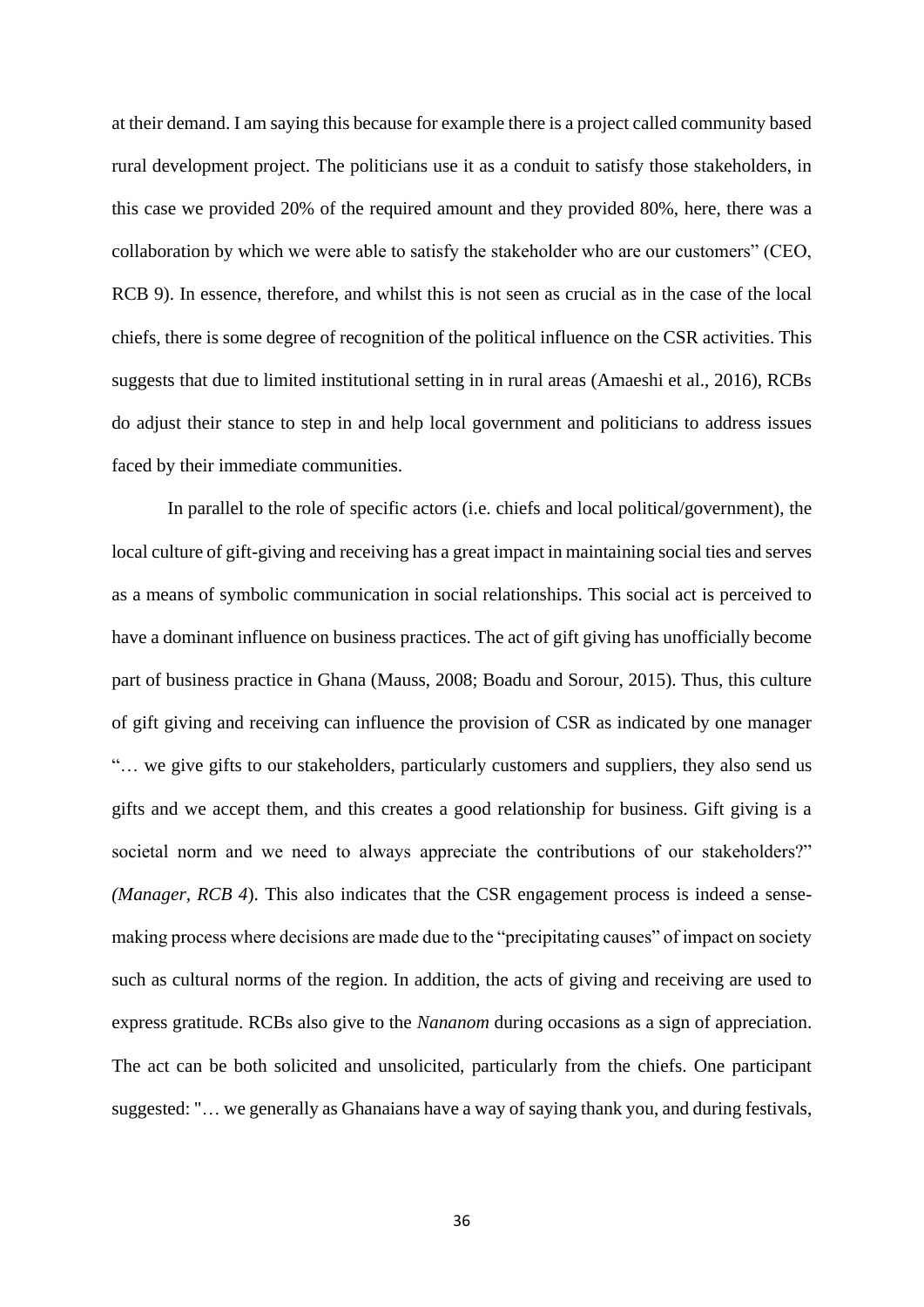at their demand. I am saying this because for example there is a project called community based rural development project. The politicians use it as a conduit to satisfy those stakeholders, in this case we provided 20% of the required amount and they provided 80%, here, there was a collaboration by which we were able to satisfy the stakeholder who are our customers" (CEO, RCB 9). In essence, therefore, and whilst this is not seen as crucial as in the case of the local chiefs, there is some degree of recognition of the political influence on the CSR activities. This suggests that due to limited institutional setting in in rural areas (Amaeshi et al., 2016), RCBs do adjust their stance to step in and help local government and politicians to address issues faced by their immediate communities.

In parallel to the role of specific actors (i.e. chiefs and local political/government), the local culture of gift-giving and receiving has a great impact in maintaining social ties and serves as a means of symbolic communication in social relationships. This social act is perceived to have a dominant influence on business practices. The act of gift giving has unofficially become part of business practice in Ghana (Mauss, 2008; Boadu and Sorour, 2015). Thus, this culture of gift giving and receiving can influence the provision of CSR as indicated by one manager "… we give gifts to our stakeholders, particularly customers and suppliers, they also send us gifts and we accept them, and this creates a good relationship for business. Gift giving is a societal norm and we need to always appreciate the contributions of our stakeholders?" *(Manager, RCB 4*). This also indicates that the CSR engagement process is indeed a sense-making process where decisions are made due to the "precipitating causes" of impact on society such as cultural norms of the region. In addition, the acts of giving and receiving are used to express gratitude. RCBs also give to the *Nananom* during occasions as a sign of appreciation. The act can be both solicited and unsolicited, particularly from the chiefs. One participant suggested: "… we generally as Ghanaians have a way of saying thank you, and during festivals,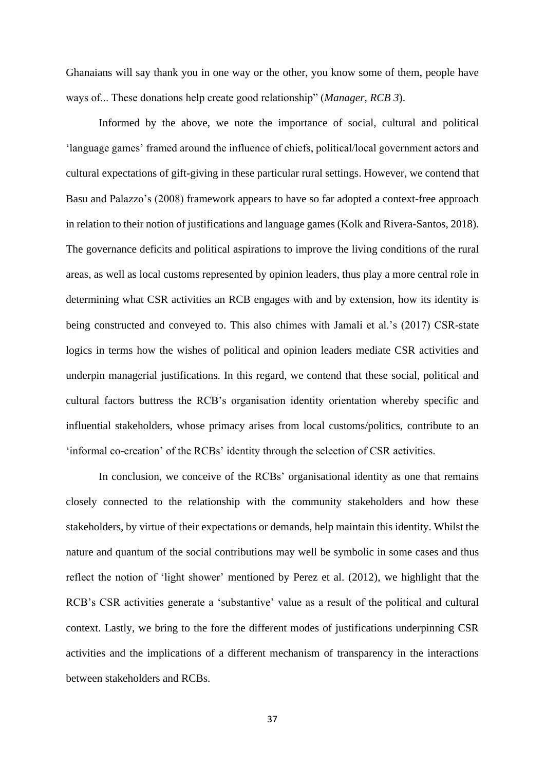Ghanaians will say thank you in one way or the other, you know some of them, people have ways of... These donations help create good relationship" (*Manager, RCB 3*).

Informed by the above, we note the importance of social, cultural and political 'language games' framed around the influence of chiefs, political/local government actors and cultural expectations of gift-giving in these particular rural settings. However, we contend that Basu and Palazzo's (2008) framework appears to have so far adopted a context-free approach in relation to their notion of justifications and language games (Kolk and Rivera-Santos, 2018). The governance deficits and political aspirations to improve the living conditions of the rural areas, as well as local customs represented by opinion leaders, thus play a more central role in determining what CSR activities an RCB engages with and by extension, how its identity is being constructed and conveyed to. This also chimes with Jamali et al.'s (2017) CSR-state logics in terms how the wishes of political and opinion leaders mediate CSR activities and underpin managerial justifications. In this regard, we contend that these social, political and cultural factors buttress the RCB's organisation identity orientation whereby specific and influential stakeholders, whose primacy arises from local customs/politics, contribute to an 'informal co-creation' of the RCBs' identity through the selection of CSR activities.

In conclusion, we conceive of the RCBs' organisational identity as one that remains closely connected to the relationship with the community stakeholders and how these stakeholders, by virtue of their expectations or demands, help maintain this identity. Whilst the nature and quantum of the social contributions may well be symbolic in some cases and thus reflect the notion of 'light shower' mentioned by Perez et al. (2012), we highlight that the RCB's CSR activities generate a 'substantive' value as a result of the political and cultural context. Lastly, we bring to the fore the different modes of justifications underpinning CSR activities and the implications of a different mechanism of transparency in the interactions between stakeholders and RCBs.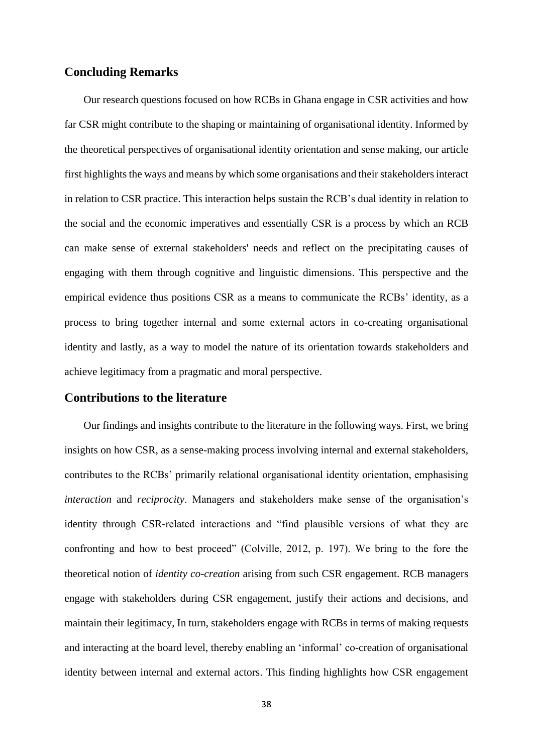## Concluding Remarks

Our research questions focused on how RCBs in Ghana engage in CSR activities and how far CSR might contribute to the shaping or maintaining of organisational identity. Informed by the theoretical perspectives of organisational identity orientation and sense making, our article first highlights the ways and means by which some organisations and their stakeholders interact in relation to CSR practice. This interaction helps sustain the RCB's dual identity in relation to the social and the economic imperatives and essentially CSR is a process by which an RCB can make sense of external stakeholders' needs and reflect on the precipitating causes of engaging with them through cognitive and linguistic dimensions. This perspective and the empirical evidence thus positions CSR as a means to communicate the RCBs' identity, as a process to bring together internal and some external actors in co-creating organisational identity and lastly, as a way to model the nature of its orientation towards stakeholders and achieve legitimacy from a pragmatic and moral perspective.

## Contributions to the literature

Our findings and insights contribute to the literature in the following ways. First, we bring insights on how CSR, as a sense-making process involving internal and external stakeholders, contributes to the RCBs' primarily relational organisational identity orientation, emphasising *interaction* and *reciprocity*. Managers and stakeholders make sense of the organisation's identity through CSR-related interactions and "find plausible versions of what they are confronting and how to best proceed" (Colville, 2012, p. 197). We bring to the fore the theoretical notion of *identity co-creation* arising from such CSR engagement. RCB managers engage with stakeholders during CSR engagement, justify their actions and decisions, and maintain their legitimacy, In turn, stakeholders engage with RCBs in terms of making requests and interacting at the board level, thereby enabling an 'informal' co-creation of organisational identity between internal and external actors. This finding highlights how CSR engagement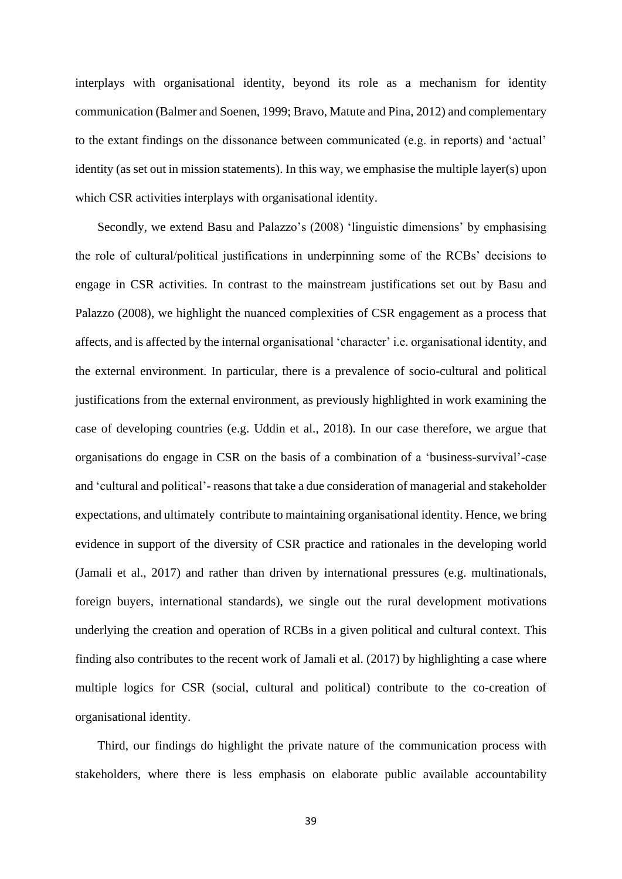interplays with organisational identity, beyond its role as a mechanism for identity communication (Balmer and Soenen, 1999; Bravo, Matute and Pina, 2012) and complementary to the extant findings on the dissonance between communicated (e.g. in reports) and 'actual' identity (as set out in mission statements). In this way, we emphasise the multiple layer(s) upon which CSR activities interplays with organisational identity.

Secondly, we extend Basu and Palazzo's (2008) 'linguistic dimensions' by emphasising the role of cultural/political justifications in underpinning some of the RCBs' decisions to engage in CSR activities. In contrast to the mainstream justifications set out by Basu and Palazzo (2008), we highlight the nuanced complexities of CSR engagement as a process that affects, and is affected by the internal organisational 'character' i.e. organisational identity, and the external environment. In particular, there is a prevalence of socio-cultural and political justifications from the external environment, as previously highlighted in work examining the case of developing countries (e.g. Uddin et al., 2018). In our case therefore, we argue that organisations do engage in CSR on the basis of a combination of a 'business-survival'-case and 'cultural and political'- reasons that take a due consideration of managerial and stakeholder expectations, and ultimately contribute to maintaining organisational identity. Hence, we bring evidence in support of the diversity of CSR practice and rationales in the developing world (Jamali et al., 2017) and rather than driven by international pressures (e.g. multinationals, foreign buyers, international standards), we single out the rural development motivations underlying the creation and operation of RCBs in a given political and cultural context. This finding also contributes to the recent work of Jamali et al. (2017) by highlighting a case where multiple logics for CSR (social, cultural and political) contribute to the co-creation of organisational identity.

Third, our findings do highlight the private nature of the communication process with stakeholders, where there is less emphasis on elaborate public available accountability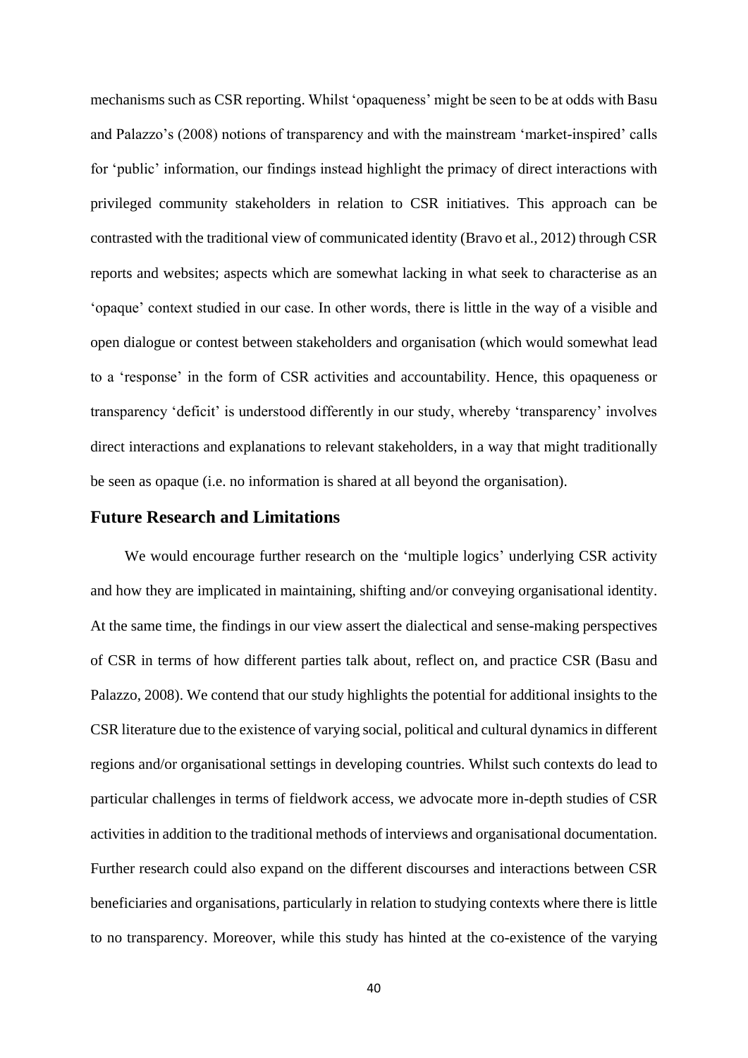mechanisms such as CSR reporting. Whilst 'opaqueness' might be seen to be at odds with Basu and Palazzo's (2008) notions of transparency and with the mainstream 'market-inspired' calls for 'public' information, our findings instead highlight the primacy of direct interactions with privileged community stakeholders in relation to CSR initiatives. This approach can be contrasted with the traditional view of communicated identity (Bravo et al., 2012) through CSR reports and websites; aspects which are somewhat lacking in what seek to characterise as an 'opaque' context studied in our case. In other words, there is little in the way of a visible and open dialogue or contest between stakeholders and organisation (which would somewhat lead to a 'response' in the form of CSR activities and accountability. Hence, this opaqueness or transparency 'deficit' is understood differently in our study, whereby 'transparency' involves direct interactions and explanations to relevant stakeholders, in a way that might traditionally be seen as opaque (i.e. no information is shared at all beyond the organisation).

## Future Research and Limitations

We would encourage further research on the 'multiple logics' underlying CSR activity and how they are implicated in maintaining, shifting and/or conveying organisational identity. At the same time, the findings in our view assert the dialectical and sense-making perspectives of CSR in terms of how different parties talk about, reflect on, and practice CSR (Basu and Palazzo, 2008). We contend that our study highlights the potential for additional insights to the CSR literature due to the existence of varying social, political and cultural dynamics in different regions and/or organisational settings in developing countries. Whilst such contexts do lead to particular challenges in terms of fieldwork access, we advocate more in-depth studies of CSR activities in addition to the traditional methods of interviews and organisational documentation. Further research could also expand on the different discourses and interactions between CSR beneficiaries and organisations, particularly in relation to studying contexts where there is little to no transparency. Moreover, while this study has hinted at the co-existence of the varying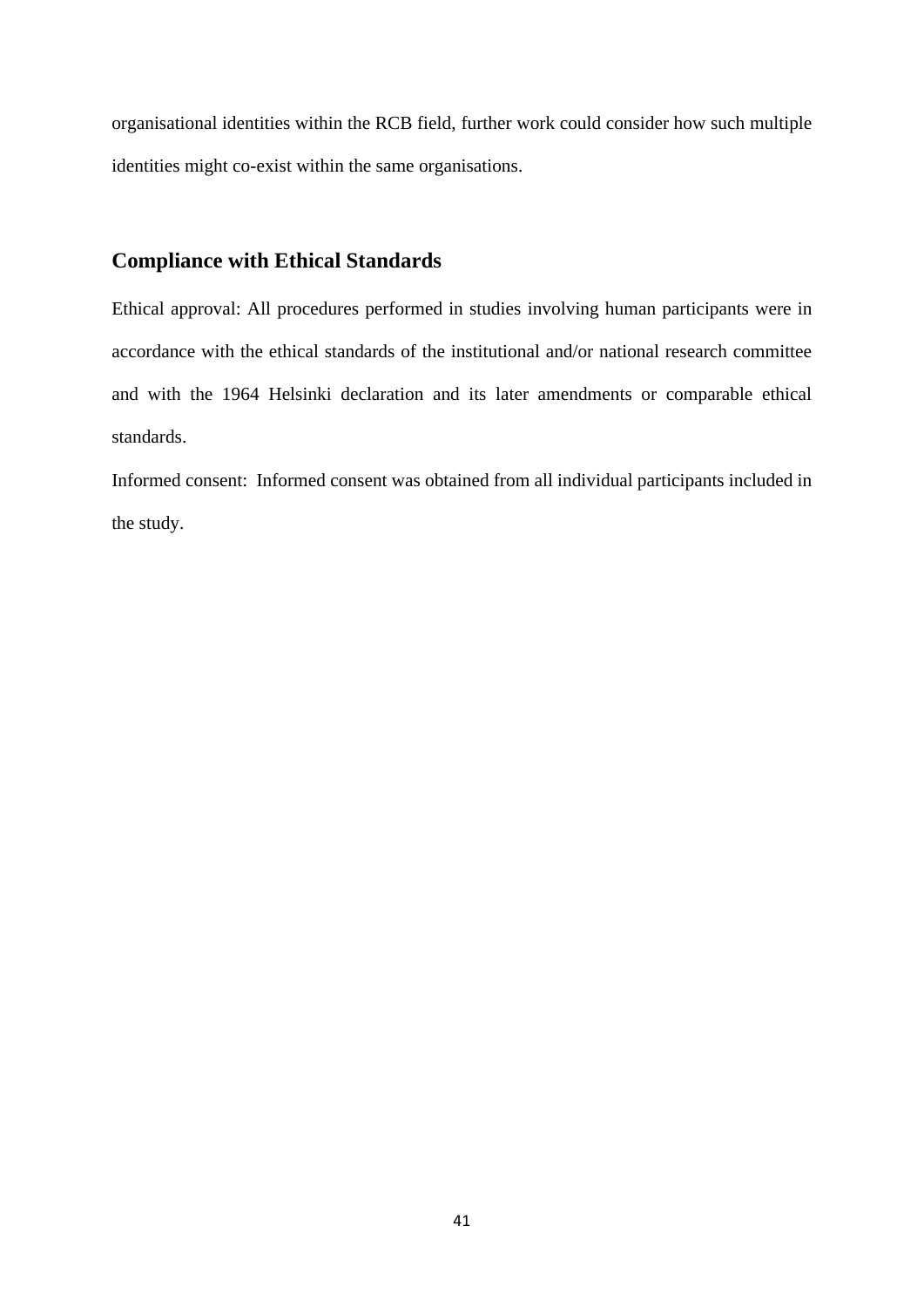organisational identities within the RCB field, further work could consider how such multiple identities might co-exist within the same organisations.

## Compliance with Ethical Standards

Ethical approval: All procedures performed in studies involving human participants were in accordance with the ethical standards of the institutional and/or national research committee and with the 1964 Helsinki declaration and its later amendments or comparable ethical standards.

Informed consent: Informed consent was obtained from all individual participants included in the study.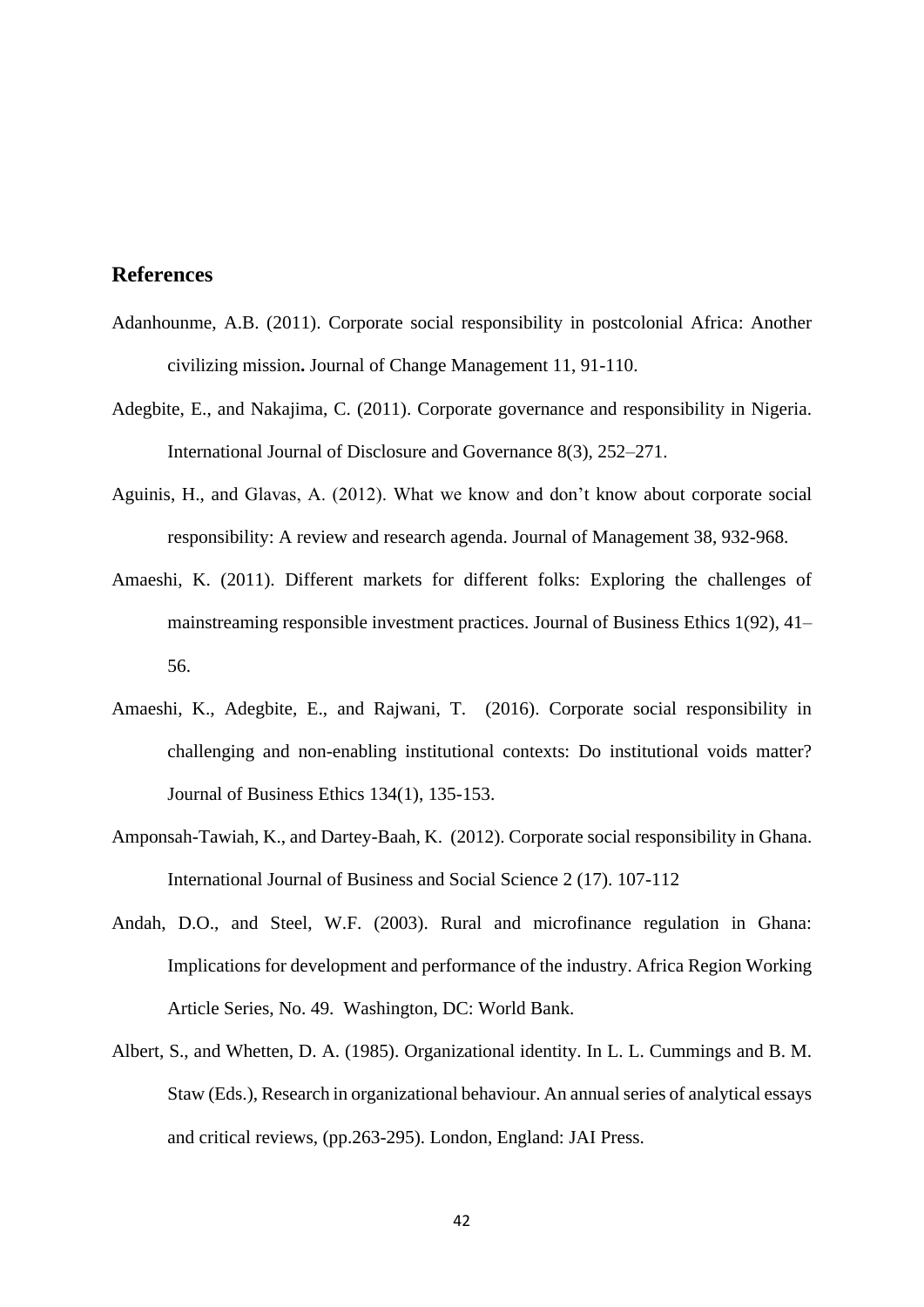## References

Adanhounme, A.B. (2011). Corporate social responsibility in postcolonial Africa: Another civilizing mission**.** Journal of Change Management 11, 91-110.

Adegbite, E., and Nakajima, C. (2011). Corporate governance and responsibility in Nigeria. International Journal of Disclosure and Governance 8(3), 252–271.

Aguinis, H., and Glavas, A. (2012). What we know and don't know about corporate social responsibility: A review and research agenda. Journal of Management 38, 932-968.

Amaeshi, K. (2011). Different markets for different folks: Exploring the challenges of mainstreaming responsible investment practices. Journal of Business Ethics 1(92), 41–56.

Amaeshi, K., Adegbite, E., and Rajwani, T. (2016). Corporate social responsibility in challenging and non-enabling institutional contexts: Do institutional voids matter? Journal of Business Ethics 134(1), 135-153.

Amponsah-Tawiah, K., and Dartey-Baah, K. (2012). Corporate social responsibility in Ghana. International Journal of Business and Social Science 2 (17). 107-112

Andah, D.O., and Steel, W.F. (2003). Rural and microfinance regulation in Ghana: Implications for development and performance of the industry. Africa Region Working Article Series, No. 49. Washington, DC: World Bank.

Albert, S., and Whetten, D. A. (1985). Organizational identity. In L. L. Cummings and B. M. Staw (Eds.), Research in organizational behaviour. An annual series of analytical essays and critical reviews, (pp.263-295). London, England: JAI Press.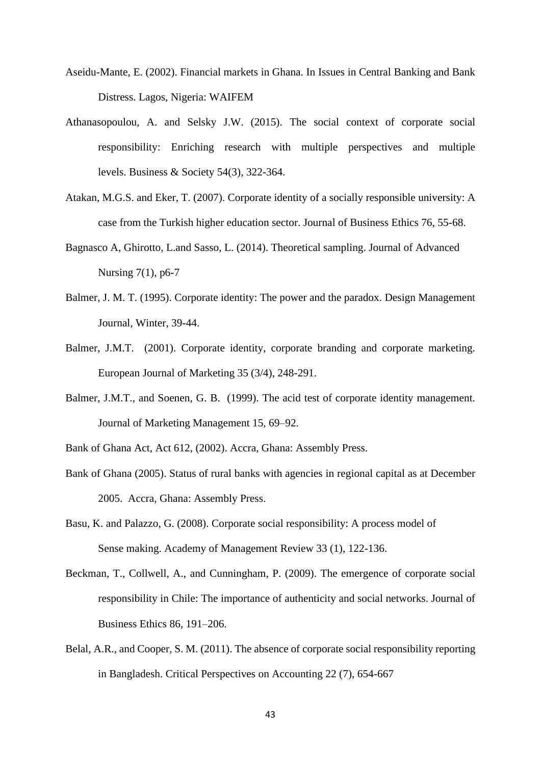Aseidu-Mante, E. (2002). Financial markets in Ghana. In Issues in Central Banking and Bank Distress. Lagos, Nigeria: WAIFEM

Athanasopoulou, A. and Selsky J.W. (2015). The social context of corporate social responsibility: Enriching research with multiple perspectives and multiple levels. Business & Society 54(3), 322-364.

Atakan, M.G.S. and Eker, T. (2007). Corporate identity of a socially responsible university: A case from the Turkish higher education sector. Journal of Business Ethics 76, 55-68.

Bagnasco A, Ghirotto, L.and Sasso, L. (2014). Theoretical sampling. Journal of Advanced Nursing 7(1), p6-7

Balmer, J. M. T. (1995). Corporate identity: The power and the paradox. Design Management Journal, Winter, 39-44.

Balmer, J.M.T. (2001). Corporate identity, corporate branding and corporate marketing. European Journal of Marketing 35 (3/4), 248-291.

Balmer, J.M.T., and Soenen, G. B. (1999). The acid test of corporate identity management. Journal of Marketing Management 15, 69–92.

Bank of Ghana Act, Act 612, (2002). Accra, Ghana: Assembly Press.

Bank of Ghana (2005). Status of rural banks with agencies in regional capital as at December 2005. Accra, Ghana: Assembly Press.

Basu, K. and Palazzo, G. (2008). Corporate social responsibility: A process model of Sense making. Academy of Management Review 33 (1), 122-136.

Beckman, T., Collwell, A., and Cunningham, P. (2009). The emergence of corporate social responsibility in Chile: The importance of authenticity and social networks. Journal of Business Ethics 86, 191–206.

Belal, A.R., and Cooper, S. M. (2011). The absence of corporate social responsibility reporting in Bangladesh. Critical Perspectives on Accounting 22 (7), 654-667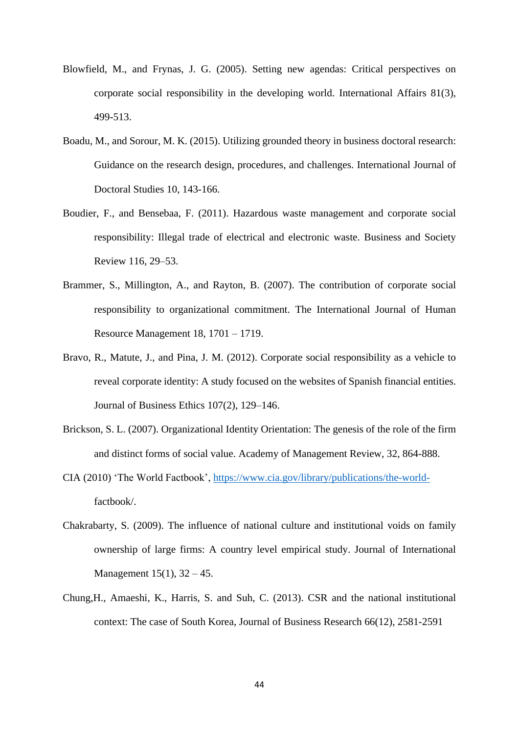Blowfield, M., and Frynas, J. G. (2005). Setting new agendas: Critical perspectives on corporate social responsibility in the developing world. International Affairs 81(3), 499-513.

Boadu, M., and Sorour, M. K. (2015). Utilizing grounded theory in business doctoral research: Guidance on the research design, procedures, and challenges. International Journal of Doctoral Studies 10, 143-166.

Boudier, F., and Bensebaa, F. (2011). Hazardous waste management and corporate social responsibility: Illegal trade of electrical and electronic waste. Business and Society Review 116, 29–53.

Brammer, S., Millington, A., and Rayton, B. (2007). The contribution of corporate social responsibility to organizational commitment. The International Journal of Human Resource Management 18, 1701 – 1719.

Bravo, R., Matute, J., and Pina, J. M. (2012). Corporate social responsibility as a vehicle to reveal corporate identity: A study focused on the websites of Spanish financial entities. Journal of Business Ethics 107(2), 129–146.

Brickson, S. L. (2007). Organizational Identity Orientation: The genesis of the role of the firm and distinct forms of social value. Academy of Management Review, 32, 864-888.

CIA (2010) 'The World Factbook', https://www.cia.gov/library/publications/the-world-factbook/.

Chakrabarty, S. (2009). The influence of national culture and institutional voids on family ownership of large firms: A country level empirical study. Journal of International Management 15(1), 32 – 45.

Chung,H., Amaeshi, K., Harris, S. and Suh, C. (2013). CSR and the national institutional context: The case of South Korea, Journal of Business Research 66(12), 2581-2591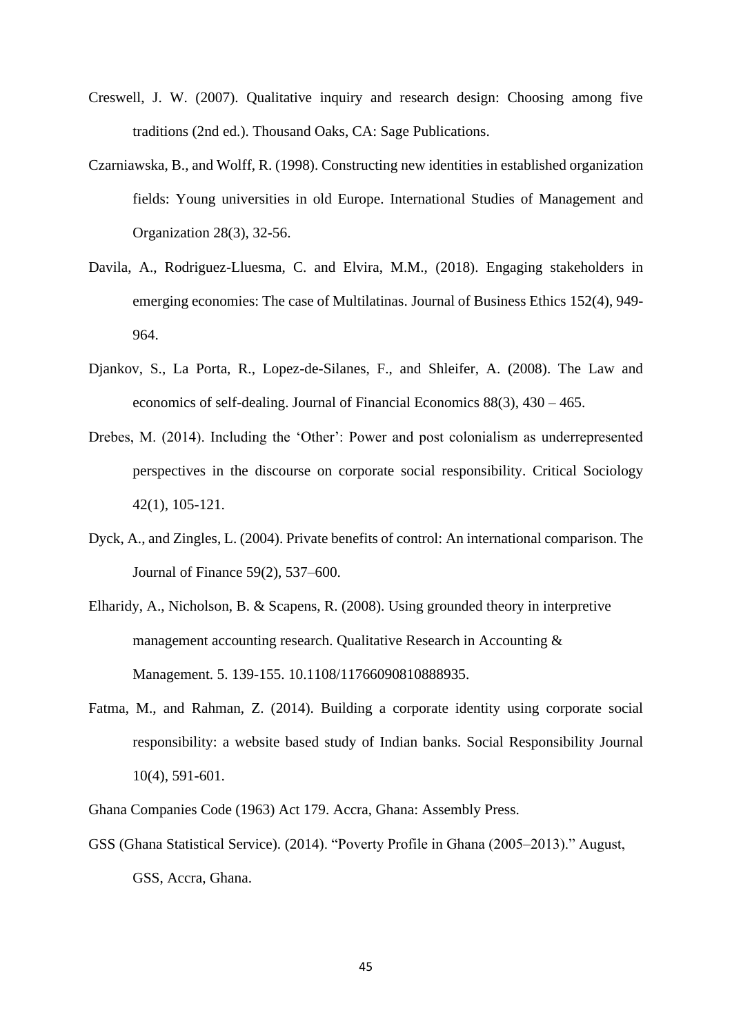Creswell, J. W. (2007). Qualitative inquiry and research design: Choosing among five traditions (2nd ed.). Thousand Oaks, CA: Sage Publications.

Czarniawska, B., and Wolff, R. (1998). Constructing new identities in established organization fields: Young universities in old Europe. International Studies of Management and Organization 28(3), 32-56.

Davila, A., Rodriguez-Lluesma, C. and Elvira, M.M., (2018). Engaging stakeholders in emerging economies: The case of Multilatinas. Journal of Business Ethics 152(4), 949-964.

Djankov, S., La Porta, R., Lopez-de-Silanes, F., and Shleifer, A. (2008). The Law and economics of self-dealing. Journal of Financial Economics 88(3), 430 – 465.

Drebes, M. (2014). Including the 'Other': Power and post colonialism as underrepresented perspectives in the discourse on corporate social responsibility. Critical Sociology 42(1), 105-121.

Dyck, A., and Zingles, L. (2004). Private benefits of control: An international comparison. The Journal of Finance 59(2), 537–600.

Elharidy, A., Nicholson, B. & Scapens, R. (2008). Using grounded theory in interpretive management accounting research. Qualitative Research in Accounting & Management. 5. 139-155. 10.1108/11766090810888935.

Fatma, M., and Rahman, Z. (2014). Building a corporate identity using corporate social responsibility: a website based study of Indian banks. Social Responsibility Journal 10(4), 591-601.

Ghana Companies Code (1963) Act 179. Accra, Ghana: Assembly Press.

GSS (Ghana Statistical Service). (2014). "Poverty Profile in Ghana (2005–2013)." August, GSS, Accra, Ghana.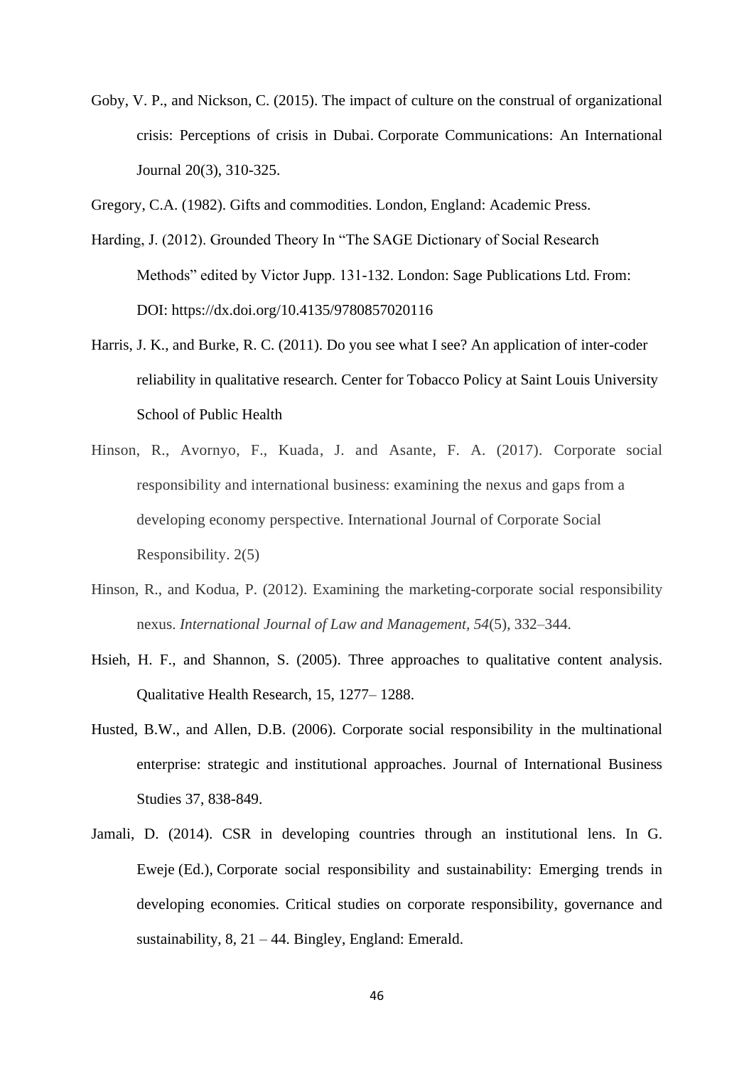Goby, V. P., and Nickson, C. (2015). The impact of culture on the construal of organizational crisis: Perceptions of crisis in Dubai. Corporate Communications: An International Journal 20(3), 310-325.

Gregory, C.A. (1982). Gifts and commodities. London, England: Academic Press.

Harding, J. (2012). Grounded Theory In "The SAGE Dictionary of Social Research Methods" edited by Victor Jupp. 131-132. London: Sage Publications Ltd. From: DOI: https://dx.doi.org/10.4135/9780857020116

Harris, J. K., and Burke, R. C. (2011). Do you see what I see? An application of inter-coder reliability in qualitative research. Center for Tobacco Policy at Saint Louis University School of Public Health

Hinson, R., Avornyo, F., Kuada, J. and Asante, F. A. (2017). Corporate social responsibility and international business: examining the nexus and gaps from a developing economy perspective. International Journal of Corporate Social Responsibility. 2(5)

Hinson, R., and Kodua, P. (2012). Examining the marketing-corporate social responsibility nexus. *International Journal of Law and Management, 54*(5), 332–344.

Hsieh, H. F., and Shannon, S. (2005). Three approaches to qualitative content analysis. Qualitative Health Research, 15, 1277– 1288.

Husted, B.W., and Allen, D.B. (2006). Corporate social responsibility in the multinational enterprise: strategic and institutional approaches. Journal of International Business Studies 37, 838-849.

Jamali, D. (2014). CSR in developing countries through an institutional lens. In G. Eweje (Ed.), Corporate social responsibility and sustainability: Emerging trends in developing economies. Critical studies on corporate responsibility, governance and sustainability, 8, 21 – 44. Bingley, England: Emerald.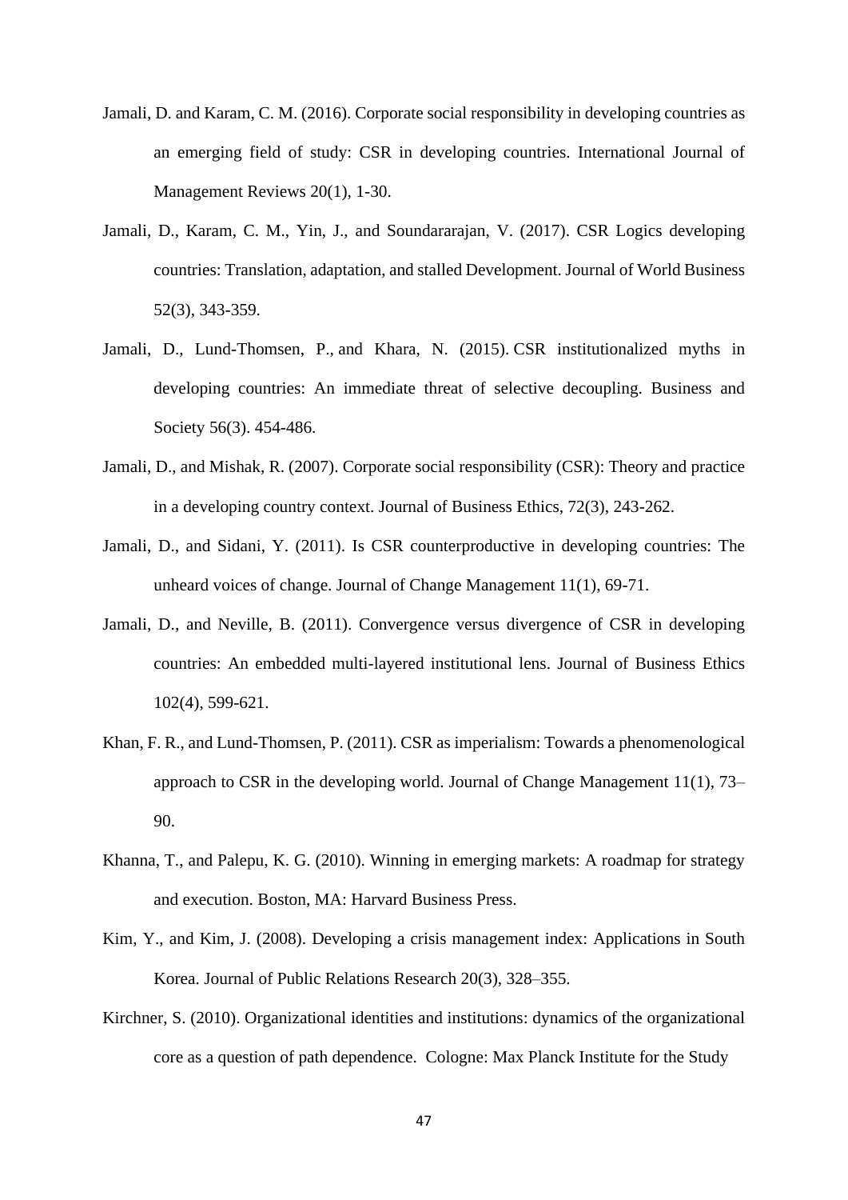Jamali, D. and Karam, C. M. (2016). Corporate social responsibility in developing countries as an emerging field of study: CSR in developing countries. International Journal of Management Reviews 20(1), 1-30.

Jamali, D., Karam, C. M., Yin, J., and Soundararajan, V. (2017). CSR Logics developing countries: Translation, adaptation, and stalled Development. Journal of World Business 52(3), 343-359.

Jamali, D., Lund-Thomsen, P., and Khara, N. (2015). CSR institutionalized myths in developing countries: An immediate threat of selective decoupling. Business and Society 56(3). 454-486.

Jamali, D., and Mishak, R. (2007). Corporate social responsibility (CSR): Theory and practice in a developing country context. Journal of Business Ethics, 72(3), 243-262.

Jamali, D., and Sidani, Y. (2011). Is CSR counterproductive in developing countries: The unheard voices of change. Journal of Change Management 11(1), 69-71.

Jamali, D., and Neville, B. (2011). Convergence versus divergence of CSR in developing countries: An embedded multi-layered institutional lens. Journal of Business Ethics 102(4), 599-621.

Khan, F. R., and Lund-Thomsen, P. (2011). CSR as imperialism: Towards a phenomenological approach to CSR in the developing world. Journal of Change Management 11(1), 73–90.

Khanna, T., and Palepu, K. G. (2010). Winning in emerging markets: A roadmap for strategy and execution. Boston, MA: Harvard Business Press.

Kim, Y., and Kim, J. (2008). Developing a crisis management index: Applications in South Korea. Journal of Public Relations Research 20(3), 328–355.

Kirchner, S. (2010). Organizational identities and institutions: dynamics of the organizational core as a question of path dependence. Cologne: Max Planck Institute for the Study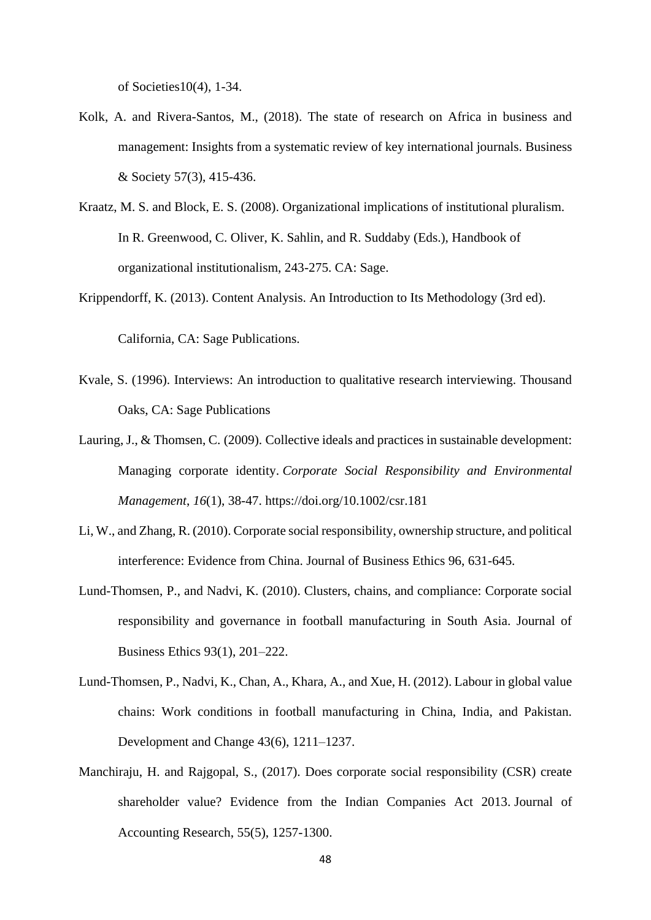of Societies10(4), 1-34.

Kolk, A. and Rivera-Santos, M., (2018). The state of research on Africa in business and management: Insights from a systematic review of key international journals. Business & Society 57(3), 415-436.

Kraatz, M. S. and Block, E. S. (2008). Organizational implications of institutional pluralism. In R. Greenwood, C. Oliver, K. Sahlin, and R. Suddaby (Eds.), Handbook of organizational institutionalism, 243-275. CA: Sage.

Krippendorff, K. (2013). Content Analysis. An Introduction to Its Methodology (3rd ed). California, CA: Sage Publications.

Kvale, S. (1996). Interviews: An introduction to qualitative research interviewing. Thousand Oaks, CA: Sage Publications

Lauring, J., & Thomsen, C. (2009). Collective ideals and practices in sustainable development: Managing corporate identity. *Corporate Social Responsibility and Environmental Management*, *16*(1), 38-47. https://doi.org/10.1002/csr.181

Li, W., and Zhang, R. (2010). Corporate social responsibility, ownership structure, and political interference: Evidence from China. Journal of Business Ethics 96, 631-645.

Lund-Thomsen, P., and Nadvi, K. (2010). Clusters, chains, and compliance: Corporate social responsibility and governance in football manufacturing in South Asia. Journal of Business Ethics 93(1), 201–222.

Lund-Thomsen, P., Nadvi, K., Chan, A., Khara, A., and Xue, H. (2012). Labour in global value chains: Work conditions in football manufacturing in China, India, and Pakistan. Development and Change 43(6), 1211–1237.

Manchiraju, H. and Rajgopal, S., (2017). Does corporate social responsibility (CSR) create shareholder value? Evidence from the Indian Companies Act 2013. Journal of Accounting Research, 55(5), 1257-1300.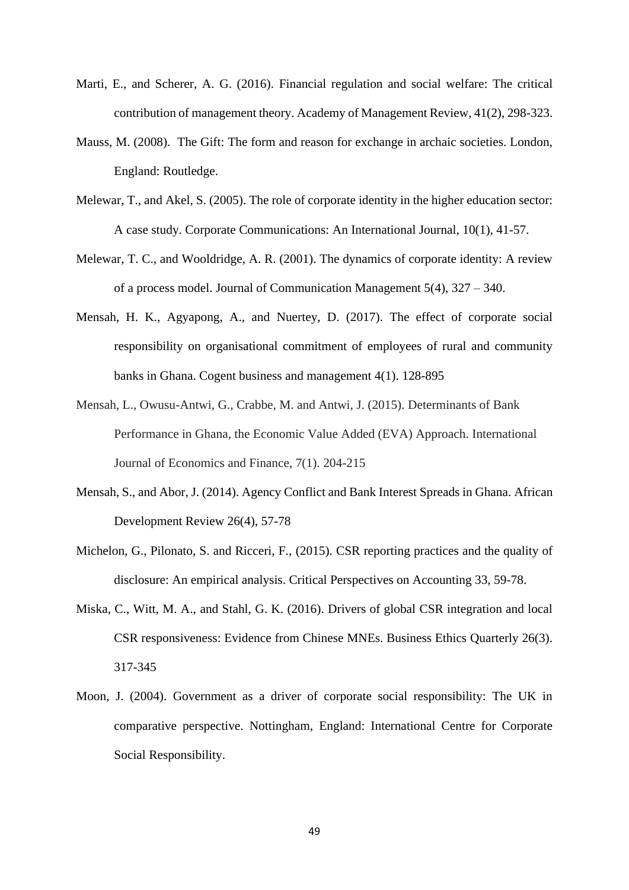Marti, E., and Scherer, A. G. (2016). Financial regulation and social welfare: The critical contribution of management theory. Academy of Management Review, 41(2), 298-323.

Mauss, M. (2008). The Gift: The form and reason for exchange in archaic societies. London, England: Routledge.

Melewar, T., and Akel, S. (2005). The role of corporate identity in the higher education sector: A case study. Corporate Communications: An International Journal, 10(1), 41-57.

Melewar, T. C., and Wooldridge, A. R. (2001). The dynamics of corporate identity: A review of a process model. Journal of Communication Management 5(4), 327 – 340.

Mensah, H. K., Agyapong, A., and Nuertey, D. (2017). The effect of corporate social responsibility on organisational commitment of employees of rural and community banks in Ghana. Cogent business and management 4(1). 128-895

Mensah, L., Owusu-Antwi, G., Crabbe, M. and Antwi, J. (2015). Determinants of Bank Performance in Ghana, the Economic Value Added (EVA) Approach. International Journal of Economics and Finance, 7(1). 204-215

Mensah, S., and Abor, J. (2014). Agency Conflict and Bank Interest Spreads in Ghana. African Development Review 26(4), 57-78

Michelon, G., Pilonato, S. and Ricceri, F., (2015). CSR reporting practices and the quality of disclosure: An empirical analysis. Critical Perspectives on Accounting 33, 59-78.

Miska, C., Witt, M. A., and Stahl, G. K. (2016). Drivers of global CSR integration and local CSR responsiveness: Evidence from Chinese MNEs. Business Ethics Quarterly 26(3). 317-345

Moon, J. (2004). Government as a driver of corporate social responsibility: The UK in comparative perspective. Nottingham, England: International Centre for Corporate Social Responsibility.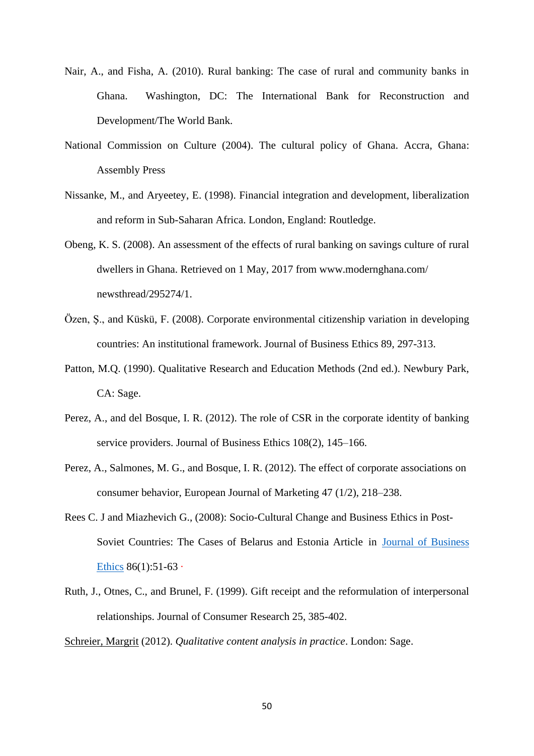Nair, A., and Fisha, A. (2010). Rural banking: The case of rural and community banks in Ghana. Washington, DC: The International Bank for Reconstruction and Development/The World Bank.

National Commission on Culture (2004). The cultural policy of Ghana. Accra, Ghana: Assembly Press

Nissanke, M., and Aryeetey, E. (1998). Financial integration and development, liberalization and reform in Sub-Saharan Africa. London, England: Routledge.

Obeng, K. S. (2008). An assessment of the effects of rural banking on savings culture of rural dwellers in Ghana. Retrieved on 1 May, 2017 from www.modernghana.com/newsthread/295274/1.

Özen, Ş., and Küskü, F. (2008). Corporate environmental citizenship variation in developing countries: An institutional framework. Journal of Business Ethics 89, 297-313.

Patton, M.Q. (1990). Qualitative Research and Education Methods (2nd ed.). Newbury Park, CA: Sage.

Perez, A., and del Bosque, I. R. (2012). The role of CSR in the corporate identity of banking service providers. Journal of Business Ethics 108(2), 145–166.

Perez, A., Salmones, M. G., and Bosque, I. R. (2012). The effect of corporate associations on consumer behavior, European Journal of Marketing 47 (1/2), 218–238.

Rees C. J and Miazhevich G., (2008): Socio-Cultural Change and Business Ethics in Post-Soviet Countries: The Cases of Belarus and Estonia Article in Journal of Business Ethics 86(1):51-63 ·

Ruth, J., Otnes, C., and Brunel, F. (1999). Gift receipt and the reformulation of interpersonal relationships. Journal of Consumer Research 25, 385-402.

Schreier, Margrit (2012). *Qualitative content analysis in practice*. London: Sage.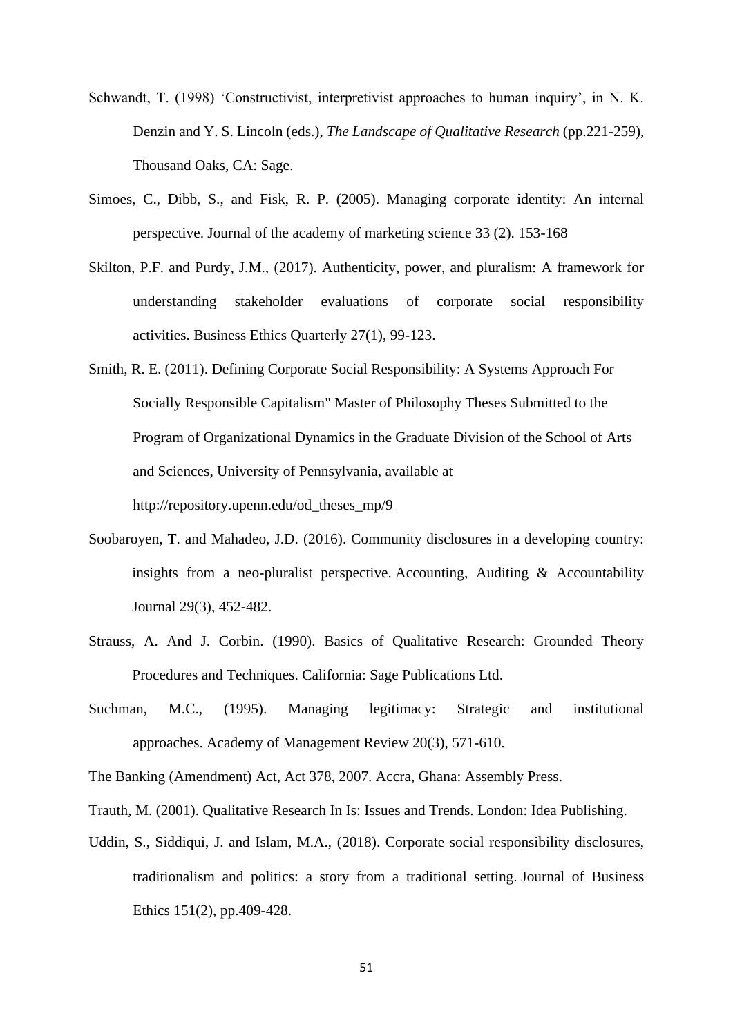Schwandt, T. (1998) 'Constructivist, interpretivist approaches to human inquiry', in N. K. Denzin and Y. S. Lincoln (eds.), *The Landscape of Qualitative Research* (pp.221-259), Thousand Oaks, CA: Sage.

Simoes, C., Dibb, S., and Fisk, R. P. (2005). Managing corporate identity: An internal perspective. Journal of the academy of marketing science 33 (2). 153-168

Skilton, P.F. and Purdy, J.M., (2017). Authenticity, power, and pluralism: A framework for understanding stakeholder evaluations of corporate social responsibility activities. Business Ethics Quarterly 27(1), 99-123.

Smith, R. E. (2011). Defining Corporate Social Responsibility: A Systems Approach For Socially Responsible Capitalism" Master of Philosophy Theses Submitted to the Program of Organizational Dynamics in the Graduate Division of the School of Arts and Sciences, University of Pennsylvania, available at http://repository.upenn.edu/od_theses_mp/9

Soobaroyen, T. and Mahadeo, J.D. (2016). Community disclosures in a developing country: insights from a neo-pluralist perspective. Accounting, Auditing & Accountability Journal 29(3), 452-482.

Strauss, A. And J. Corbin. (1990). Basics of Qualitative Research: Grounded Theory Procedures and Techniques. California: Sage Publications Ltd.

Suchman, M.C., (1995). Managing legitimacy: Strategic and institutional approaches. Academy of Management Review 20(3), 571-610.

The Banking (Amendment) Act, Act 378, 2007. Accra, Ghana: Assembly Press.

Trauth, M. (2001). Qualitative Research In Is: Issues and Trends. London: Idea Publishing.

Uddin, S., Siddiqui, J. and Islam, M.A., (2018). Corporate social responsibility disclosures, traditionalism and politics: a story from a traditional setting. Journal of Business Ethics 151(2), pp.409-428.